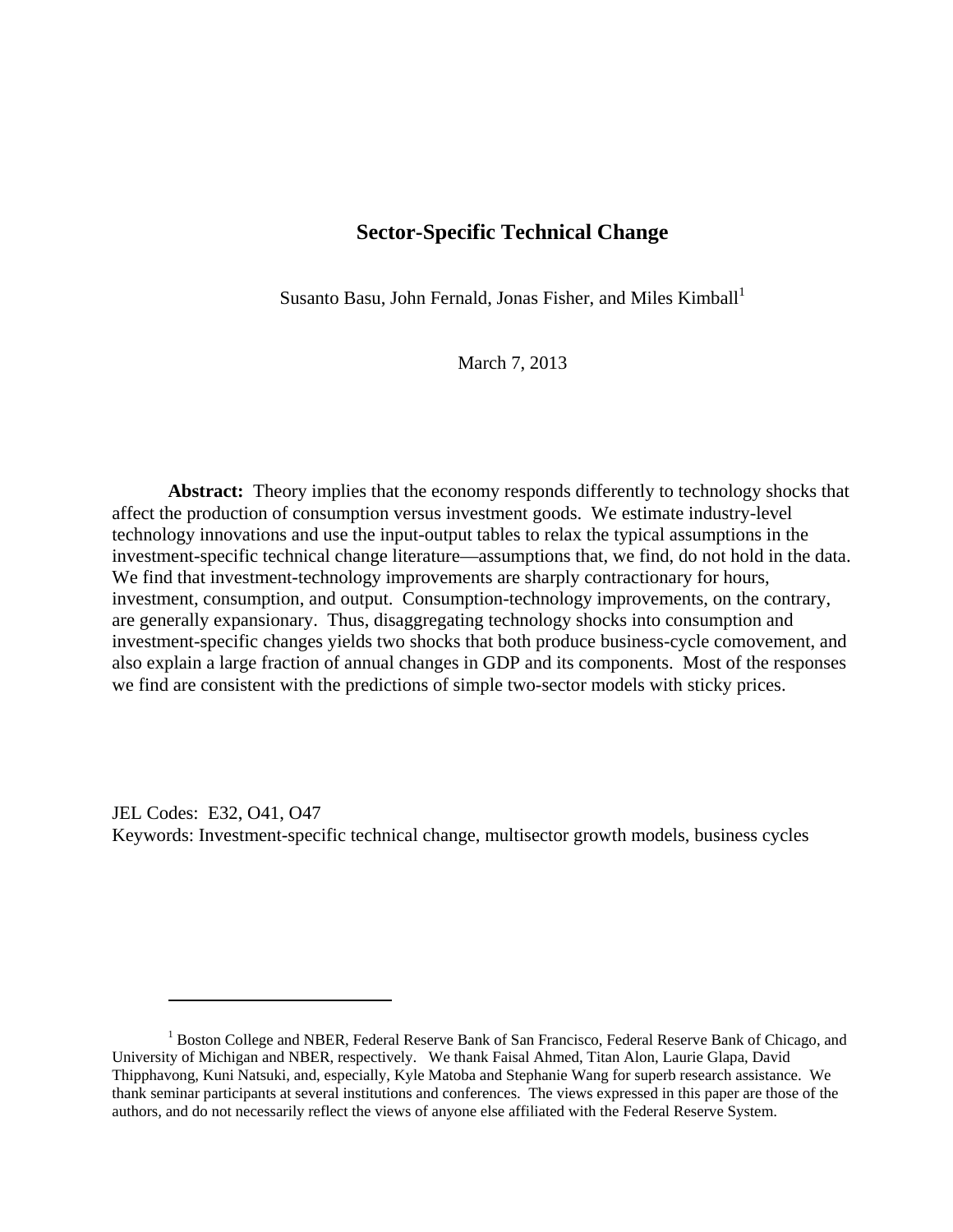# Sector-Specific Technical Change

Susanto Basu, John Fernald, Jonas Fisher, and Miles Kimball[1]

March 7, 2013

**Abstract:** Theory implies that the economy responds differently to technology shocks that affect the production of consumption versus investment goods. We estimate industry-level technology innovations and use the input-output tables to relax the typical assumptions in the investment-specific technical change literature—assumptions that, we find, do not hold in the data. We find that investment-technology improvements are sharply contractionary for hours, investment, consumption, and output. Consumption-technology improvements, on the contrary, are generally expansionary. Thus, disaggregating technology shocks into consumption and investment-specific changes yields two shocks that both produce business-cycle comovement, and also explain a large fraction of annual changes in GDP and its components. Most of the responses we find are consistent with the predictions of simple two-sector models with sticky prices.

JEL Codes: E32, O41, O47

Keywords: Investment-specific technical change, multisector growth models, business cycles

[1] Boston College and NBER, Federal Reserve Bank of San Francisco, Federal Reserve Bank of Chicago, and University of Michigan and NBER, respectively. We thank Faisal Ahmed, Titan Alon, Laurie Glapa, David Thipphavong, Kuni Natsuki, and, especially, Kyle Matoba and Stephanie Wang for superb research assistance. We thank seminar participants at several institutions and conferences. The views expressed in this paper are those of the authors, and do not necessarily reflect the views of anyone else affiliated with the Federal Reserve System.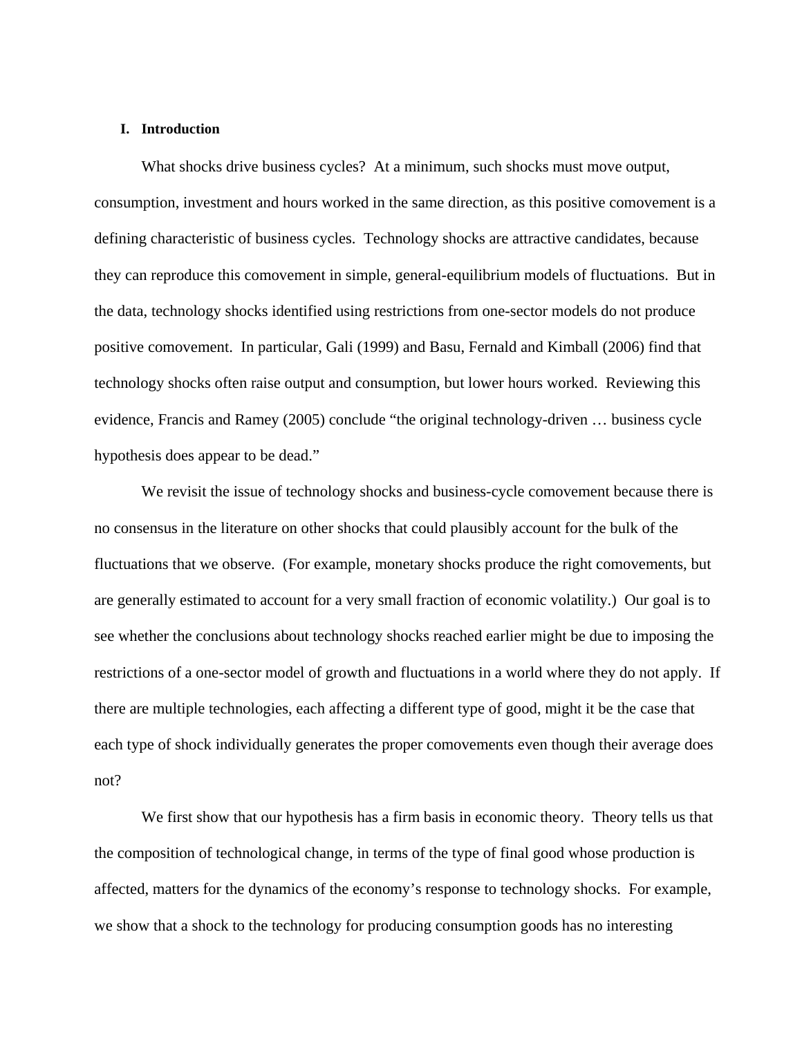## I. Introduction

What shocks drive business cycles? At a minimum, such shocks must move output, consumption, investment and hours worked in the same direction, as this positive comovement is a defining characteristic of business cycles. Technology shocks are attractive candidates, because they can reproduce this comovement in simple, general-equilibrium models of fluctuations. But in the data, technology shocks identified using restrictions from one-sector models do not produce positive comovement. In particular, Gali (1999) and Basu, Fernald and Kimball (2006) find that technology shocks often raise output and consumption, but lower hours worked. Reviewing this evidence, Francis and Ramey (2005) conclude "the original technology-driven … business cycle hypothesis does appear to be dead."

We revisit the issue of technology shocks and business-cycle comovement because there is no consensus in the literature on other shocks that could plausibly account for the bulk of the fluctuations that we observe. (For example, monetary shocks produce the right comovements, but are generally estimated to account for a very small fraction of economic volatility.) Our goal is to see whether the conclusions about technology shocks reached earlier might be due to imposing the restrictions of a one-sector model of growth and fluctuations in a world where they do not apply. If there are multiple technologies, each affecting a different type of good, might it be the case that each type of shock individually generates the proper comovements even though their average does not?

We first show that our hypothesis has a firm basis in economic theory. Theory tells us that the composition of technological change, in terms of the type of final good whose production is affected, matters for the dynamics of the economy's response to technology shocks. For example, we show that a shock to the technology for producing consumption goods has no interesting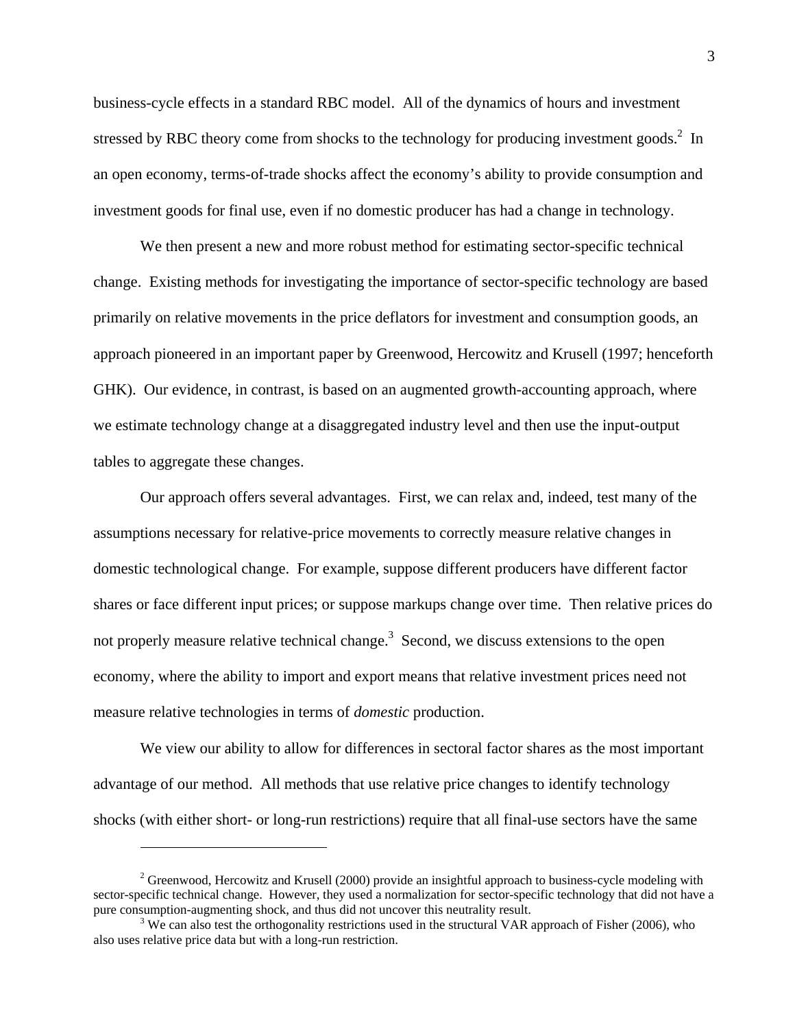business-cycle effects in a standard RBC model. All of the dynamics of hours and investment stressed by RBC theory come from shocks to the technology for producing investment goods.[2] In an open economy, terms-of-trade shocks affect the economy's ability to provide consumption and investment goods for final use, even if no domestic producer has had a change in technology.

We then present a new and more robust method for estimating sector-specific technical change. Existing methods for investigating the importance of sector-specific technology are based primarily on relative movements in the price deflators for investment and consumption goods, an approach pioneered in an important paper by Greenwood, Hercowitz and Krusell (1997; henceforth GHK). Our evidence, in contrast, is based on an augmented growth-accounting approach, where we estimate technology change at a disaggregated industry level and then use the input-output tables to aggregate these changes.

Our approach offers several advantages. First, we can relax and, indeed, test many of the assumptions necessary for relative-price movements to correctly measure relative changes in domestic technological change. For example, suppose different producers have different factor shares or face different input prices; or suppose markups change over time. Then relative prices do not properly measure relative technical change.[3] Second, we discuss extensions to the open economy, where the ability to import and export means that relative investment prices need not measure relative technologies in terms of *domestic* production.

We view our ability to allow for differences in sectoral factor shares as the most important advantage of our method. All methods that use relative price changes to identify technology shocks (with either short- or long-run restrictions) require that all final-use sectors have the same

---

[2] Greenwood, Hercowitz and Krusell (2000) provide an insightful approach to business-cycle modeling with sector-specific technical change. However, they used a normalization for sector-specific technology that did not have a pure consumption-augmenting shock, and thus did not uncover this neutrality result.

[3] We can also test the orthogonality restrictions used in the structural VAR approach of Fisher (2006), who also uses relative price data but with a long-run restriction.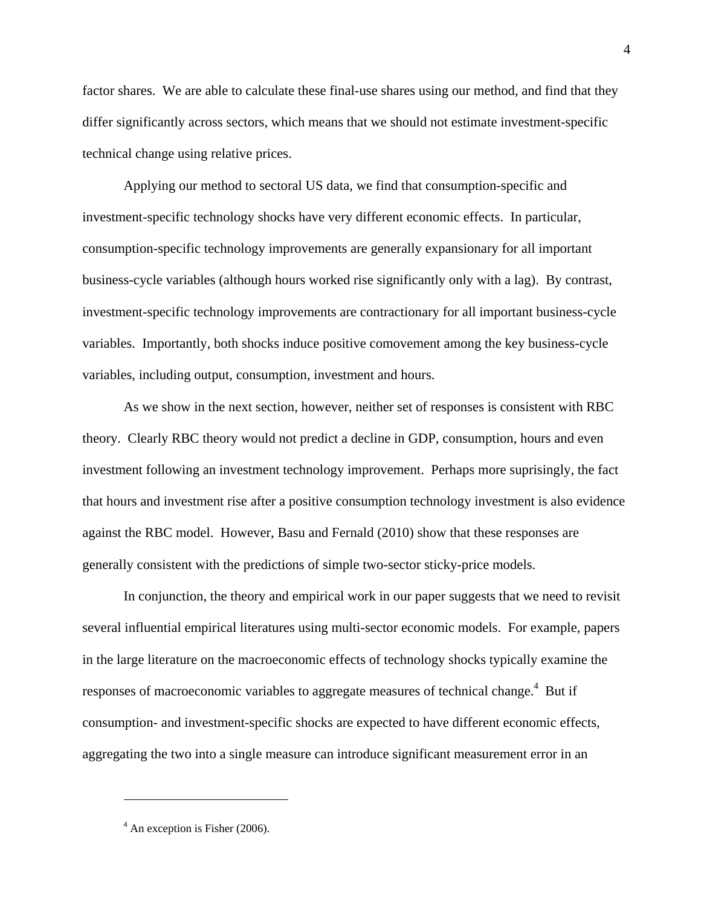factor shares. We are able to calculate these final-use shares using our method, and find that they differ significantly across sectors, which means that we should not estimate investment-specific technical change using relative prices.

Applying our method to sectoral US data, we find that consumption-specific and investment-specific technology shocks have very different economic effects. In particular, consumption-specific technology improvements are generally expansionary for all important business-cycle variables (although hours worked rise significantly only with a lag). By contrast, investment-specific technology improvements are contractionary for all important business-cycle variables. Importantly, both shocks induce positive comovement among the key business-cycle variables, including output, consumption, investment and hours.

As we show in the next section, however, neither set of responses is consistent with RBC theory. Clearly RBC theory would not predict a decline in GDP, consumption, hours and even investment following an investment technology improvement. Perhaps more suprisingly, the fact that hours and investment rise after a positive consumption technology investment is also evidence against the RBC model. However, Basu and Fernald (2010) show that these responses are generally consistent with the predictions of simple two-sector sticky-price models.

In conjunction, the theory and empirical work in our paper suggests that we need to revisit several influential empirical literatures using multi-sector economic models. For example, papers in the large literature on the macroeconomic effects of technology shocks typically examine the responses of macroeconomic variables to aggregate measures of technical change.[4] But if consumption- and investment-specific shocks are expected to have different economic effects, aggregating the two into a single measure can introduce significant measurement error in an

[4] An exception is Fisher (2006).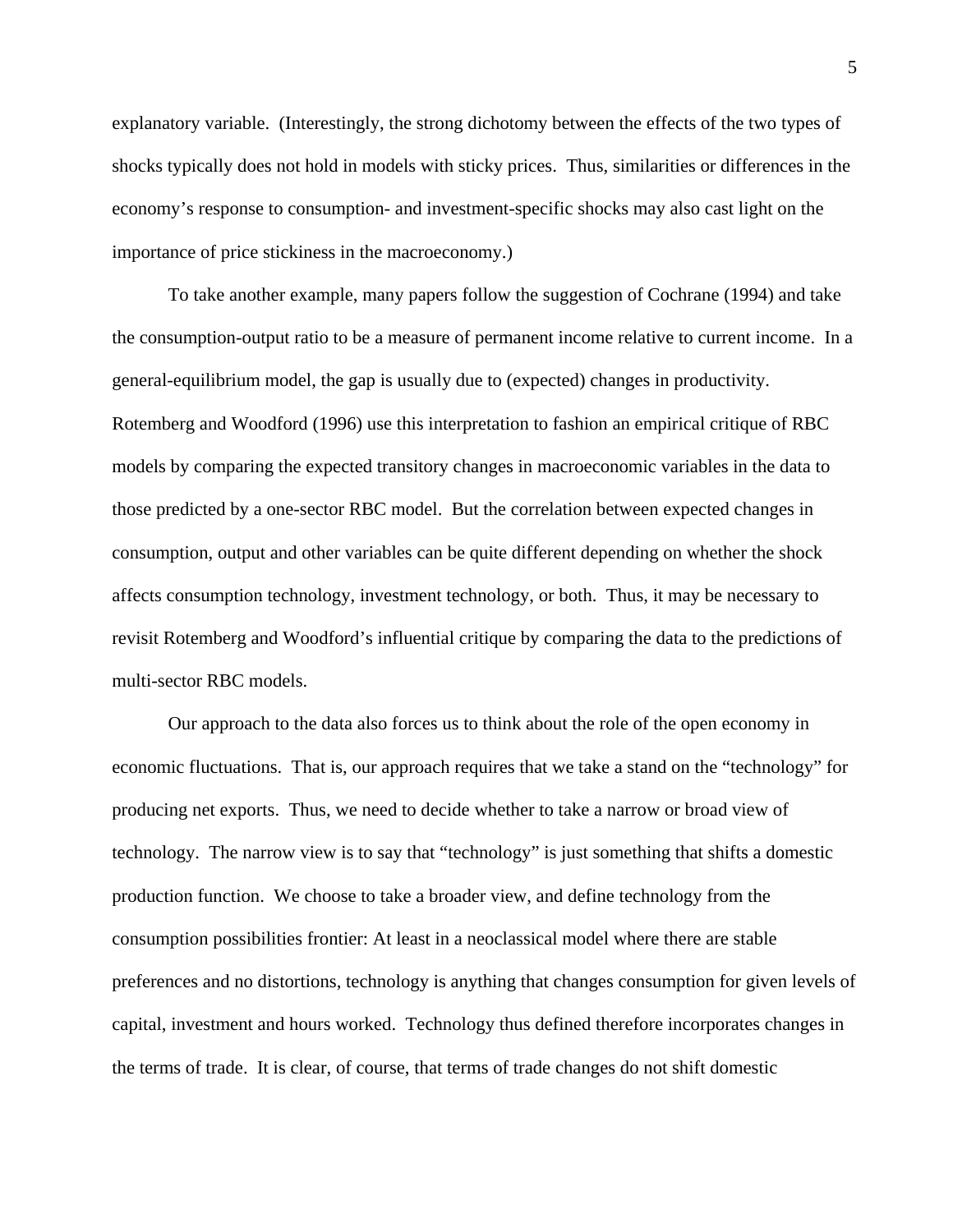explanatory variable. (Interestingly, the strong dichotomy between the effects of the two types of shocks typically does not hold in models with sticky prices. Thus, similarities or differences in the economy's response to consumption- and investment-specific shocks may also cast light on the importance of price stickiness in the macroeconomy.)

To take another example, many papers follow the suggestion of Cochrane (1994) and take the consumption-output ratio to be a measure of permanent income relative to current income. In a general-equilibrium model, the gap is usually due to (expected) changes in productivity. Rotemberg and Woodford (1996) use this interpretation to fashion an empirical critique of RBC models by comparing the expected transitory changes in macroeconomic variables in the data to those predicted by a one-sector RBC model. But the correlation between expected changes in consumption, output and other variables can be quite different depending on whether the shock affects consumption technology, investment technology, or both. Thus, it may be necessary to revisit Rotemberg and Woodford's influential critique by comparing the data to the predictions of multi-sector RBC models.

Our approach to the data also forces us to think about the role of the open economy in economic fluctuations. That is, our approach requires that we take a stand on the "technology" for producing net exports. Thus, we need to decide whether to take a narrow or broad view of technology. The narrow view is to say that "technology" is just something that shifts a domestic production function. We choose to take a broader view, and define technology from the consumption possibilities frontier: At least in a neoclassical model where there are stable preferences and no distortions, technology is anything that changes consumption for given levels of capital, investment and hours worked. Technology thus defined therefore incorporates changes in the terms of trade. It is clear, of course, that terms of trade changes do not shift domestic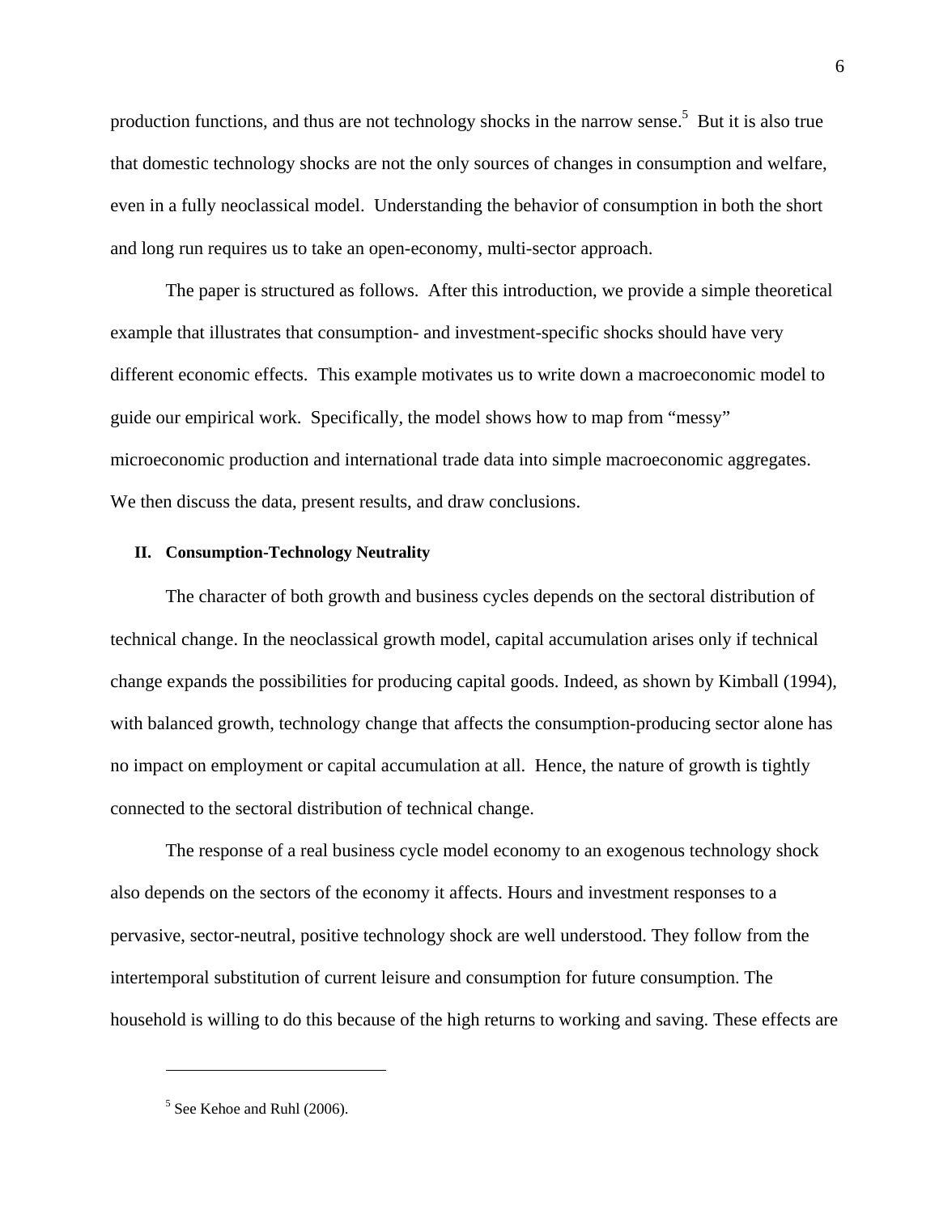production functions, and thus are not technology shocks in the narrow sense.[5] But it is also true that domestic technology shocks are not the only sources of changes in consumption and welfare, even in a fully neoclassical model. Understanding the behavior of consumption in both the short and long run requires us to take an open-economy, multi-sector approach.

The paper is structured as follows. After this introduction, we provide a simple theoretical example that illustrates that consumption- and investment-specific shocks should have very different economic effects. This example motivates us to write down a macroeconomic model to guide our empirical work. Specifically, the model shows how to map from "messy" microeconomic production and international trade data into simple macroeconomic aggregates. We then discuss the data, present results, and draw conclusions.

## II. Consumption-Technology Neutrality

The character of both growth and business cycles depends on the sectoral distribution of technical change. In the neoclassical growth model, capital accumulation arises only if technical change expands the possibilities for producing capital goods. Indeed, as shown by Kimball (1994), with balanced growth, technology change that affects the consumption-producing sector alone has no impact on employment or capital accumulation at all. Hence, the nature of growth is tightly connected to the sectoral distribution of technical change.

The response of a real business cycle model economy to an exogenous technology shock also depends on the sectors of the economy it affects. Hours and investment responses to a pervasive, sector-neutral, positive technology shock are well understood. They follow from the intertemporal substitution of current leisure and consumption for future consumption. The household is willing to do this because of the high returns to working and saving. These effects are

[5] See Kehoe and Ruhl (2006).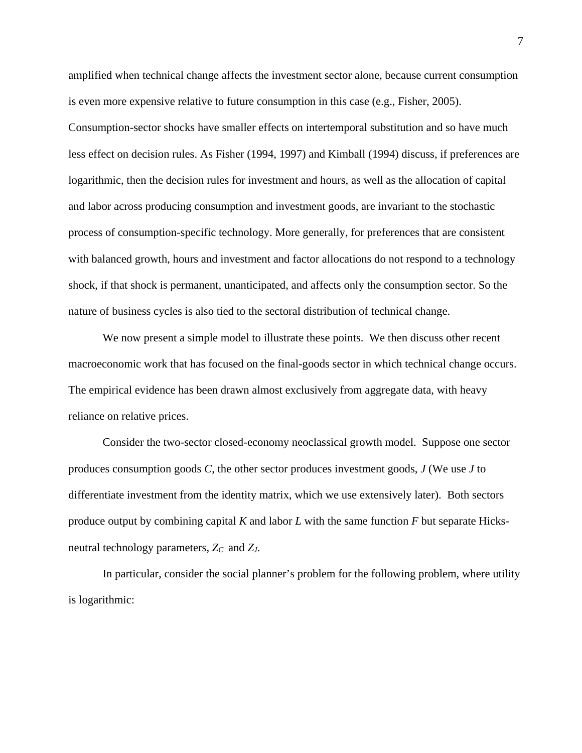amplified when technical change affects the investment sector alone, because current consumption is even more expensive relative to future consumption in this case (e.g., Fisher, 2005). Consumption-sector shocks have smaller effects on intertemporal substitution and so have much less effect on decision rules. As Fisher (1994, 1997) and Kimball (1994) discuss, if preferences are logarithmic, then the decision rules for investment and hours, as well as the allocation of capital and labor across producing consumption and investment goods, are invariant to the stochastic process of consumption-specific technology. More generally, for preferences that are consistent with balanced growth, hours and investment and factor allocations do not respond to a technology shock, if that shock is permanent, unanticipated, and affects only the consumption sector. So the nature of business cycles is also tied to the sectoral distribution of technical change.

We now present a simple model to illustrate these points. We then discuss other recent macroeconomic work that has focused on the final-goods sector in which technical change occurs. The empirical evidence has been drawn almost exclusively from aggregate data, with heavy reliance on relative prices.

Consider the two-sector closed-economy neoclassical growth model. Suppose one sector produces consumption goods $C$, the other sector produces investment goods, $J$ (We use $J$ to differentiate investment from the identity matrix, which we use extensively later). Both sectors produce output by combining capital $K$ and labor $L$ with the same function $F$ but separate Hicks-neutral technology parameters, $Z_C$ and $Z_J$.

In particular, consider the social planner's problem for the following problem, where utility is logarithmic: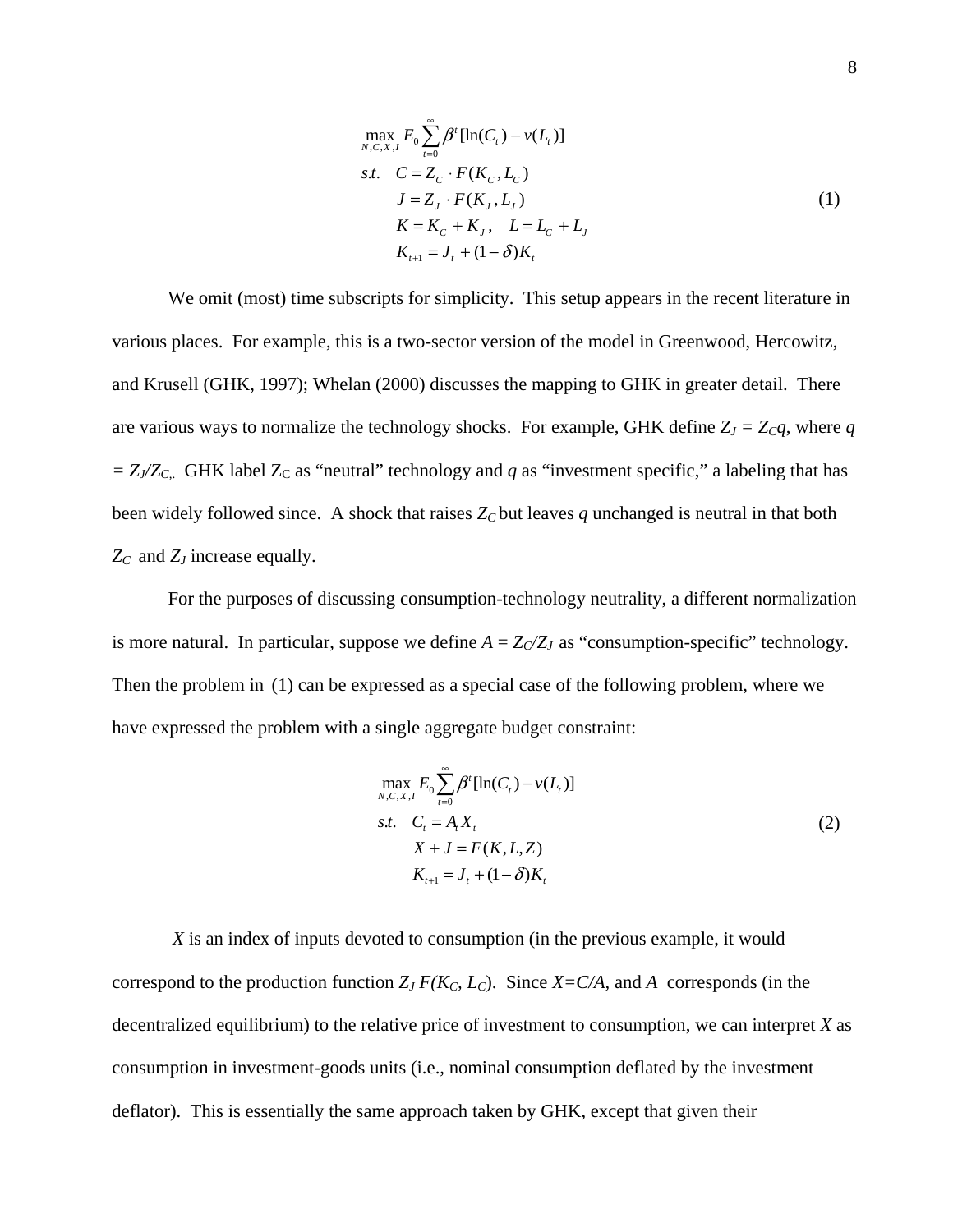$$
\begin{aligned}
&\max_{N,C,X,I} E_0 \sum_{t=0}^{\infty} \beta^t [\ln(C_t) - v(L_t)] \\
&s.t. \quad C = Z_C \cdot F(K_C, L_C) \\
&\qquad J = Z_J \cdot F(K_J, L_J) \\
&\qquad K = K_C + K_J, \quad L = L_C + L_J \\
&\qquad K_{t+1} = J_t + (1-\delta)K_t
\end{aligned} \tag{1}
$$

We omit (most) time subscripts for simplicity. This setup appears in the recent literature in various places. For example, this is a two-sector version of the model in Greenwood, Hercowitz, and Krusell (GHK, 1997); Whelan (2000) discusses the mapping to GHK in greater detail. There are various ways to normalize the technology shocks. For example, GHK define $Z_J = Z_C q$, where $q = Z_J/Z_C$. GHK label $Z_C$ as "neutral" technology and $q$ as "investment specific," a labeling that has been widely followed since. A shock that raises $Z_C$ but leaves $q$ unchanged is neutral in that both $Z_C$ and $Z_J$ increase equally.

For the purposes of discussing consumption-technology neutrality, a different normalization is more natural. In particular, suppose we define $A = Z_C/Z_J$ as "consumption-specific" technology. Then the problem in (1) can be expressed as a special case of the following problem, where we have expressed the problem with a single aggregate budget constraint:

$$
\begin{aligned}
&\max_{N,C,X,I} E_0 \sum_{t=0}^{\infty} \beta^t [\ln(C_t) - v(L_t)] \\
&s.t. \quad C_t = A_t X_t \\
&\qquad X + J = F(K, L, Z) \\
&\qquad K_{t+1} = J_t + (1-\delta)K_t
\end{aligned} \tag{2}
$$

$X$ is an index of inputs devoted to consumption (in the previous example, it would correspond to the production function $Z_J F(K_C, L_C)$. Since $X=C/A$, and $A$ corresponds (in the decentralized equilibrium) to the relative price of investment to consumption, we can interpret $X$ as consumption in investment-goods units (i.e., nominal consumption deflated by the investment deflator). This is essentially the same approach taken by GHK, except that given their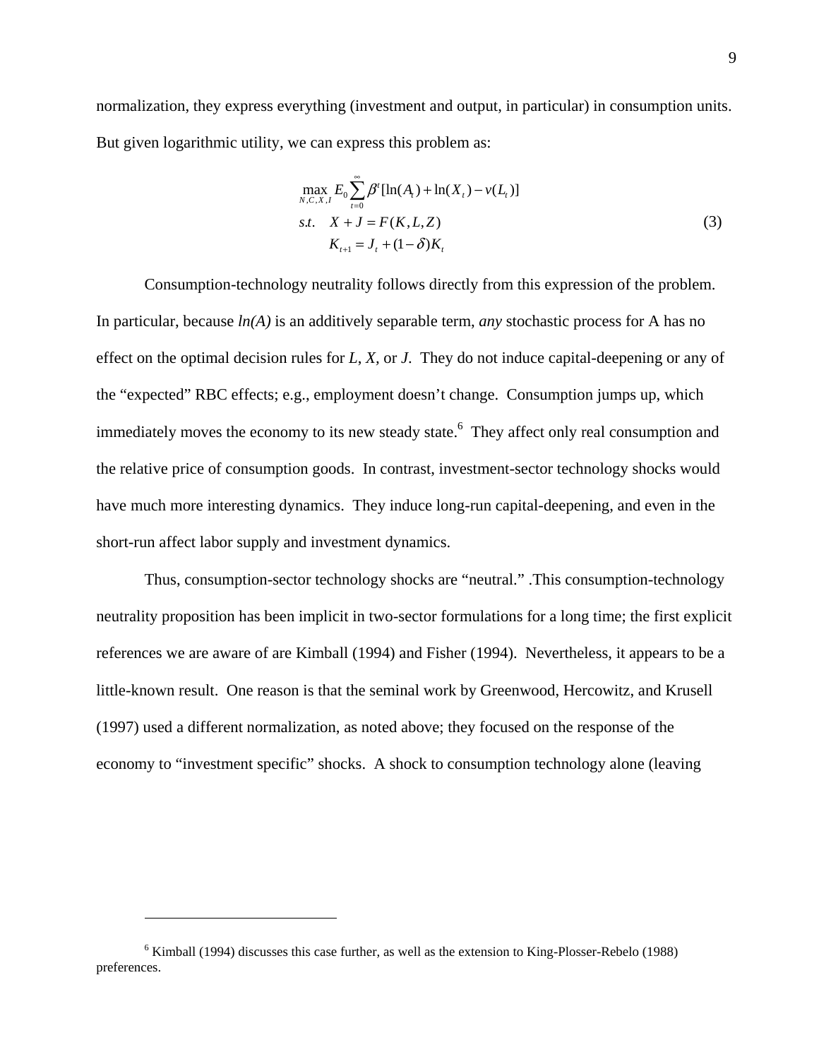normalization, they express everything (investment and output, in particular) in consumption units. But given logarithmic utility, we can express this problem as:

$$
\begin{aligned}
&\max_{N,C,X,I} E_0 \sum_{t=0}^{\infty} \beta^t [\ln(A_t) + \ln(X_t) - v(L_t)] \\
&s.t. \quad X + J = F(K, L, Z) \\
&\qquad K_{t+1} = J_t + (1-\delta) K_t
\end{aligned}
\tag{3}
$$

Consumption-technology neutrality follows directly from this expression of the problem. In particular, because *ln(A)* is an additively separable term, *any* stochastic process for A has no effect on the optimal decision rules for *L*, *X*, or *J*. They do not induce capital-deepening or any of the "expected" RBC effects; e.g., employment doesn't change. Consumption jumps up, which immediately moves the economy to its new steady state.[6] They affect only real consumption and the relative price of consumption goods. In contrast, investment-sector technology shocks would have much more interesting dynamics. They induce long-run capital-deepening, and even in the short-run affect labor supply and investment dynamics.

Thus, consumption-sector technology shocks are "neutral." .This consumption-technology neutrality proposition has been implicit in two-sector formulations for a long time; the first explicit references we are aware of are Kimball (1994) and Fisher (1994). Nevertheless, it appears to be a little-known result. One reason is that the seminal work by Greenwood, Hercowitz, and Krusell (1997) used a different normalization, as noted above; they focused on the response of the economy to "investment specific" shocks. A shock to consumption technology alone (leaving

[6] Kimball (1994) discusses this case further, as well as the extension to King-Plosser-Rebelo (1988) preferences.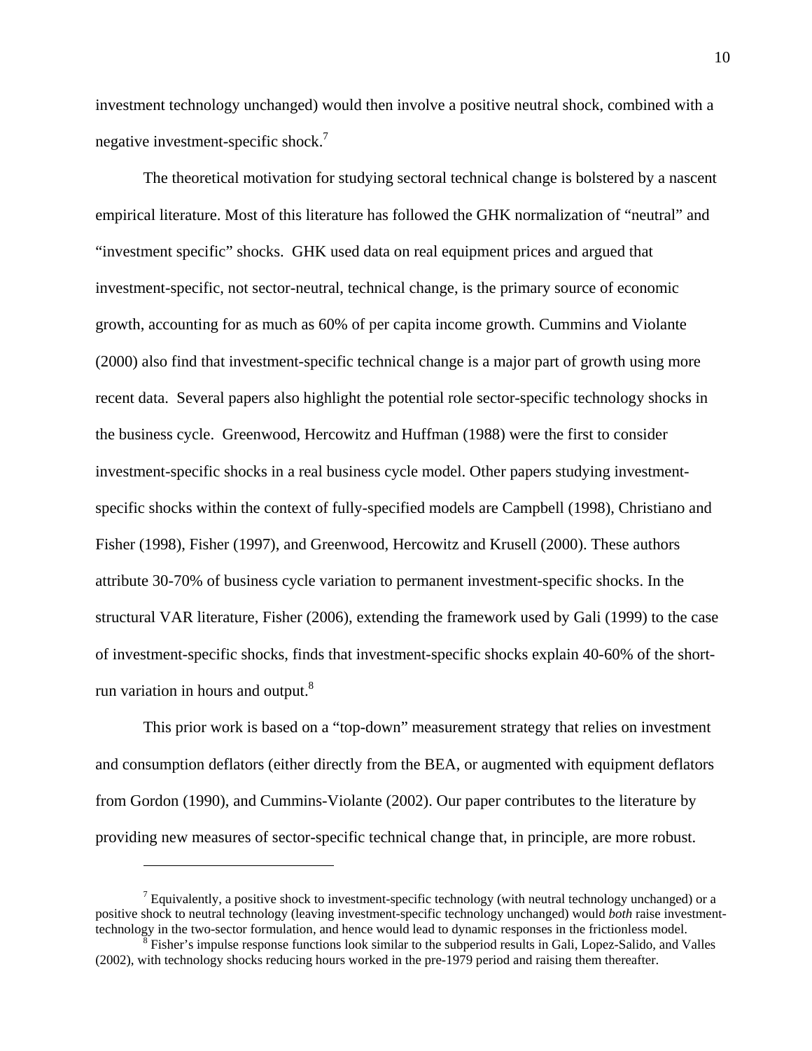investment technology unchanged) would then involve a positive neutral shock, combined with a negative investment-specific shock.[7]

The theoretical motivation for studying sectoral technical change is bolstered by a nascent empirical literature. Most of this literature has followed the GHK normalization of "neutral" and "investment specific" shocks. GHK used data on real equipment prices and argued that investment-specific, not sector-neutral, technical change, is the primary source of economic growth, accounting for as much as 60% of per capita income growth. Cummins and Violante (2000) also find that investment-specific technical change is a major part of growth using more recent data. Several papers also highlight the potential role sector-specific technology shocks in the business cycle. Greenwood, Hercowitz and Huffman (1988) were the first to consider investment-specific shocks in a real business cycle model. Other papers studying investment-specific shocks within the context of fully-specified models are Campbell (1998), Christiano and Fisher (1998), Fisher (1997), and Greenwood, Hercowitz and Krusell (2000). These authors attribute 30-70% of business cycle variation to permanent investment-specific shocks. In the structural VAR literature, Fisher (2006), extending the framework used by Gali (1999) to the case of investment-specific shocks, finds that investment-specific shocks explain 40-60% of the short-run variation in hours and output.[8]

This prior work is based on a "top-down" measurement strategy that relies on investment and consumption deflators (either directly from the BEA, or augmented with equipment deflators from Gordon (1990), and Cummins-Violante (2002). Our paper contributes to the literature by providing new measures of sector-specific technical change that, in principle, are more robust.

---

[7] Equivalently, a positive shock to investment-specific technology (with neutral technology unchanged) or a positive shock to neutral technology (leaving investment-specific technology unchanged) would *both* raise investment-technology in the two-sector formulation, and hence would lead to dynamic responses in the frictionless model.

[8] Fisher's impulse response functions look similar to the subperiod results in Gali, Lopez-Salido, and Valles (2002), with technology shocks reducing hours worked in the pre-1979 period and raising them thereafter.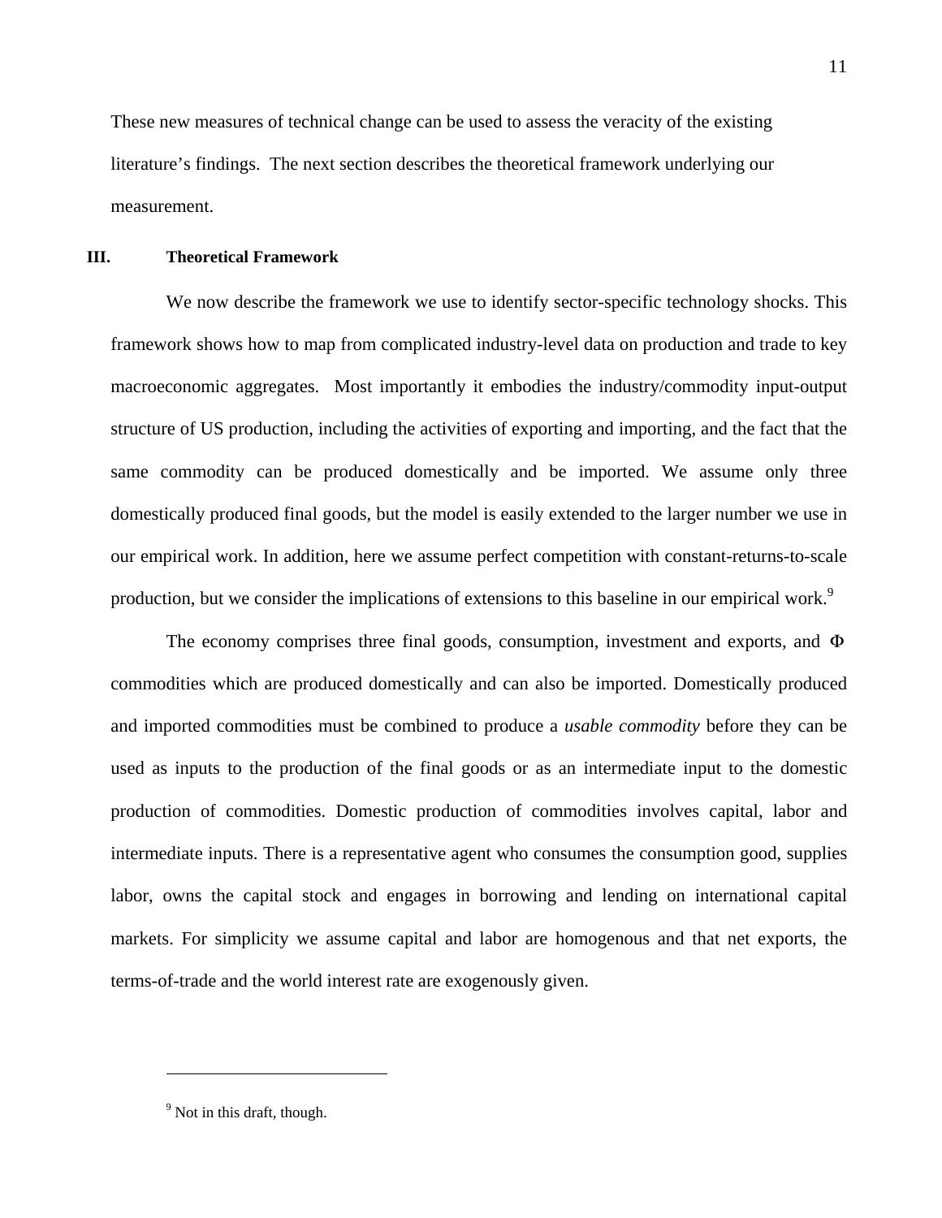These new measures of technical change can be used to assess the veracity of the existing literature's findings. The next section describes the theoretical framework underlying our measurement.

## III. Theoretical Framework

We now describe the framework we use to identify sector-specific technology shocks. This framework shows how to map from complicated industry-level data on production and trade to key macroeconomic aggregates. Most importantly it embodies the industry/commodity input-output structure of US production, including the activities of exporting and importing, and the fact that the same commodity can be produced domestically and be imported. We assume only three domestically produced final goods, but the model is easily extended to the larger number we use in our empirical work. In addition, here we assume perfect competition with constant-returns-to-scale production, but we consider the implications of extensions to this baseline in our empirical work.[9]

The economy comprises three final goods, consumption, investment and exports, and $\Phi$ commodities which are produced domestically and can also be imported. Domestically produced and imported commodities must be combined to produce a *usable commodity* before they can be used as inputs to the production of the final goods or as an intermediate input to the domestic production of commodities. Domestic production of commodities involves capital, labor and intermediate inputs. There is a representative agent who consumes the consumption good, supplies labor, owns the capital stock and engages in borrowing and lending on international capital markets. For simplicity we assume capital and labor are homogenous and that net exports, the terms-of-trade and the world interest rate are exogenously given.

[9] Not in this draft, though.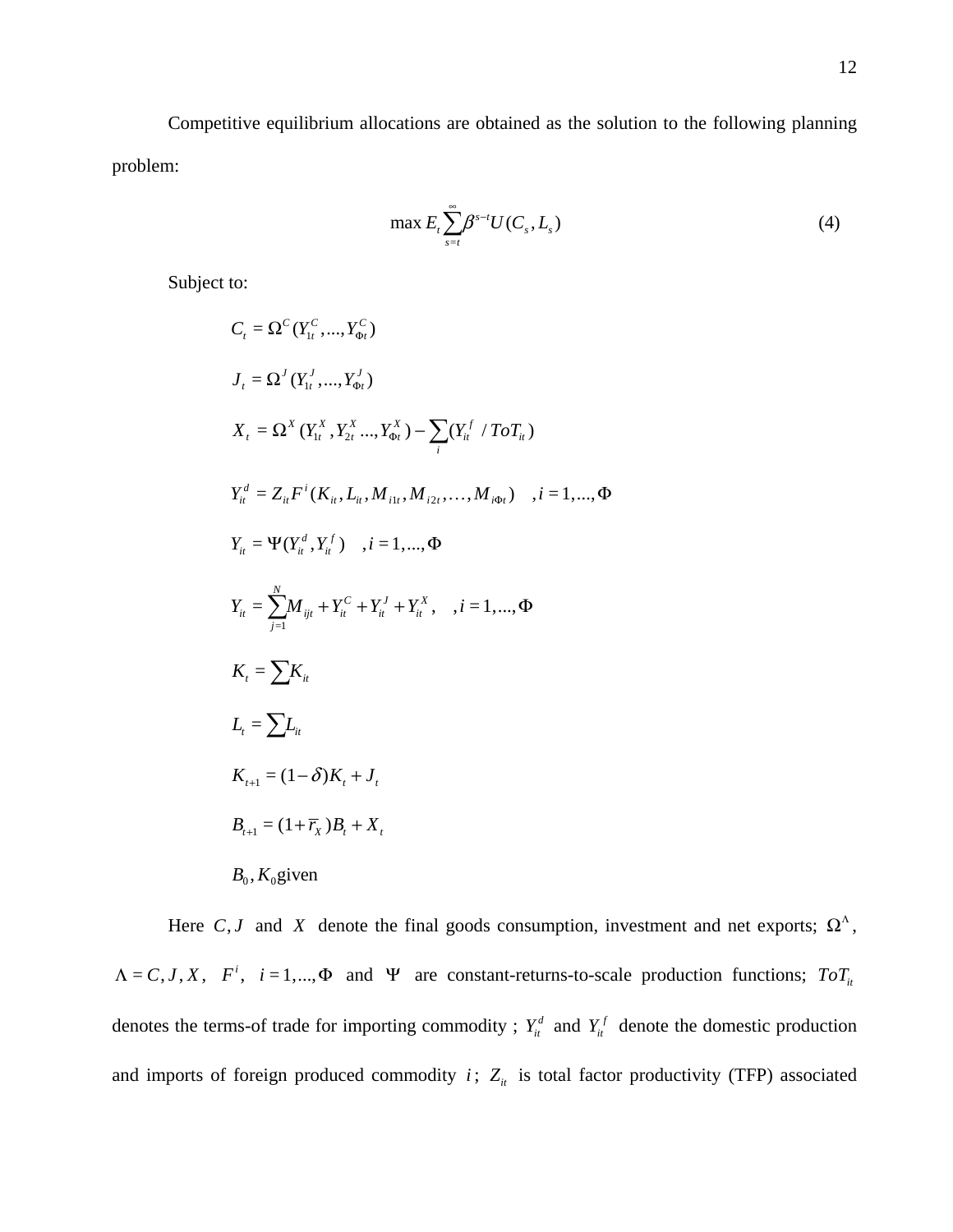Competitive equilibrium allocations are obtained as the solution to the following planning problem:

$$\max E_t \sum_{s=t}^{\infty} \beta^{s-t} U(C_s, L_s) \tag{4}$$

Subject to:

$$C_t = \Omega^C (Y_{1t}^C, ..., Y_{\Phi t}^C)$$

$$J_t = \Omega^J (Y_{1t}^J, ..., Y_{\Phi t}^J)$$

$$X_t = \Omega^X (Y_{1t}^X, Y_{2t}^X ..., Y_{\Phi t}^X) - \sum_i (Y_{it}^f / ToT_{it})$$

$$Y_{it}^d = Z_{it} F^i (K_{it}, L_{it}, M_{i1t}, M_{i2t}, \ldots, M_{i\Phi t}) \quad , i = 1, ..., \Phi$$

$$Y_{it} = \Psi(Y_{it}^d, Y_{it}^f) \quad , i = 1, ..., \Phi$$

$$Y_{it} = \sum_{j=1}^{N} M_{ijt} + Y_{it}^C + Y_{it}^J + Y_{it}^X, \quad , i = 1, ..., \Phi$$

$$K_t = \sum K_{it}$$

$$L_t = \sum L_{it}$$

$$K_{t+1} = (1 - \delta) K_t + J_t$$

$$B_{t+1} = (1 + \bar{r}_X) B_t + X_t$$

$$B_0, K_0 \text{given}$$

Here $C, J$ and $X$ denote the final goods consumption, investment and net exports; $\Omega^\Lambda$, $\Lambda = C, J, X$, $F^i$, $i = 1, ..., \Phi$ and $\Psi$ are constant-returns-to-scale production functions; $ToT_{it}$ denotes the terms-of trade for importing commodity ; $Y_{it}^d$ and $Y_{it}^f$ denote the domestic production and imports of foreign produced commodity $i$; $Z_{it}$ is total factor productivity (TFP) associated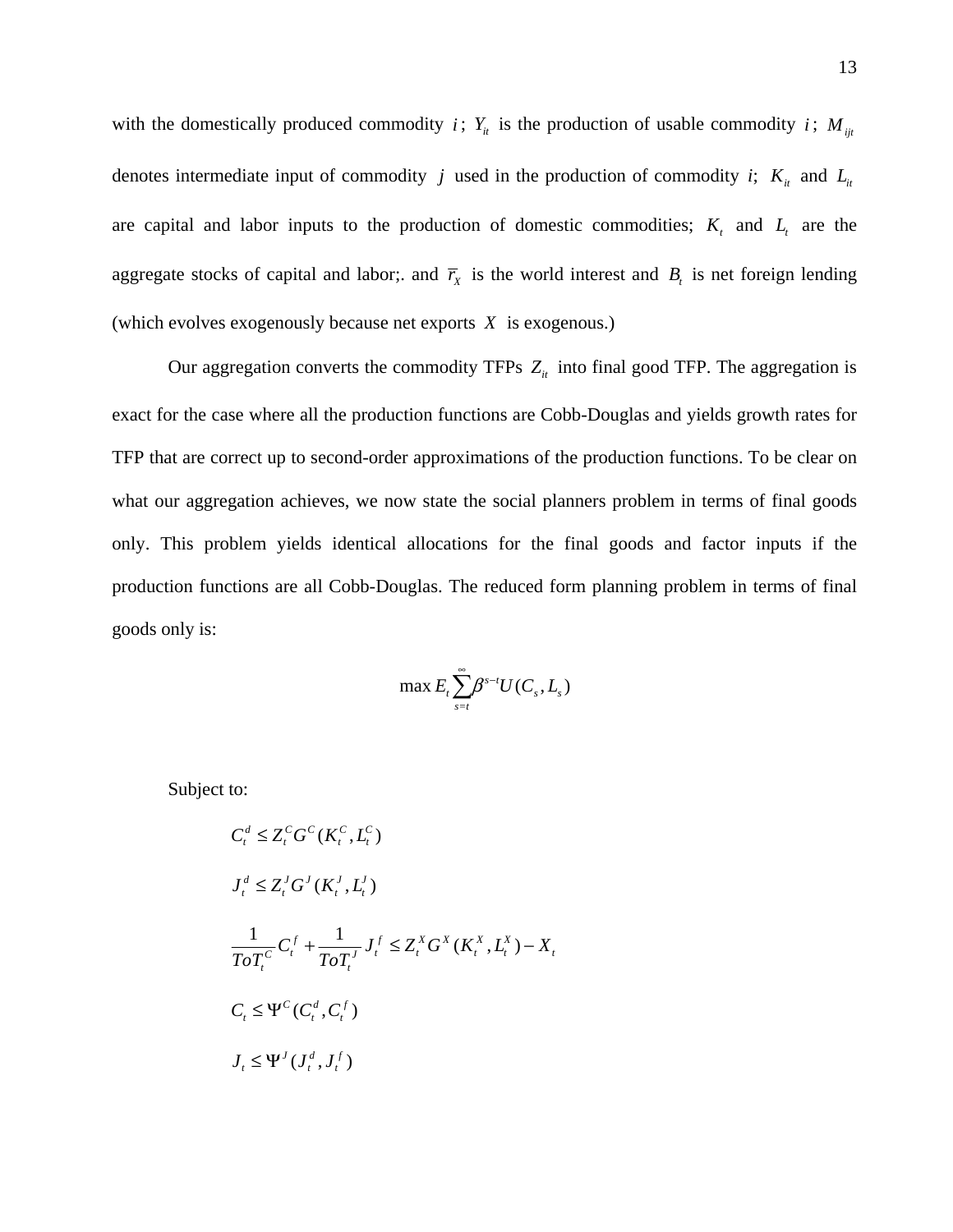with the domestically produced commodity $i$; $Y_{it}$ is the production of usable commodity $i$; $M_{ijt}$ denotes intermediate input of commodity $j$ used in the production of commodity $i$; $K_{it}$ and $L_{it}$ are capital and labor inputs to the production of domestic commodities; $K_t$ and $L_t$ are the aggregate stocks of capital and labor;. and $\overline{r}_X$ is the world interest and $B_t$ is net foreign lending (which evolves exogenously because net exports $X$ is exogenous.)

Our aggregation converts the commodity TFPs $Z_{it}$ into final good TFP. The aggregation is exact for the case where all the production functions are Cobb-Douglas and yields growth rates for TFP that are correct up to second-order approximations of the production functions. To be clear on what our aggregation achieves, we now state the social planners problem in terms of final goods only. This problem yields identical allocations for the final goods and factor inputs if the production functions are all Cobb-Douglas. The reduced form planning problem in terms of final goods only is:

$$\max E_t \sum_{s=t}^{\infty} \beta^{s-t} U(C_s, L_s)$$

Subject to:

$$C_t^d \leq Z_t^C G^C(K_t^C, L_t^C)$$

$$J_t^d \leq Z_t^J G^J(K_t^J, L_t^J)$$

$$\frac{1}{ToT_t^C} C_t^f + \frac{1}{ToT_t^J} J_t^f \leq Z_t^X G^X(K_t^X, L_t^X) - X_t$$

$$C_t \leq \Psi^C(C_t^d, C_t^f)$$

$$J_t \leq \Psi^J(J_t^d, J_t^f)$$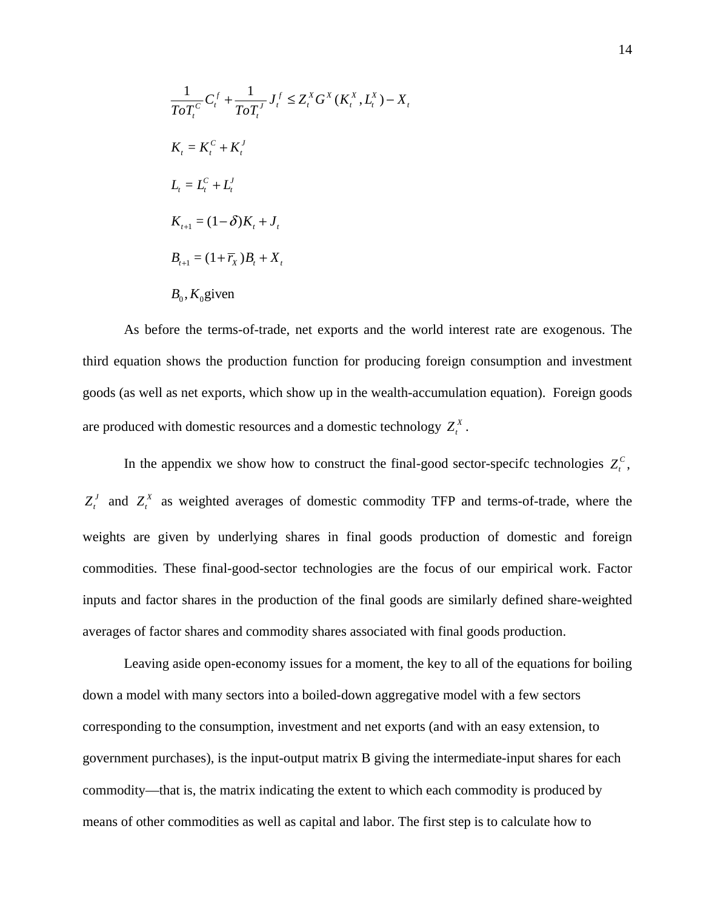$$\frac{1}{ToT_t^C}C_t^f + \frac{1}{ToT_t^J}J_t^f \le Z_t^X G^X(K_t^X, L_t^X) - X_t$$

$$K_t = K_t^C + K_t^J$$

$$L_t = L_t^C + L_t^J$$

$$K_{t+1} = (1-\delta)K_t + J_t$$

$$B_{t+1} = (1+\overline{r}_X)B_t + X_t$$

$$B_0, K_0 \text{given}$$

As before the terms-of-trade, net exports and the world interest rate are exogenous. The third equation shows the production function for producing foreign consumption and investment goods (as well as net exports, which show up in the wealth-accumulation equation). Foreign goods are produced with domestic resources and a domestic technology $Z_t^X$.

In the appendix we show how to construct the final-good sector-specifc technologies $Z_t^C$, $Z_t^J$ and $Z_t^X$ as weighted averages of domestic commodity TFP and terms-of-trade, where the weights are given by underlying shares in final goods production of domestic and foreign commodities. These final-good-sector technologies are the focus of our empirical work. Factor inputs and factor shares in the production of the final goods are similarly defined share-weighted averages of factor shares and commodity shares associated with final goods production.

Leaving aside open-economy issues for a moment, the key to all of the equations for boiling down a model with many sectors into a boiled-down aggregative model with a few sectors corresponding to the consumption, investment and net exports (and with an easy extension, to government purchases), is the input-output matrix B giving the intermediate-input shares for each commodity—that is, the matrix indicating the extent to which each commodity is produced by means of other commodities as well as capital and labor. The first step is to calculate how to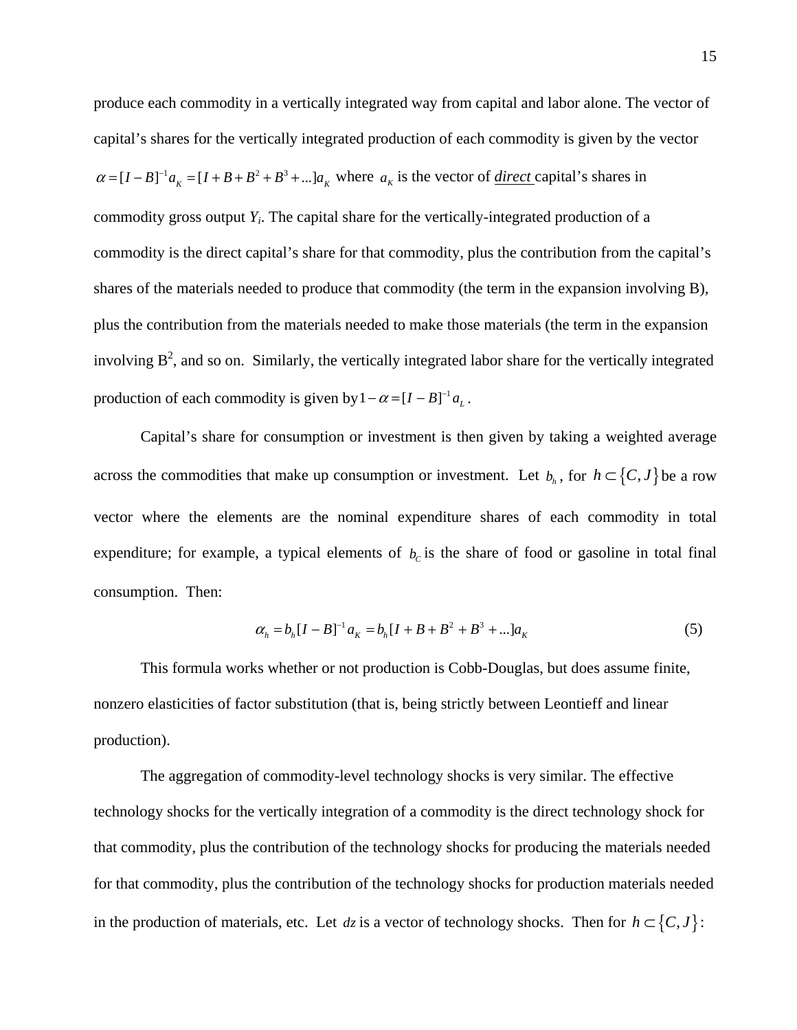produce each commodity in a vertically integrated way from capital and labor alone. The vector of capital's shares for the vertically integrated production of each commodity is given by the vector $\alpha = [I - B]^{-1} a_K = [I + B + B^2 + B^3 + ...] a_K$ where $a_K$ is the vector of ***direct*** capital's shares in commodity gross output $Y_i$. The capital share for the vertically-integrated production of a commodity is the direct capital's share for that commodity, plus the contribution from the capital's shares of the materials needed to produce that commodity (the term in the expansion involving B), plus the contribution from the materials needed to make those materials (the term in the expansion involving $B^2$, and so on. Similarly, the vertically integrated labor share for the vertically integrated production of each commodity is given by $1 - \alpha = [I - B]^{-1} a_L$.

Capital's share for consumption or investment is then given by taking a weighted average across the commodities that make up consumption or investment. Let $b_h$, for $h \subset \{C, J\}$ be a row vector where the elements are the nominal expenditure shares of each commodity in total expenditure; for example, a typical elements of $b_C$ is the share of food or gasoline in total final consumption. Then:

$$\alpha_h = b_h [I - B]^{-1} a_K = b_h [I + B + B^2 + B^3 + ...] a_K \tag{5}$$

This formula works whether or not production is Cobb-Douglas, but does assume finite, nonzero elasticities of factor substitution (that is, being strictly between Leontieff and linear production).

The aggregation of commodity-level technology shocks is very similar. The effective technology shocks for the vertically integration of a commodity is the direct technology shock for that commodity, plus the contribution of the technology shocks for producing the materials needed for that commodity, plus the contribution of the technology shocks for production materials needed in the production of materials, etc. Let $dz$ is a vector of technology shocks. Then for $h \subset \{C, J\}$: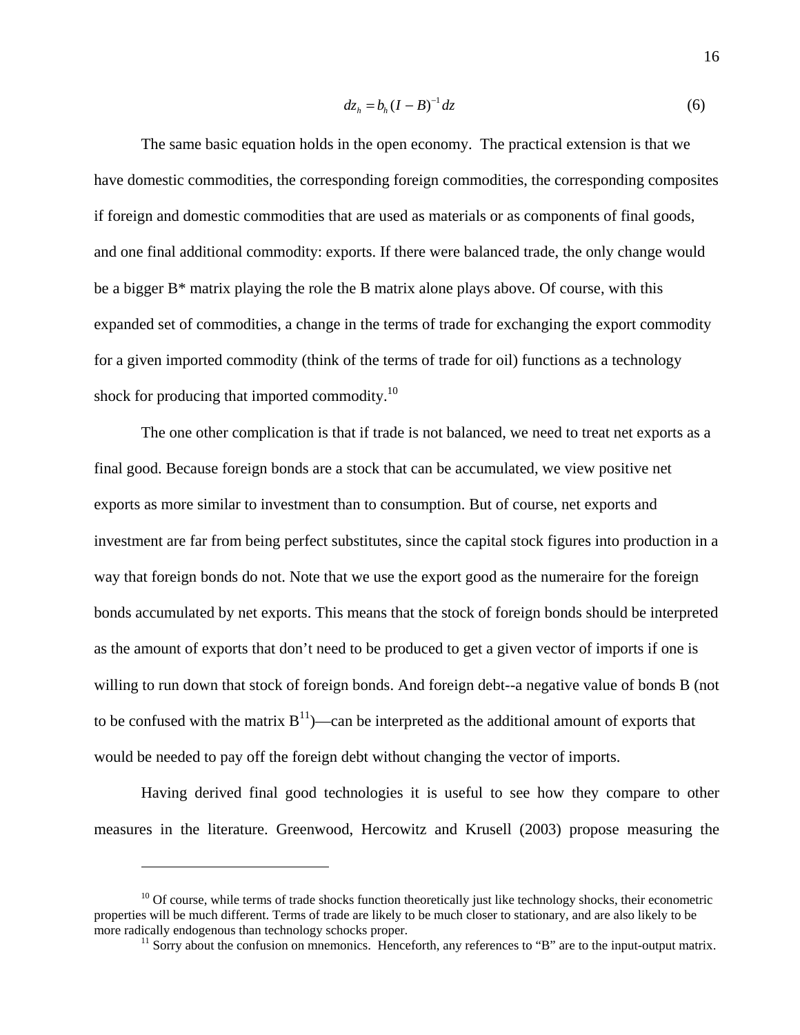$$dz_h = b_h (I - B)^{-1} dz \tag{6}$$

The same basic equation holds in the open economy. The practical extension is that we have domestic commodities, the corresponding foreign commodities, the corresponding composites if foreign and domestic commodities that are used as materials or as components of final goods, and one final additional commodity: exports. If there were balanced trade, the only change would be a bigger B* matrix playing the role the B matrix alone plays above. Of course, with this expanded set of commodities, a change in the terms of trade for exchanging the export commodity for a given imported commodity (think of the terms of trade for oil) functions as a technology shock for producing that imported commodity.[10]

The one other complication is that if trade is not balanced, we need to treat net exports as a final good. Because foreign bonds are a stock that can be accumulated, we view positive net exports as more similar to investment than to consumption. But of course, net exports and investment are far from being perfect substitutes, since the capital stock figures into production in a way that foreign bonds do not. Note that we use the export good as the numeraire for the foreign bonds accumulated by net exports. This means that the stock of foreign bonds should be interpreted as the amount of exports that don't need to be produced to get a given vector of imports if one is willing to run down that stock of foreign bonds. And foreign debt--a negative value of bonds B (not to be confused with the matrix B[11])—can be interpreted as the additional amount of exports that would be needed to pay off the foreign debt without changing the vector of imports.

Having derived final good technologies it is useful to see how they compare to other measures in the literature. Greenwood, Hercowitz and Krusell (2003) propose measuring the

---

[10] Of course, while terms of trade shocks function theoretically just like technology shocks, their econometric properties will be much different. Terms of trade are likely to be much closer to stationary, and are also likely to be more radically endogenous than technology schocks proper.

[11] Sorry about the confusion on mnemonics. Henceforth, any references to "B" are to the input-output matrix.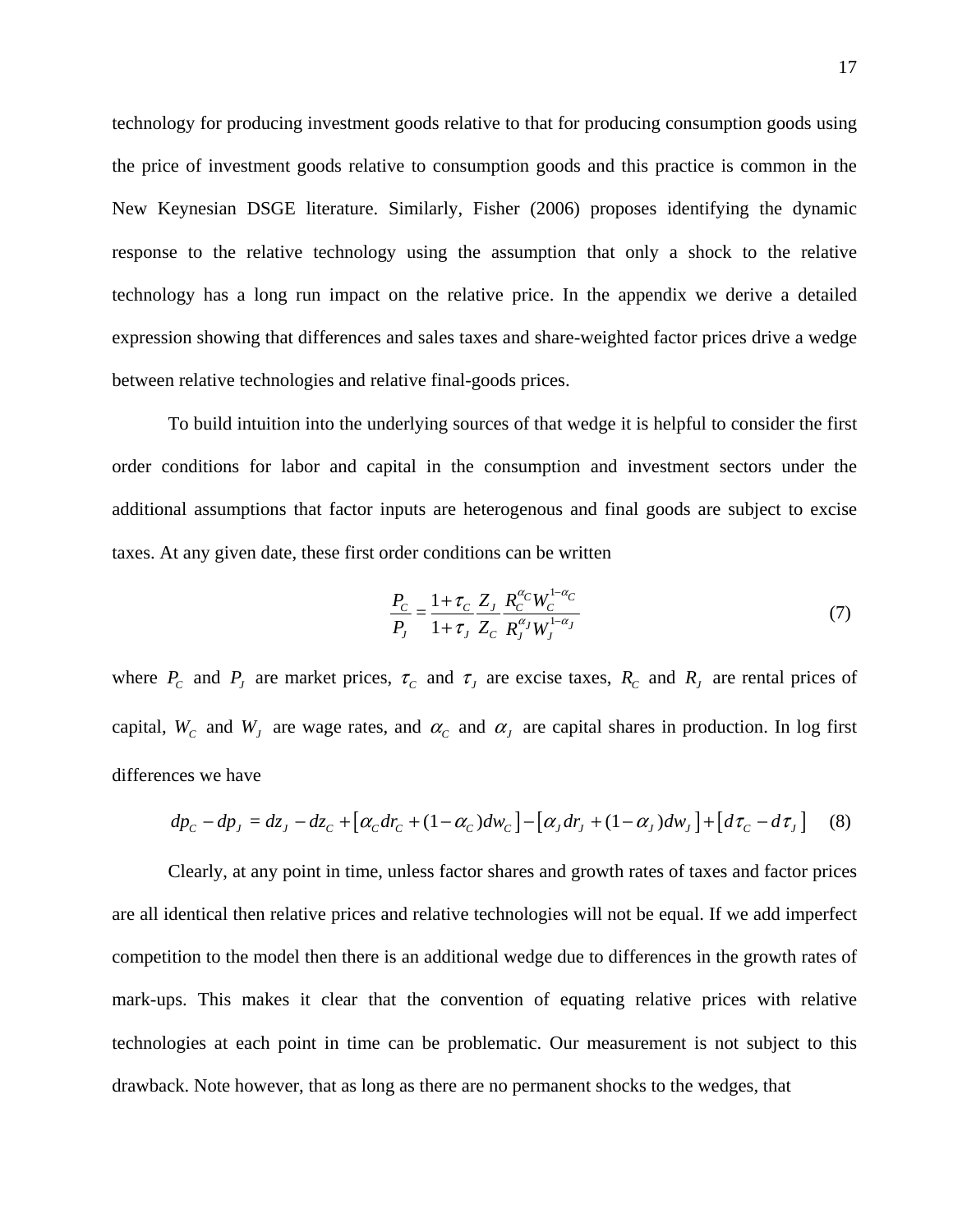technology for producing investment goods relative to that for producing consumption goods using the price of investment goods relative to consumption goods and this practice is common in the New Keynesian DSGE literature. Similarly, Fisher (2006) proposes identifying the dynamic response to the relative technology using the assumption that only a shock to the relative technology has a long run impact on the relative price. In the appendix we derive a detailed expression showing that differences and sales taxes and share-weighted factor prices drive a wedge between relative technologies and relative final-goods prices.

To build intuition into the underlying sources of that wedge it is helpful to consider the first order conditions for labor and capital in the consumption and investment sectors under the additional assumptions that factor inputs are heterogenous and final goods are subject to excise taxes. At any given date, these first order conditions can be written

$$\frac{P_C}{P_J} = \frac{1+\tau_C}{1+\tau_J} \frac{Z_J}{Z_C} \frac{R_C^{\alpha_C} W_C^{1-\alpha_C}}{R_J^{\alpha_J} W_J^{1-\alpha_J}} \tag{7}$$

where $P_C$ and $P_J$ are market prices, $\tau_C$ and $\tau_J$ are excise taxes, $R_C$ and $R_J$ are rental prices of capital, $W_C$ and $W_J$ are wage rates, and $\alpha_C$ and $\alpha_J$ are capital shares in production. In log first differences we have

$$dp_C - dp_J = dz_J - dz_C + \left[\alpha_C dr_C + (1-\alpha_C) dw_C\right] - \left[\alpha_J dr_J + (1-\alpha_J) dw_J\right] + \left[d\tau_C - d\tau_J\right] \tag{8}$$

Clearly, at any point in time, unless factor shares and growth rates of taxes and factor prices are all identical then relative prices and relative technologies will not be equal. If we add imperfect competition to the model then there is an additional wedge due to differences in the growth rates of mark-ups. This makes it clear that the convention of equating relative prices with relative technologies at each point in time can be problematic. Our measurement is not subject to this drawback. Note however, that as long as there are no permanent shocks to the wedges, that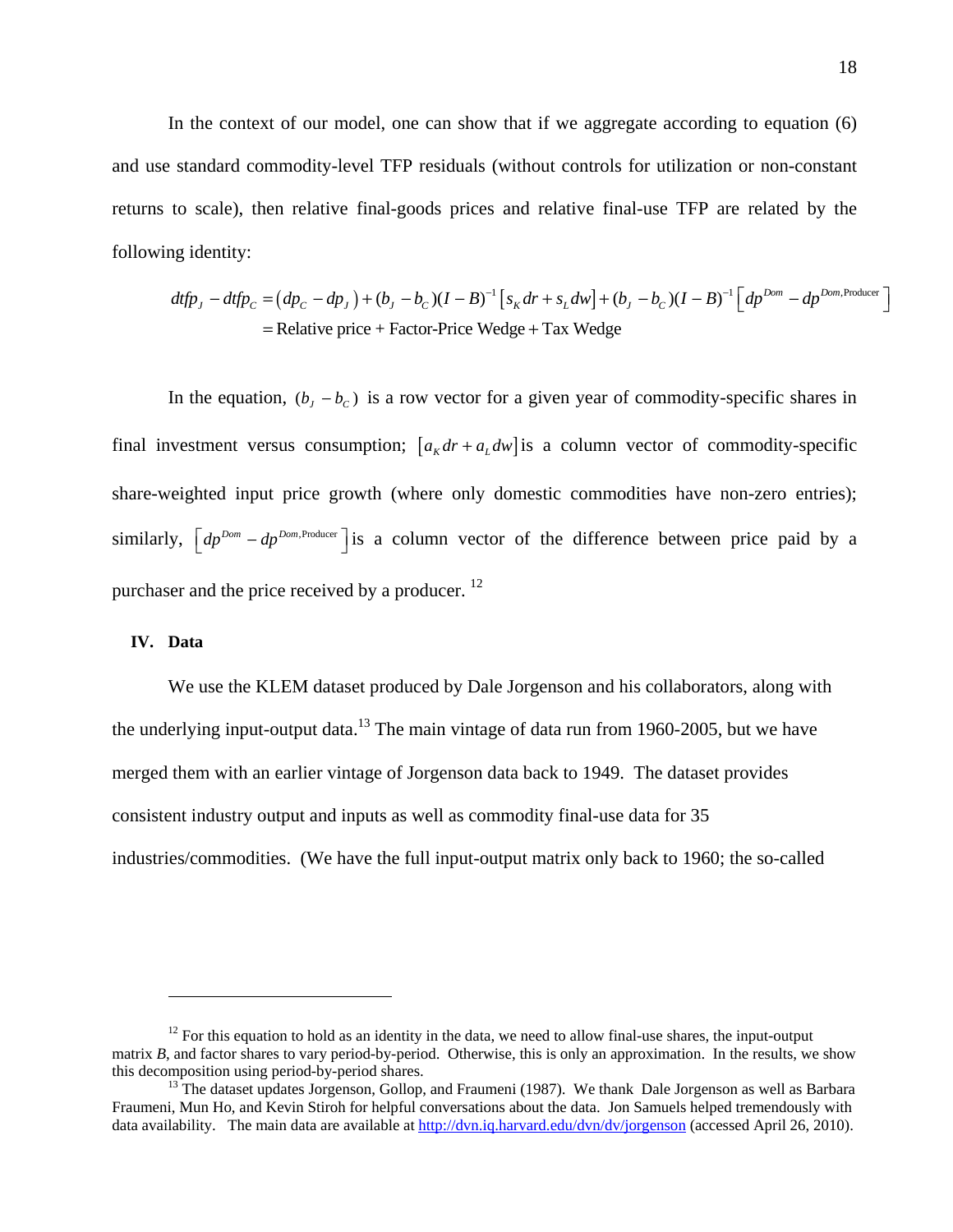In the context of our model, one can show that if we aggregate according to equation (6) and use standard commodity-level TFP residuals (without controls for utilization or non-constant returns to scale), then relative final-goods prices and relative final-use TFP are related by the following identity:

$$
\begin{aligned}
dtfp_J - dtfp_C &= \left(dp_C - dp_J\right) + (b_J - b_C)(I-B)^{-1}\left[s_K dr + s_L dw\right] + (b_J - b_C)(I-B)^{-1}\left[dp^{Dom} - dp^{Dom,\text{Producer}}\right] \\
&= \text{Relative price} + \text{Factor-Price Wedge} + \text{Tax Wedge}
\end{aligned}
$$

In the equation, $(b_J - b_C)$ is a row vector for a given year of commodity-specific shares in final investment versus consumption; $\left[a_K dr + a_L dw\right]$ is a column vector of commodity-specific share-weighted input price growth (where only domestic commodities have non-zero entries); similarly, $\left[dp^{Dom} - dp^{Dom,\text{Producer}}\right]$ is a column vector of the difference between price paid by a purchaser and the price received by a producer. [12]

## IV. Data

We use the KLEM dataset produced by Dale Jorgenson and his collaborators, along with the underlying input-output data.[13] The main vintage of data run from 1960-2005, but we have merged them with an earlier vintage of Jorgenson data back to 1949. The dataset provides consistent industry output and inputs as well as commodity final-use data for 35 industries/commodities. (We have the full input-output matrix only back to 1960; the so-called

---

[12] For this equation to hold as an identity in the data, we need to allow final-use shares, the input-output matrix *B*, and factor shares to vary period-by-period. Otherwise, this is only an approximation. In the results, we show this decomposition using period-by-period shares.

[13] The dataset updates Jorgenson, Gollop, and Fraumeni (1987). We thank Dale Jorgenson as well as Barbara Fraumeni, Mun Ho, and Kevin Stiroh for helpful conversations about the data. Jon Samuels helped tremendously with data availability. The main data are available at http://dvn.iq.harvard.edu/dvn/dv/jorgenson (accessed April 26, 2010).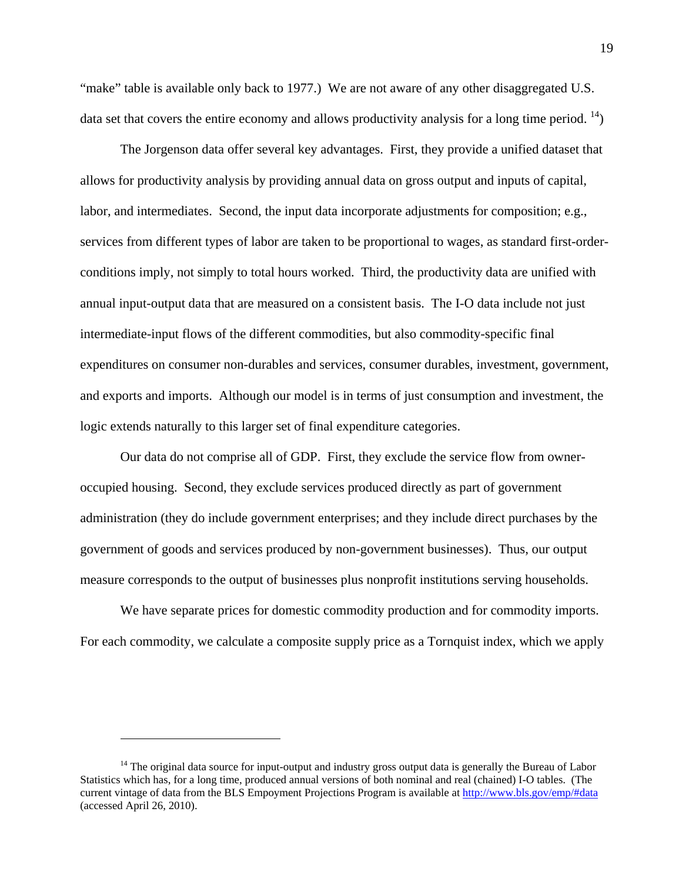"make" table is available only back to 1977.) We are not aware of any other disaggregated U.S. data set that covers the entire economy and allows productivity analysis for a long time period. [14])

The Jorgenson data offer several key advantages. First, they provide a unified dataset that allows for productivity analysis by providing annual data on gross output and inputs of capital, labor, and intermediates. Second, the input data incorporate adjustments for composition; e.g., services from different types of labor are taken to be proportional to wages, as standard first-order-conditions imply, not simply to total hours worked. Third, the productivity data are unified with annual input-output data that are measured on a consistent basis. The I-O data include not just intermediate-input flows of the different commodities, but also commodity-specific final expenditures on consumer non-durables and services, consumer durables, investment, government, and exports and imports. Although our model is in terms of just consumption and investment, the logic extends naturally to this larger set of final expenditure categories.

Our data do not comprise all of GDP. First, they exclude the service flow from owner-occupied housing. Second, they exclude services produced directly as part of government administration (they do include government enterprises; and they include direct purchases by the government of goods and services produced by non-government businesses). Thus, our output measure corresponds to the output of businesses plus nonprofit institutions serving households.

We have separate prices for domestic commodity production and for commodity imports. For each commodity, we calculate a composite supply price as a Tornquist index, which we apply

---

[14] The original data source for input-output and industry gross output data is generally the Bureau of Labor Statistics which has, for a long time, produced annual versions of both nominal and real (chained) I-O tables. (The current vintage of data from the BLS Empoyment Projections Program is available at http://www.bls.gov/emp/#data (accessed April 26, 2010).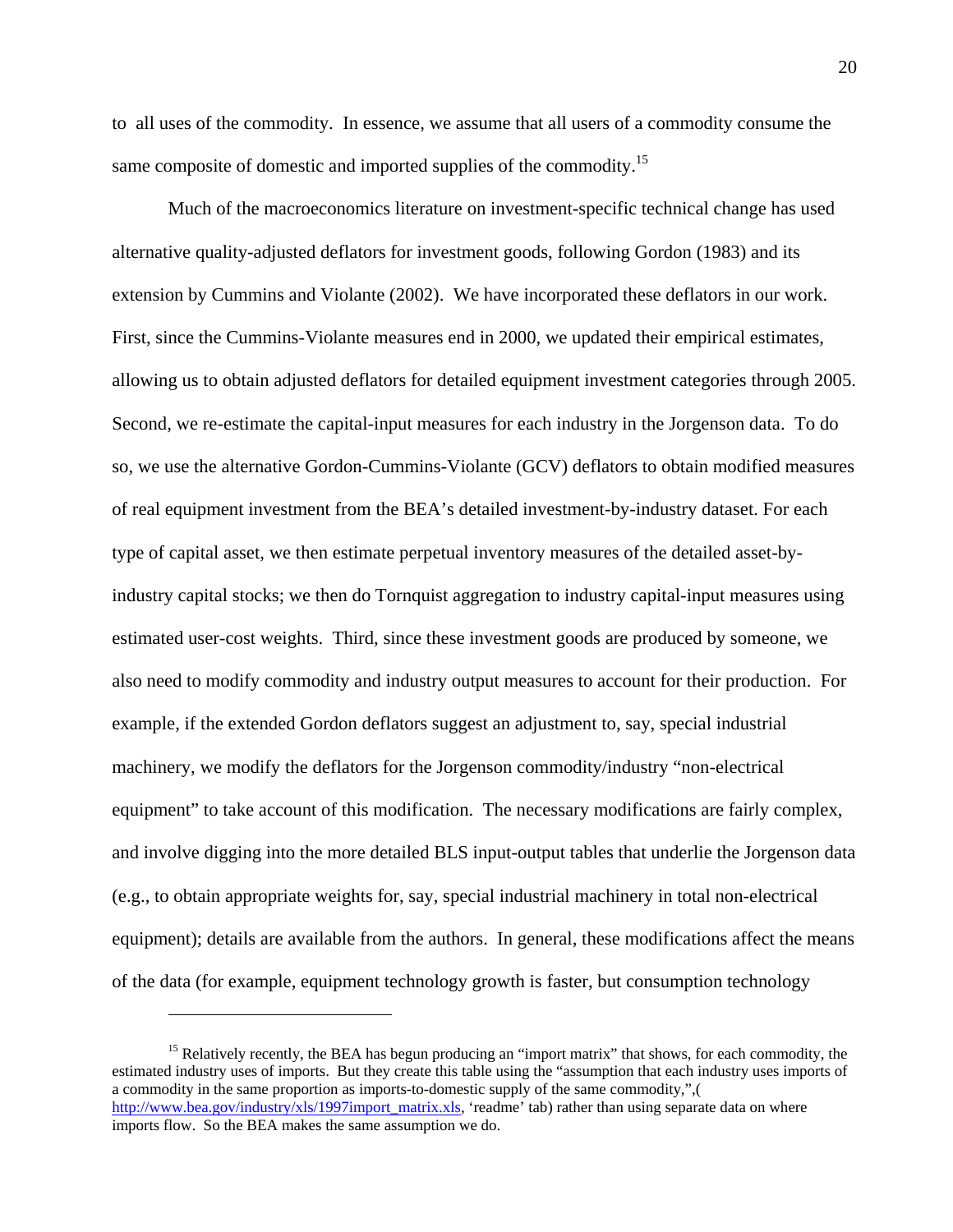to all uses of the commodity. In essence, we assume that all users of a commodity consume the same composite of domestic and imported supplies of the commodity.[15]

Much of the macroeconomics literature on investment-specific technical change has used alternative quality-adjusted deflators for investment goods, following Gordon (1983) and its extension by Cummins and Violante (2002). We have incorporated these deflators in our work. First, since the Cummins-Violante measures end in 2000, we updated their empirical estimates, allowing us to obtain adjusted deflators for detailed equipment investment categories through 2005. Second, we re-estimate the capital-input measures for each industry in the Jorgenson data. To do so, we use the alternative Gordon-Cummins-Violante (GCV) deflators to obtain modified measures of real equipment investment from the BEA's detailed investment-by-industry dataset. For each type of capital asset, we then estimate perpetual inventory measures of the detailed asset-by-industry capital stocks; we then do Tornquist aggregation to industry capital-input measures using estimated user-cost weights. Third, since these investment goods are produced by someone, we also need to modify commodity and industry output measures to account for their production. For example, if the extended Gordon deflators suggest an adjustment to, say, special industrial machinery, we modify the deflators for the Jorgenson commodity/industry "non-electrical equipment" to take account of this modification. The necessary modifications are fairly complex, and involve digging into the more detailed BLS input-output tables that underlie the Jorgenson data (e.g., to obtain appropriate weights for, say, special industrial machinery in total non-electrical equipment); details are available from the authors. In general, these modifications affect the means of the data (for example, equipment technology growth is faster, but consumption technology

---

[15] Relatively recently, the BEA has begun producing an "import matrix" that shows, for each commodity, the estimated industry uses of imports. But they create this table using the "assumption that each industry uses imports of a commodity in the same proportion as imports-to-domestic supply of the same commodity,",( http://www.bea.gov/industry/xls/1997import_matrix.xls, 'readme' tab) rather than using separate data on where imports flow. So the BEA makes the same assumption we do.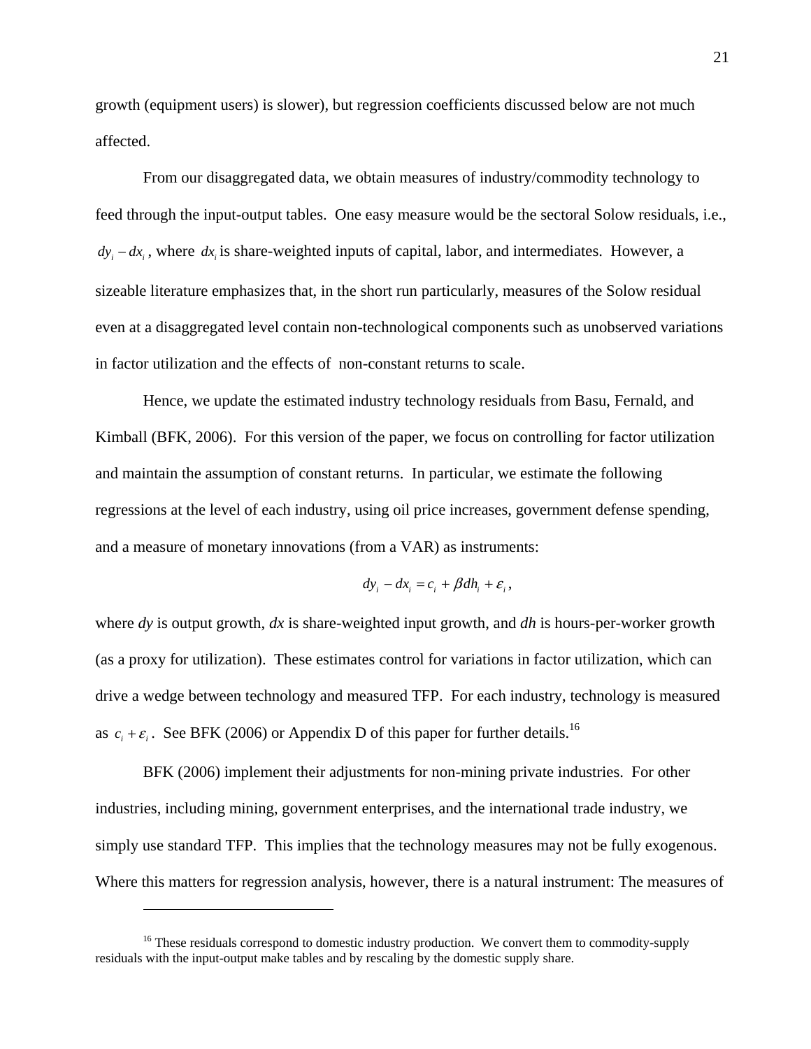growth (equipment users) is slower), but regression coefficients discussed below are not much affected.

From our disaggregated data, we obtain measures of industry/commodity technology to feed through the input-output tables. One easy measure would be the sectoral Solow residuals, i.e., $dy_i - dx_i$, where $dx_i$ is share-weighted inputs of capital, labor, and intermediates. However, a sizeable literature emphasizes that, in the short run particularly, measures of the Solow residual even at a disaggregated level contain non-technological components such as unobserved variations in factor utilization and the effects of non-constant returns to scale.

Hence, we update the estimated industry technology residuals from Basu, Fernald, and Kimball (BFK, 2006). For this version of the paper, we focus on controlling for factor utilization and maintain the assumption of constant returns. In particular, we estimate the following regressions at the level of each industry, using oil price increases, government defense spending, and a measure of monetary innovations (from a VAR) as instruments:

$$dy_i - dx_i = c_i + \beta dh_i + \varepsilon_i,$$

where *dy* is output growth, *dx* is share-weighted input growth, and *dh* is hours-per-worker growth (as a proxy for utilization). These estimates control for variations in factor utilization, which can drive a wedge between technology and measured TFP. For each industry, technology is measured as $c_i + \varepsilon_i$. See BFK (2006) or Appendix D of this paper for further details.[16]

BFK (2006) implement their adjustments for non-mining private industries. For other industries, including mining, government enterprises, and the international trade industry, we simply use standard TFP. This implies that the technology measures may not be fully exogenous. Where this matters for regression analysis, however, there is a natural instrument: The measures of

[16] These residuals correspond to domestic industry production. We convert them to commodity-supply residuals with the input-output make tables and by rescaling by the domestic supply share.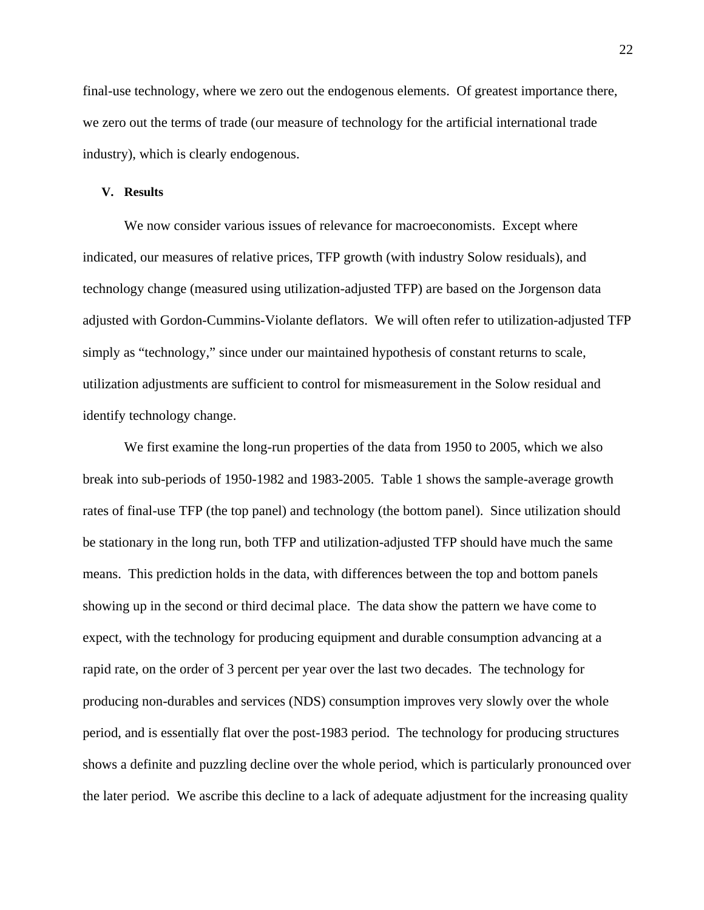final-use technology, where we zero out the endogenous elements. Of greatest importance there, we zero out the terms of trade (our measure of technology for the artificial international trade industry), which is clearly endogenous.

## V. Results

We now consider various issues of relevance for macroeconomists. Except where indicated, our measures of relative prices, TFP growth (with industry Solow residuals), and technology change (measured using utilization-adjusted TFP) are based on the Jorgenson data adjusted with Gordon-Cummins-Violante deflators. We will often refer to utilization-adjusted TFP simply as "technology," since under our maintained hypothesis of constant returns to scale, utilization adjustments are sufficient to control for mismeasurement in the Solow residual and identify technology change.

We first examine the long-run properties of the data from 1950 to 2005, which we also break into sub-periods of 1950-1982 and 1983-2005. Table 1 shows the sample-average growth rates of final-use TFP (the top panel) and technology (the bottom panel). Since utilization should be stationary in the long run, both TFP and utilization-adjusted TFP should have much the same means. This prediction holds in the data, with differences between the top and bottom panels showing up in the second or third decimal place. The data show the pattern we have come to expect, with the technology for producing equipment and durable consumption advancing at a rapid rate, on the order of 3 percent per year over the last two decades. The technology for producing non-durables and services (NDS) consumption improves very slowly over the whole period, and is essentially flat over the post-1983 period. The technology for producing structures shows a definite and puzzling decline over the whole period, which is particularly pronounced over the later period. We ascribe this decline to a lack of adequate adjustment for the increasing quality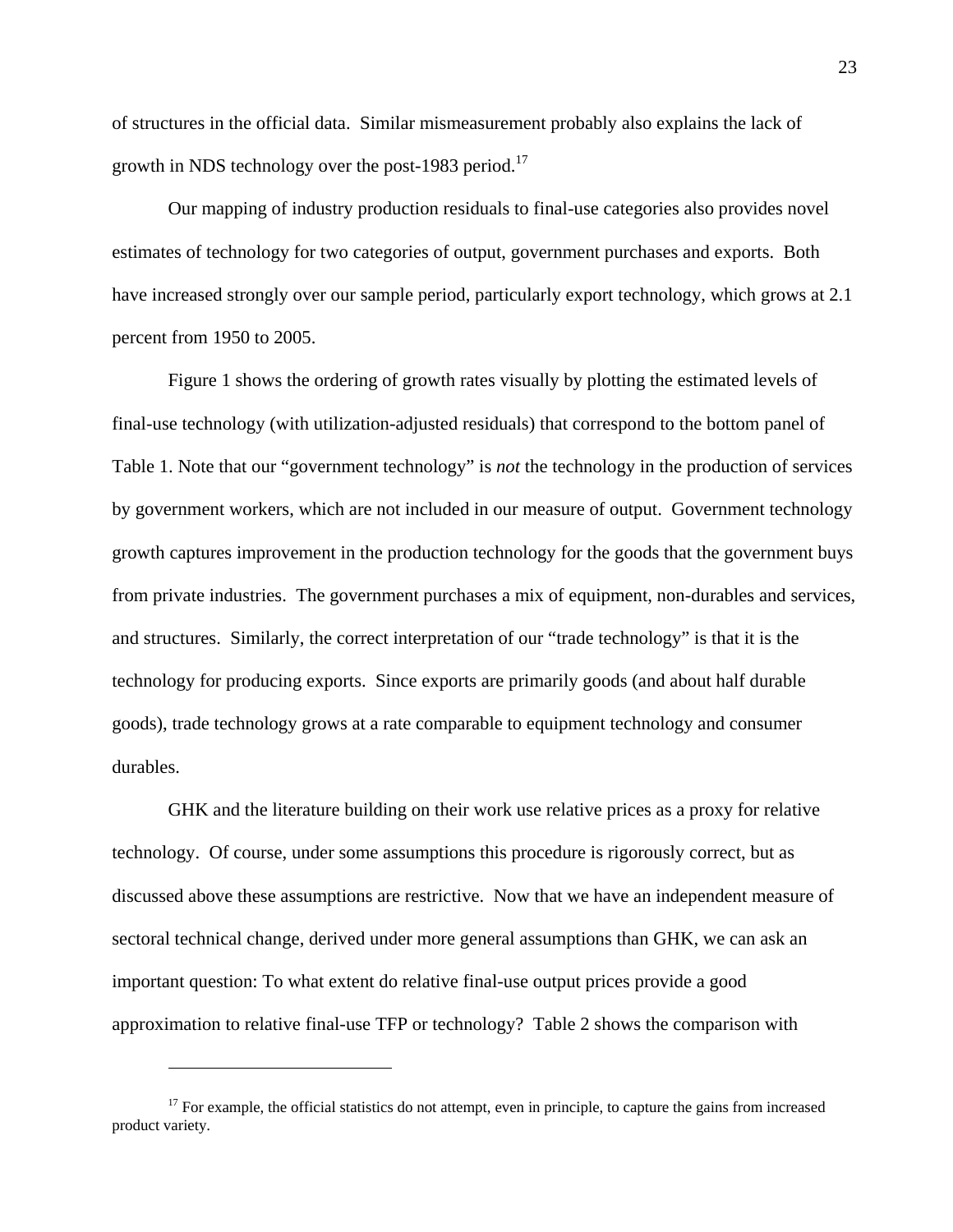of structures in the official data. Similar mismeasurement probably also explains the lack of growth in NDS technology over the post-1983 period.[17]

Our mapping of industry production residuals to final-use categories also provides novel estimates of technology for two categories of output, government purchases and exports. Both have increased strongly over our sample period, particularly export technology, which grows at 2.1 percent from 1950 to 2005.

Figure 1 shows the ordering of growth rates visually by plotting the estimated levels of final-use technology (with utilization-adjusted residuals) that correspond to the bottom panel of Table 1. Note that our "government technology" is *not* the technology in the production of services by government workers, which are not included in our measure of output. Government technology growth captures improvement in the production technology for the goods that the government buys from private industries. The government purchases a mix of equipment, non-durables and services, and structures. Similarly, the correct interpretation of our "trade technology" is that it is the technology for producing exports. Since exports are primarily goods (and about half durable goods), trade technology grows at a rate comparable to equipment technology and consumer durables.

GHK and the literature building on their work use relative prices as a proxy for relative technology. Of course, under some assumptions this procedure is rigorously correct, but as discussed above these assumptions are restrictive. Now that we have an independent measure of sectoral technical change, derived under more general assumptions than GHK, we can ask an important question: To what extent do relative final-use output prices provide a good approximation to relative final-use TFP or technology? Table 2 shows the comparison with

---

[17] For example, the official statistics do not attempt, even in principle, to capture the gains from increased product variety.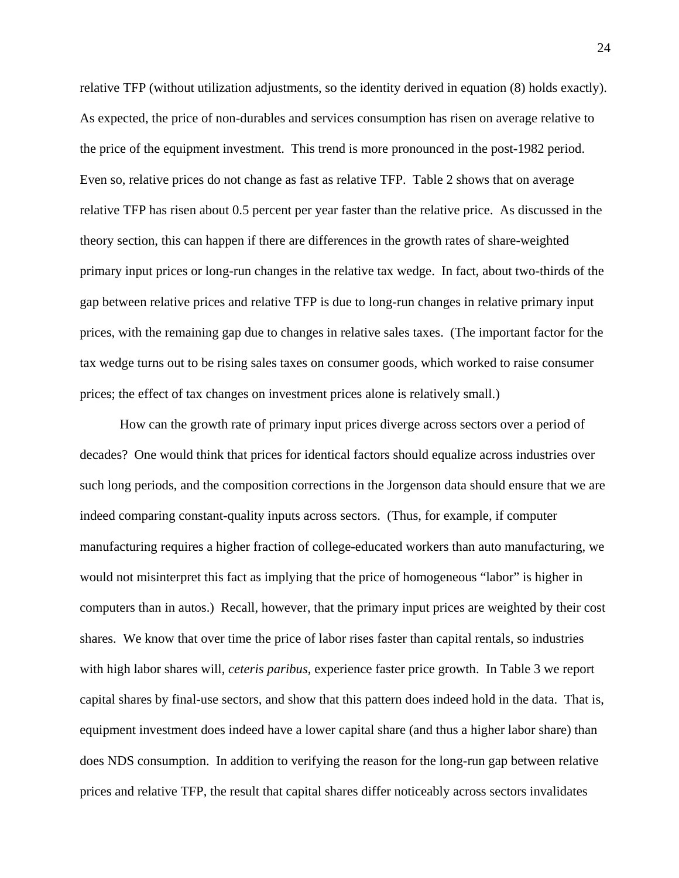relative TFP (without utilization adjustments, so the identity derived in equation (8) holds exactly). As expected, the price of non-durables and services consumption has risen on average relative to the price of the equipment investment. This trend is more pronounced in the post-1982 period. Even so, relative prices do not change as fast as relative TFP. Table 2 shows that on average relative TFP has risen about 0.5 percent per year faster than the relative price. As discussed in the theory section, this can happen if there are differences in the growth rates of share-weighted primary input prices or long-run changes in the relative tax wedge. In fact, about two-thirds of the gap between relative prices and relative TFP is due to long-run changes in relative primary input prices, with the remaining gap due to changes in relative sales taxes. (The important factor for the tax wedge turns out to be rising sales taxes on consumer goods, which worked to raise consumer prices; the effect of tax changes on investment prices alone is relatively small.)

How can the growth rate of primary input prices diverge across sectors over a period of decades? One would think that prices for identical factors should equalize across industries over such long periods, and the composition corrections in the Jorgenson data should ensure that we are indeed comparing constant-quality inputs across sectors. (Thus, for example, if computer manufacturing requires a higher fraction of college-educated workers than auto manufacturing, we would not misinterpret this fact as implying that the price of homogeneous "labor" is higher in computers than in autos.) Recall, however, that the primary input prices are weighted by their cost shares. We know that over time the price of labor rises faster than capital rentals, so industries with high labor shares will, *ceteris paribus*, experience faster price growth. In Table 3 we report capital shares by final-use sectors, and show that this pattern does indeed hold in the data. That is, equipment investment does indeed have a lower capital share (and thus a higher labor share) than does NDS consumption. In addition to verifying the reason for the long-run gap between relative prices and relative TFP, the result that capital shares differ noticeably across sectors invalidates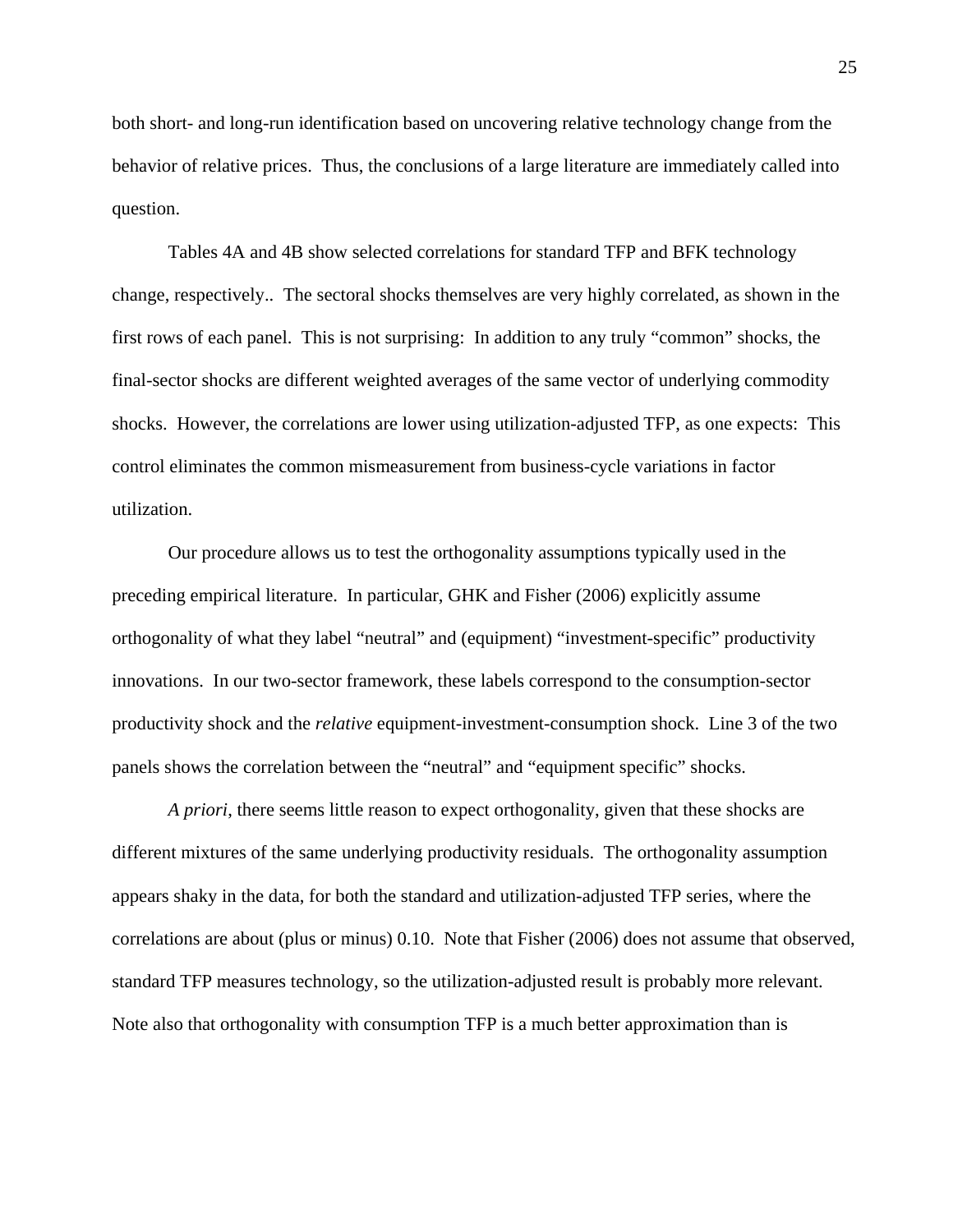both short- and long-run identification based on uncovering relative technology change from the behavior of relative prices. Thus, the conclusions of a large literature are immediately called into question.

Tables 4A and 4B show selected correlations for standard TFP and BFK technology change, respectively.. The sectoral shocks themselves are very highly correlated, as shown in the first rows of each panel. This is not surprising: In addition to any truly "common" shocks, the final-sector shocks are different weighted averages of the same vector of underlying commodity shocks. However, the correlations are lower using utilization-adjusted TFP, as one expects: This control eliminates the common mismeasurement from business-cycle variations in factor utilization.

Our procedure allows us to test the orthogonality assumptions typically used in the preceding empirical literature. In particular, GHK and Fisher (2006) explicitly assume orthogonality of what they label "neutral" and (equipment) "investment-specific" productivity innovations. In our two-sector framework, these labels correspond to the consumption-sector productivity shock and the *relative* equipment-investment-consumption shock. Line 3 of the two panels shows the correlation between the "neutral" and "equipment specific" shocks.

*A priori*, there seems little reason to expect orthogonality, given that these shocks are different mixtures of the same underlying productivity residuals. The orthogonality assumption appears shaky in the data, for both the standard and utilization-adjusted TFP series, where the correlations are about (plus or minus) 0.10. Note that Fisher (2006) does not assume that observed, standard TFP measures technology, so the utilization-adjusted result is probably more relevant. Note also that orthogonality with consumption TFP is a much better approximation than is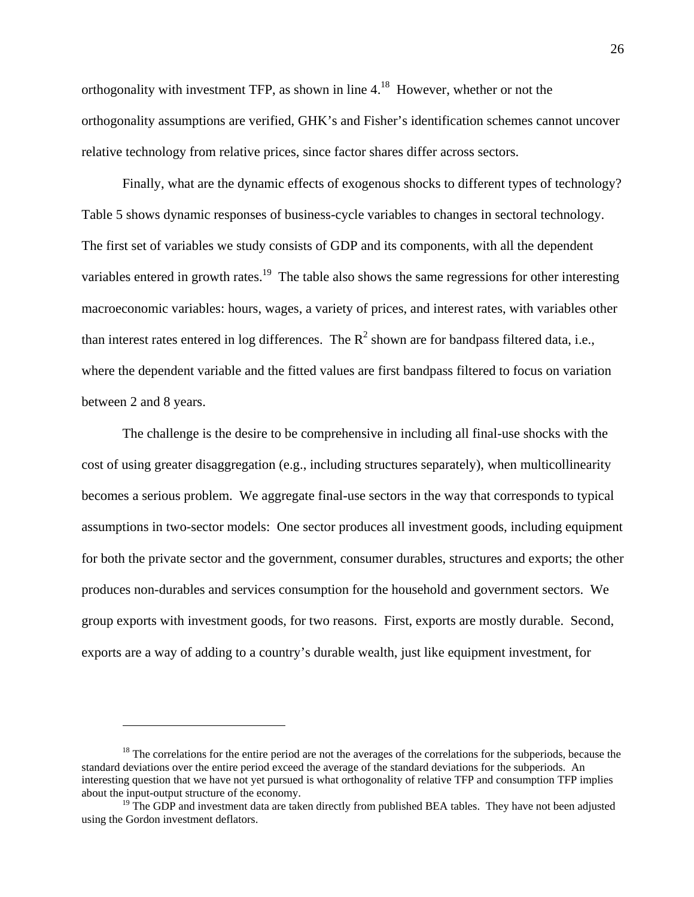orthogonality with investment TFP, as shown in line 4.[18] However, whether or not the orthogonality assumptions are verified, GHK's and Fisher's identification schemes cannot uncover relative technology from relative prices, since factor shares differ across sectors.

Finally, what are the dynamic effects of exogenous shocks to different types of technology? Table 5 shows dynamic responses of business-cycle variables to changes in sectoral technology. The first set of variables we study consists of GDP and its components, with all the dependent variables entered in growth rates.[19] The table also shows the same regressions for other interesting macroeconomic variables: hours, wages, a variety of prices, and interest rates, with variables other than interest rates entered in log differences. The $R^2$ shown are for bandpass filtered data, i.e., where the dependent variable and the fitted values are first bandpass filtered to focus on variation between 2 and 8 years.

The challenge is the desire to be comprehensive in including all final-use shocks with the cost of using greater disaggregation (e.g., including structures separately), when multicollinearity becomes a serious problem. We aggregate final-use sectors in the way that corresponds to typical assumptions in two-sector models: One sector produces all investment goods, including equipment for both the private sector and the government, consumer durables, structures and exports; the other produces non-durables and services consumption for the household and government sectors. We group exports with investment goods, for two reasons. First, exports are mostly durable. Second, exports are a way of adding to a country's durable wealth, just like equipment investment, for

---

[18] The correlations for the entire period are not the averages of the correlations for the subperiods, because the standard deviations over the entire period exceed the average of the standard deviations for the subperiods. An interesting question that we have not yet pursued is what orthogonality of relative TFP and consumption TFP implies about the input-output structure of the economy.

[19] The GDP and investment data are taken directly from published BEA tables. They have not been adjusted using the Gordon investment deflators.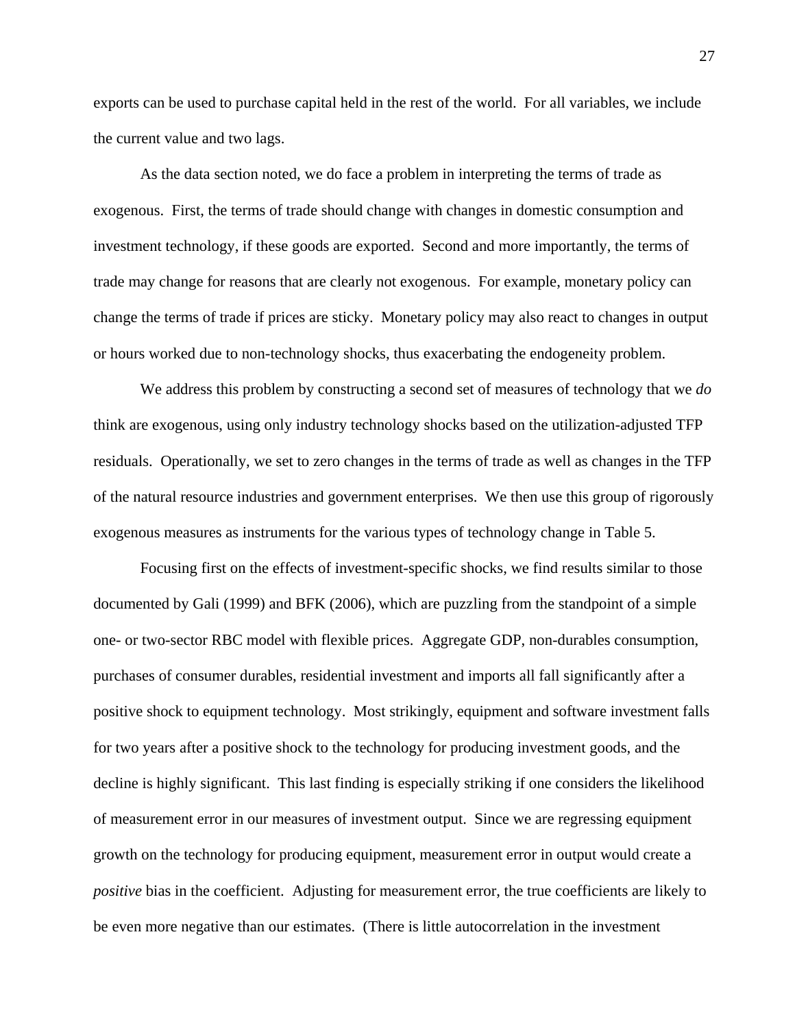exports can be used to purchase capital held in the rest of the world. For all variables, we include the current value and two lags.

As the data section noted, we do face a problem in interpreting the terms of trade as exogenous. First, the terms of trade should change with changes in domestic consumption and investment technology, if these goods are exported. Second and more importantly, the terms of trade may change for reasons that are clearly not exogenous. For example, monetary policy can change the terms of trade if prices are sticky. Monetary policy may also react to changes in output or hours worked due to non-technology shocks, thus exacerbating the endogeneity problem.

We address this problem by constructing a second set of measures of technology that we *do* think are exogenous, using only industry technology shocks based on the utilization-adjusted TFP residuals. Operationally, we set to zero changes in the terms of trade as well as changes in the TFP of the natural resource industries and government enterprises. We then use this group of rigorously exogenous measures as instruments for the various types of technology change in Table 5.

Focusing first on the effects of investment-specific shocks, we find results similar to those documented by Gali (1999) and BFK (2006), which are puzzling from the standpoint of a simple one- or two-sector RBC model with flexible prices. Aggregate GDP, non-durables consumption, purchases of consumer durables, residential investment and imports all fall significantly after a positive shock to equipment technology. Most strikingly, equipment and software investment falls for two years after a positive shock to the technology for producing investment goods, and the decline is highly significant. This last finding is especially striking if one considers the likelihood of measurement error in our measures of investment output. Since we are regressing equipment growth on the technology for producing equipment, measurement error in output would create a *positive* bias in the coefficient. Adjusting for measurement error, the true coefficients are likely to be even more negative than our estimates. (There is little autocorrelation in the investment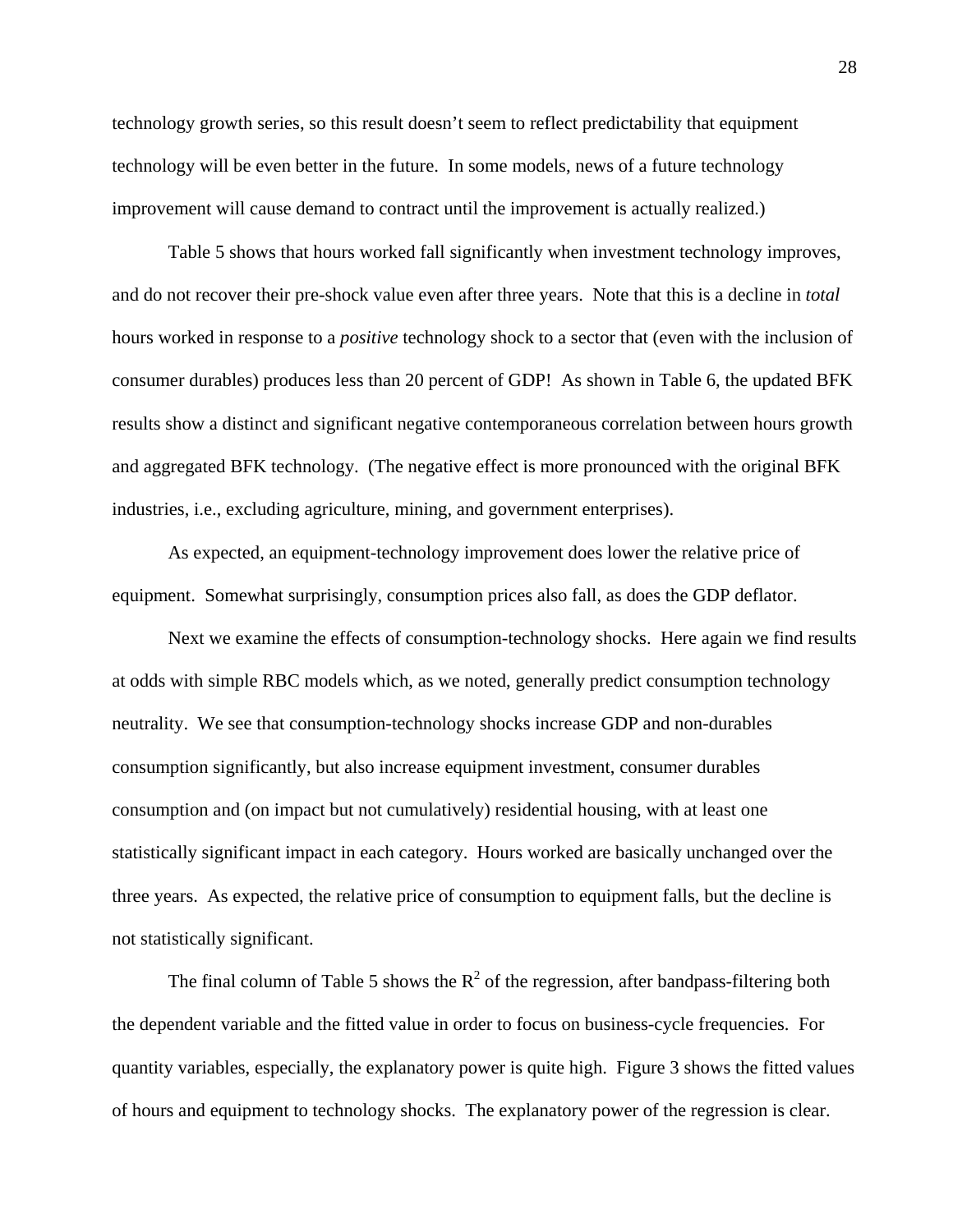technology growth series, so this result doesn't seem to reflect predictability that equipment technology will be even better in the future. In some models, news of a future technology improvement will cause demand to contract until the improvement is actually realized.)

Table 5 shows that hours worked fall significantly when investment technology improves, and do not recover their pre-shock value even after three years. Note that this is a decline in *total* hours worked in response to a *positive* technology shock to a sector that (even with the inclusion of consumer durables) produces less than 20 percent of GDP! As shown in Table 6, the updated BFK results show a distinct and significant negative contemporaneous correlation between hours growth and aggregated BFK technology. (The negative effect is more pronounced with the original BFK industries, i.e., excluding agriculture, mining, and government enterprises).

As expected, an equipment-technology improvement does lower the relative price of equipment. Somewhat surprisingly, consumption prices also fall, as does the GDP deflator.

Next we examine the effects of consumption-technology shocks. Here again we find results at odds with simple RBC models which, as we noted, generally predict consumption technology neutrality. We see that consumption-technology shocks increase GDP and non-durables consumption significantly, but also increase equipment investment, consumer durables consumption and (on impact but not cumulatively) residential housing, with at least one statistically significant impact in each category. Hours worked are basically unchanged over the three years. As expected, the relative price of consumption to equipment falls, but the decline is not statistically significant.

The final column of Table 5 shows the $R^2$ of the regression, after bandpass-filtering both the dependent variable and the fitted value in order to focus on business-cycle frequencies. For quantity variables, especially, the explanatory power is quite high. Figure 3 shows the fitted values of hours and equipment to technology shocks. The explanatory power of the regression is clear.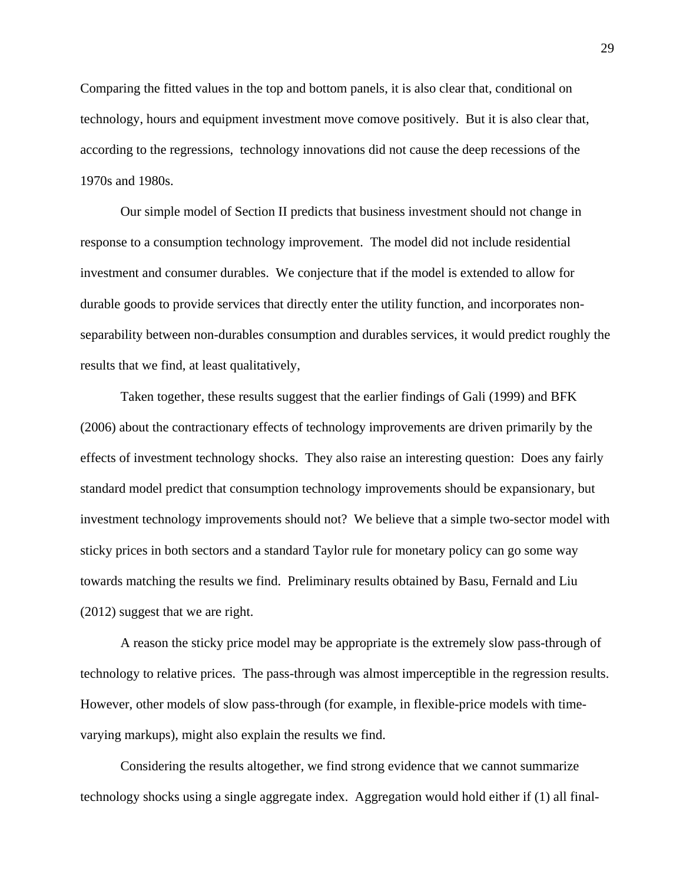Comparing the fitted values in the top and bottom panels, it is also clear that, conditional on technology, hours and equipment investment move comove positively. But it is also clear that, according to the regressions, technology innovations did not cause the deep recessions of the 1970s and 1980s.

Our simple model of Section II predicts that business investment should not change in response to a consumption technology improvement. The model did not include residential investment and consumer durables. We conjecture that if the model is extended to allow for durable goods to provide services that directly enter the utility function, and incorporates non-separability between non-durables consumption and durables services, it would predict roughly the results that we find, at least qualitatively,

Taken together, these results suggest that the earlier findings of Gali (1999) and BFK (2006) about the contractionary effects of technology improvements are driven primarily by the effects of investment technology shocks. They also raise an interesting question: Does any fairly standard model predict that consumption technology improvements should be expansionary, but investment technology improvements should not? We believe that a simple two-sector model with sticky prices in both sectors and a standard Taylor rule for monetary policy can go some way towards matching the results we find. Preliminary results obtained by Basu, Fernald and Liu (2012) suggest that we are right.

A reason the sticky price model may be appropriate is the extremely slow pass-through of technology to relative prices. The pass-through was almost imperceptible in the regression results. However, other models of slow pass-through (for example, in flexible-price models with time-varying markups), might also explain the results we find.

Considering the results altogether, we find strong evidence that we cannot summarize technology shocks using a single aggregate index. Aggregation would hold either if (1) all final-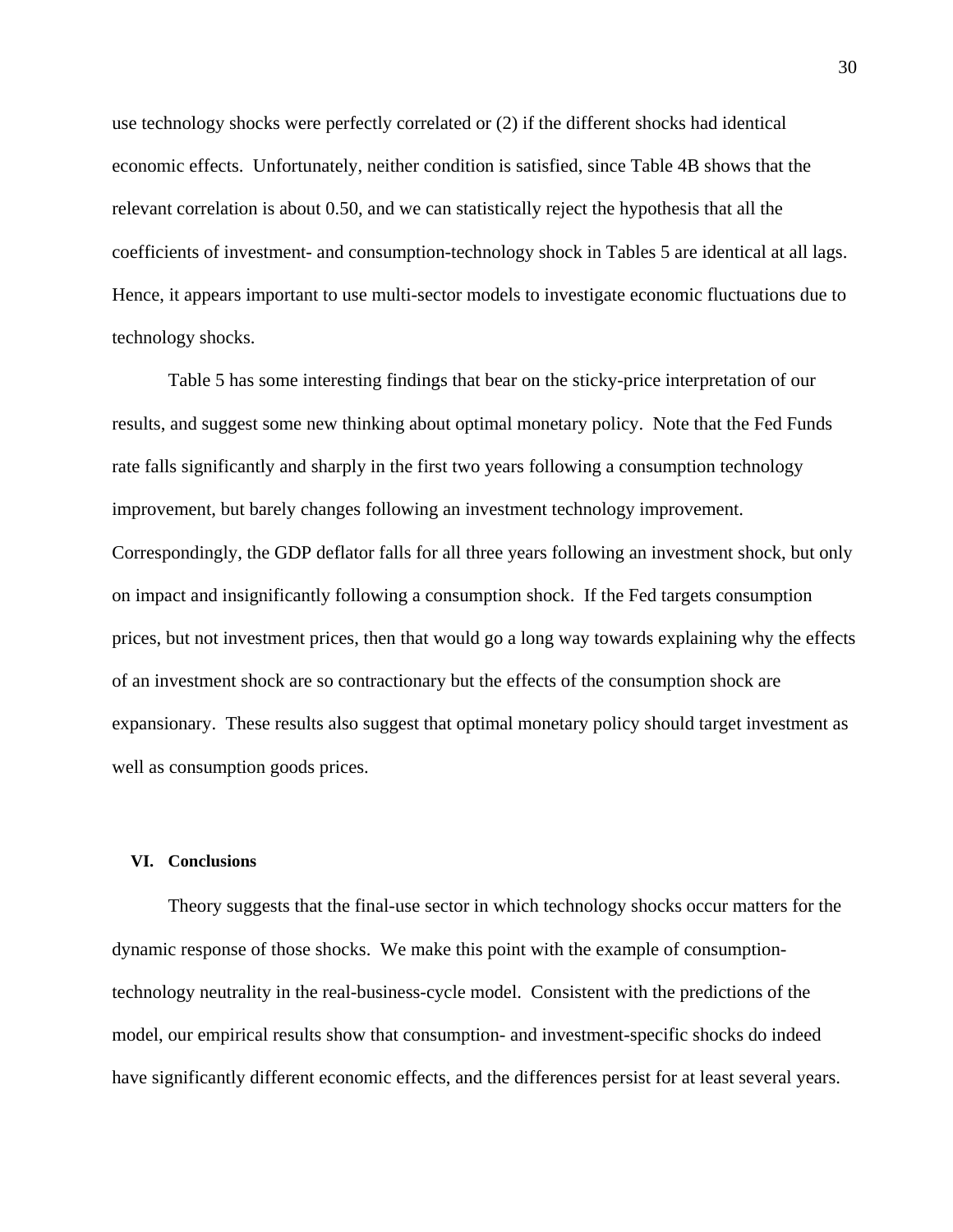use technology shocks were perfectly correlated or (2) if the different shocks had identical economic effects. Unfortunately, neither condition is satisfied, since Table 4B shows that the relevant correlation is about 0.50, and we can statistically reject the hypothesis that all the coefficients of investment- and consumption-technology shock in Tables 5 are identical at all lags. Hence, it appears important to use multi-sector models to investigate economic fluctuations due to technology shocks.

Table 5 has some interesting findings that bear on the sticky-price interpretation of our results, and suggest some new thinking about optimal monetary policy. Note that the Fed Funds rate falls significantly and sharply in the first two years following a consumption technology improvement, but barely changes following an investment technology improvement. Correspondingly, the GDP deflator falls for all three years following an investment shock, but only on impact and insignificantly following a consumption shock. If the Fed targets consumption prices, but not investment prices, then that would go a long way towards explaining why the effects of an investment shock are so contractionary but the effects of the consumption shock are expansionary. These results also suggest that optimal monetary policy should target investment as well as consumption goods prices.

## VI. Conclusions

Theory suggests that the final-use sector in which technology shocks occur matters for the dynamic response of those shocks. We make this point with the example of consumption-technology neutrality in the real-business-cycle model. Consistent with the predictions of the model, our empirical results show that consumption- and investment-specific shocks do indeed have significantly different economic effects, and the differences persist for at least several years.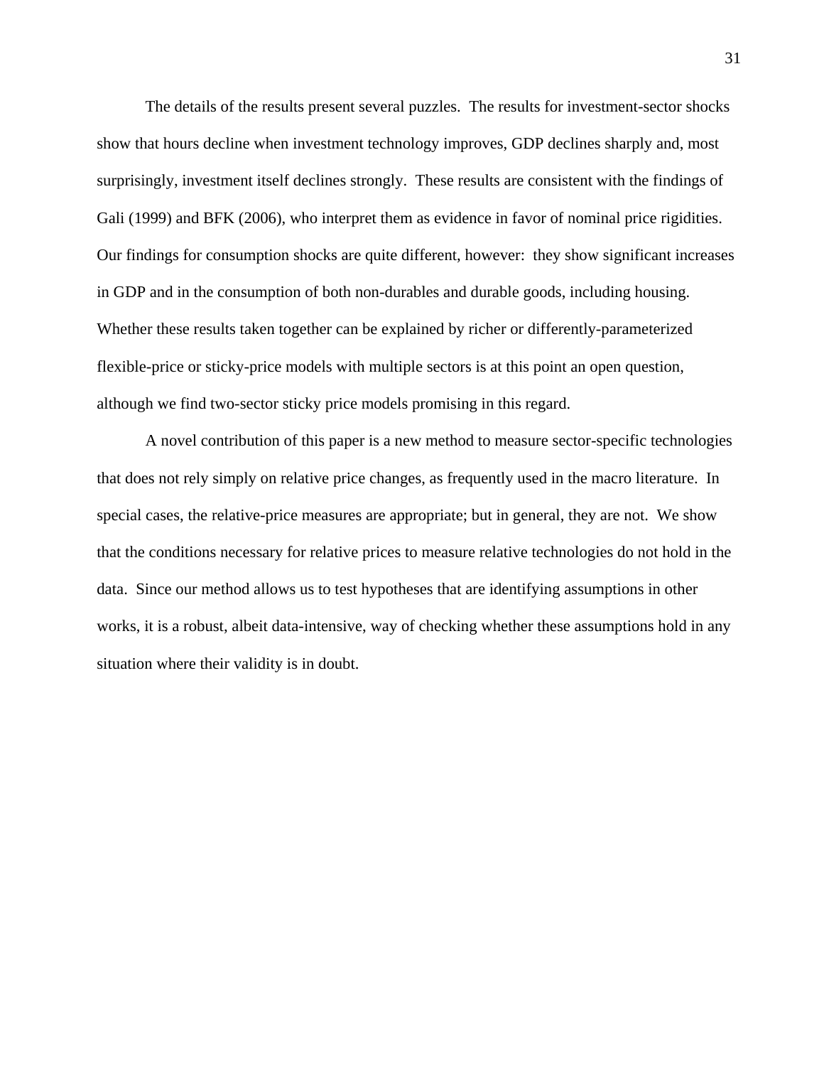The details of the results present several puzzles. The results for investment-sector shocks show that hours decline when investment technology improves, GDP declines sharply and, most surprisingly, investment itself declines strongly. These results are consistent with the findings of Gali (1999) and BFK (2006), who interpret them as evidence in favor of nominal price rigidities. Our findings for consumption shocks are quite different, however: they show significant increases in GDP and in the consumption of both non-durables and durable goods, including housing. Whether these results taken together can be explained by richer or differently-parameterized flexible-price or sticky-price models with multiple sectors is at this point an open question, although we find two-sector sticky price models promising in this regard.

A novel contribution of this paper is a new method to measure sector-specific technologies that does not rely simply on relative price changes, as frequently used in the macro literature. In special cases, the relative-price measures are appropriate; but in general, they are not. We show that the conditions necessary for relative prices to measure relative technologies do not hold in the data. Since our method allows us to test hypotheses that are identifying assumptions in other works, it is a robust, albeit data-intensive, way of checking whether these assumptions hold in any situation where their validity is in doubt.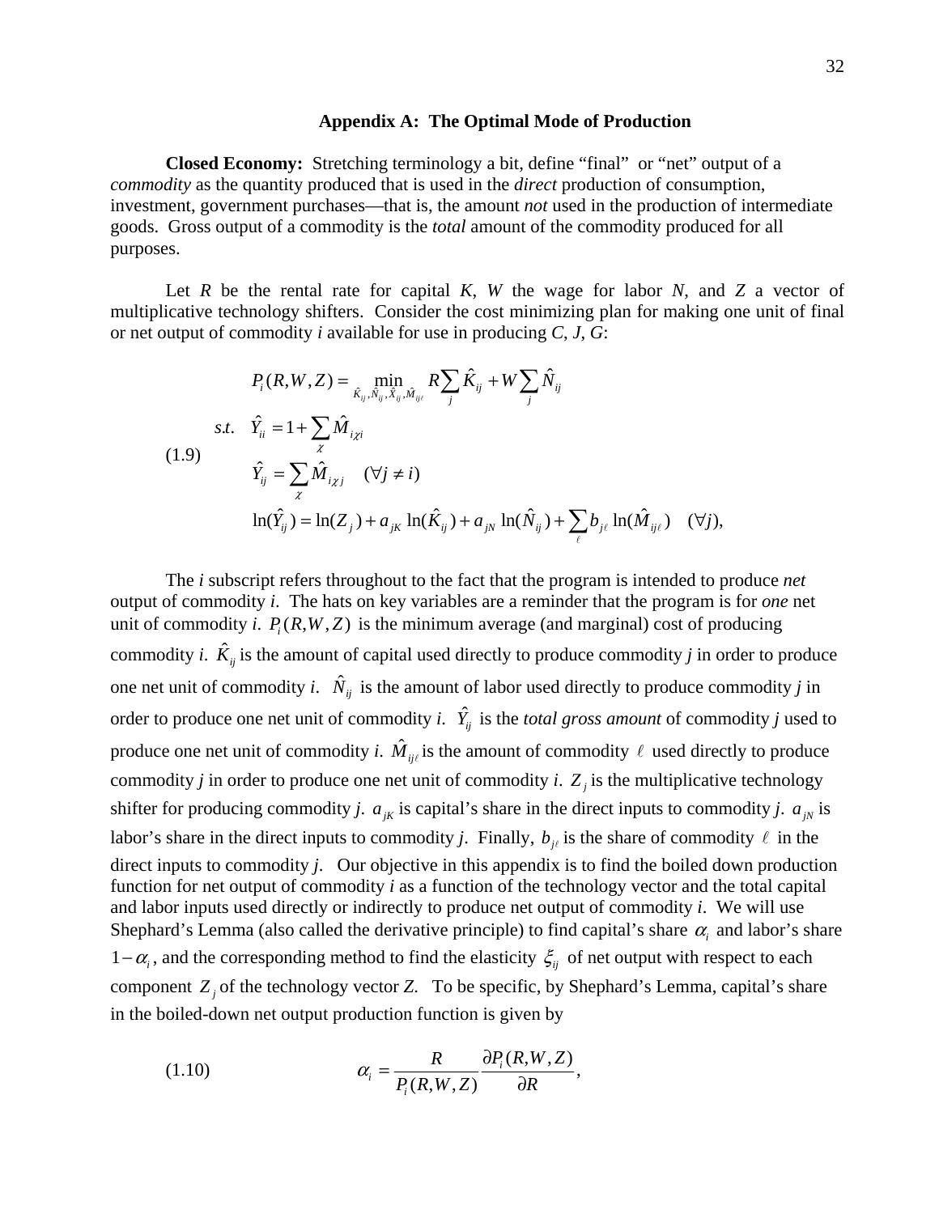## Appendix A: The Optimal Mode of Production

**Closed Economy:** Stretching terminology a bit, define "final" or "net" output of a *commodity* as the quantity produced that is used in the *direct* production of consumption, investment, government purchases—that is, the amount *not* used in the production of intermediate goods. Gross output of a commodity is the *total* amount of the commodity produced for all purposes.

Let $R$ be the rental rate for capital $K$, $W$ the wage for labor $N$, and $Z$ a vector of multiplicative technology shifters. Consider the cost minimizing plan for making one unit of final or net output of commodity $i$ available for use in producing $C$, $J$, $G$:

$$
(1.9) \quad
\begin{aligned}
P_i(R,W,Z) = & \min_{\hat{K}_{ij},\hat{N}_{ij},\hat{Y}_{ij},\hat{M}_{ij\ell}} R\sum_j \hat{K}_{ij} + W\sum_j \hat{N}_{ij} \\
s.t. \quad & \hat{Y}_{ii} = 1 + \sum_{\chi} \hat{M}_{i\chi i} \\
& \hat{Y}_{ij} = \sum_{\chi} \hat{M}_{i\chi j} \quad (\forall j \neq i) \\
& \ln(\hat{Y}_{ij}) = \ln(Z_j) + a_{jK}\ln(\hat{K}_{ij}) + a_{jN}\ln(\hat{N}_{ij}) + \sum_{\ell} b_{j\ell}\ln(\hat{M}_{ij\ell}) \quad (\forall j),
\end{aligned}
$$

The $i$ subscript refers throughout to the fact that the program is intended to produce *net* output of commodity $i$. The hats on key variables are a reminder that the program is for *one* net unit of commodity $i$. $P_i(R,W,Z)$ is the minimum average (and marginal) cost of producing commodity $i$. $\hat{K}_{ij}$ is the amount of capital used directly to produce commodity $j$ in order to produce one net unit of commodity $i$. $\hat{N}_{ij}$ is the amount of labor used directly to produce commodity $j$ in order to produce one net unit of commodity $i$. $\hat{Y}_{ij}$ is the *total gross amount* of commodity $j$ used to produce one net unit of commodity $i$. $\hat{M}_{ij\ell}$ is the amount of commodity $\ell$ used directly to produce commodity $j$ in order to produce one net unit of commodity $i$. $Z_j$ is the multiplicative technology shifter for producing commodity $j$. $a_{jK}$ is capital's share in the direct inputs to commodity $j$. $a_{jN}$ is labor's share in the direct inputs to commodity $j$. Finally, $b_{j\ell}$ is the share of commodity $\ell$ in the direct inputs to commodity $j$. Our objective in this appendix is to find the boiled down production function for net output of commodity $i$ as a function of the technology vector and the total capital and labor inputs used directly or indirectly to produce net output of commodity $i$. We will use Shephard's Lemma (also called the derivative principle) to find capital's share $\alpha_i$ and labor's share $1-\alpha_i$, and the corresponding method to find the elasticity $\xi_{ij}$ of net output with respect to each component $Z_j$ of the technology vector $Z$. To be specific, by Shephard's Lemma, capital's share in the boiled-down net output production function is given by

$$
(1.10) \qquad \alpha_i = \frac{R}{P_i(R,W,Z)} \frac{\partial P_i(R,W,Z)}{\partial R},
$$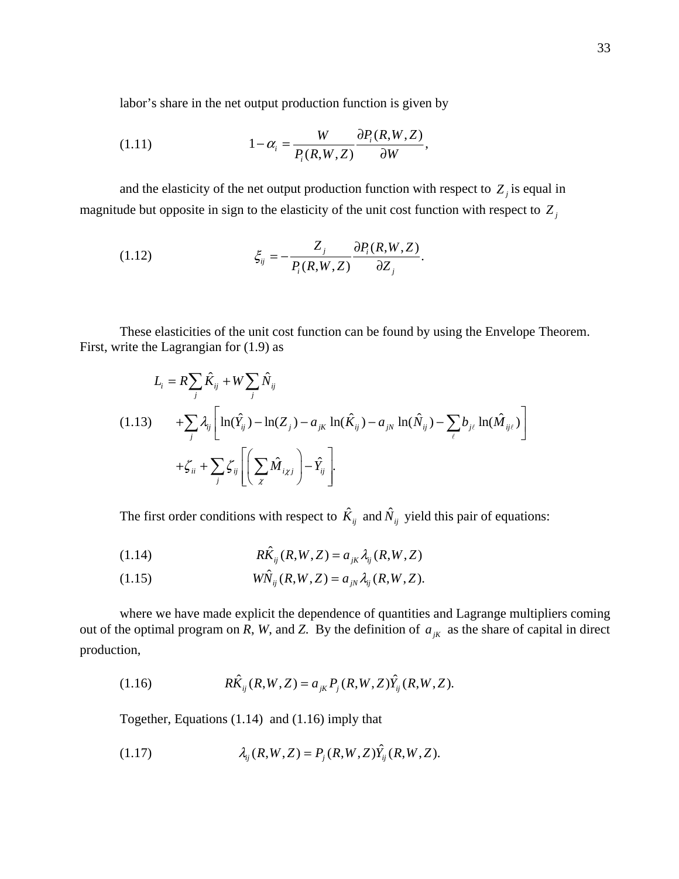labor's share in the net output production function is given by

$$(1.11) \qquad 1-\alpha_i = \frac{W}{P_i(R,W,Z)} \frac{\partial P_i(R,W,Z)}{\partial W},$$

and the elasticity of the net output production function with respect to $Z_j$ is equal in magnitude but opposite in sign to the elasticity of the unit cost function with respect to $Z_j$

$$(1.12) \qquad \xi_{ij} = -\frac{Z_j}{P_i(R,W,Z)} \frac{\partial P_i(R,W,Z)}{\partial Z_j}.$$

These elasticities of the unit cost function can be found by using the Envelope Theorem. First, write the Lagrangian for (1.9) as

$$(1.13) \qquad \begin{aligned} L_i &= R\sum_j \hat{K}_{ij} + W\sum_j \hat{N}_{ij} \\ &+ \sum_j \lambda_{ij}\left[\ln(\hat{Y}_{ij}) - \ln(Z_j) - a_{jK}\ln(\hat{K}_{ij}) - a_{jN}\ln(\hat{N}_{ij}) - \sum_\ell b_{j\ell}\ln(\hat{M}_{ij\ell})\right] \\ &+ \zeta_{ii} + \sum_j \zeta_{ij}\left[\left(\sum_\chi \hat{M}_{i\chi j}\right) - \hat{Y}_{ij}\right]. \end{aligned}$$

The first order conditions with respect to $\hat{K}_{ij}$ and $\hat{N}_{ij}$ yield this pair of equations:

$$(1.14) \qquad R\hat{K}_{ij}(R,W,Z) = a_{jK}\lambda_{ij}(R,W,Z)$$

$$(1.15) \qquad W\hat{N}_{ij}(R,W,Z) = a_{jN}\lambda_{ij}(R,W,Z).$$

where we have made explicit the dependence of quantities and Lagrange multipliers coming out of the optimal program on *R*, *W*, and *Z*. By the definition of $a_{jK}$ as the share of capital in direct production,

$$(1.16) \qquad R\hat{K}_{ij}(R,W,Z) = a_{jK}P_j(R,W,Z)\hat{Y}_{ij}(R,W,Z).$$

Together, Equations (1.14) and (1.16) imply that

$$(1.17) \qquad \lambda_{ij}(R,W,Z) = P_j(R,W,Z)\hat{Y}_{ij}(R,W,Z).$$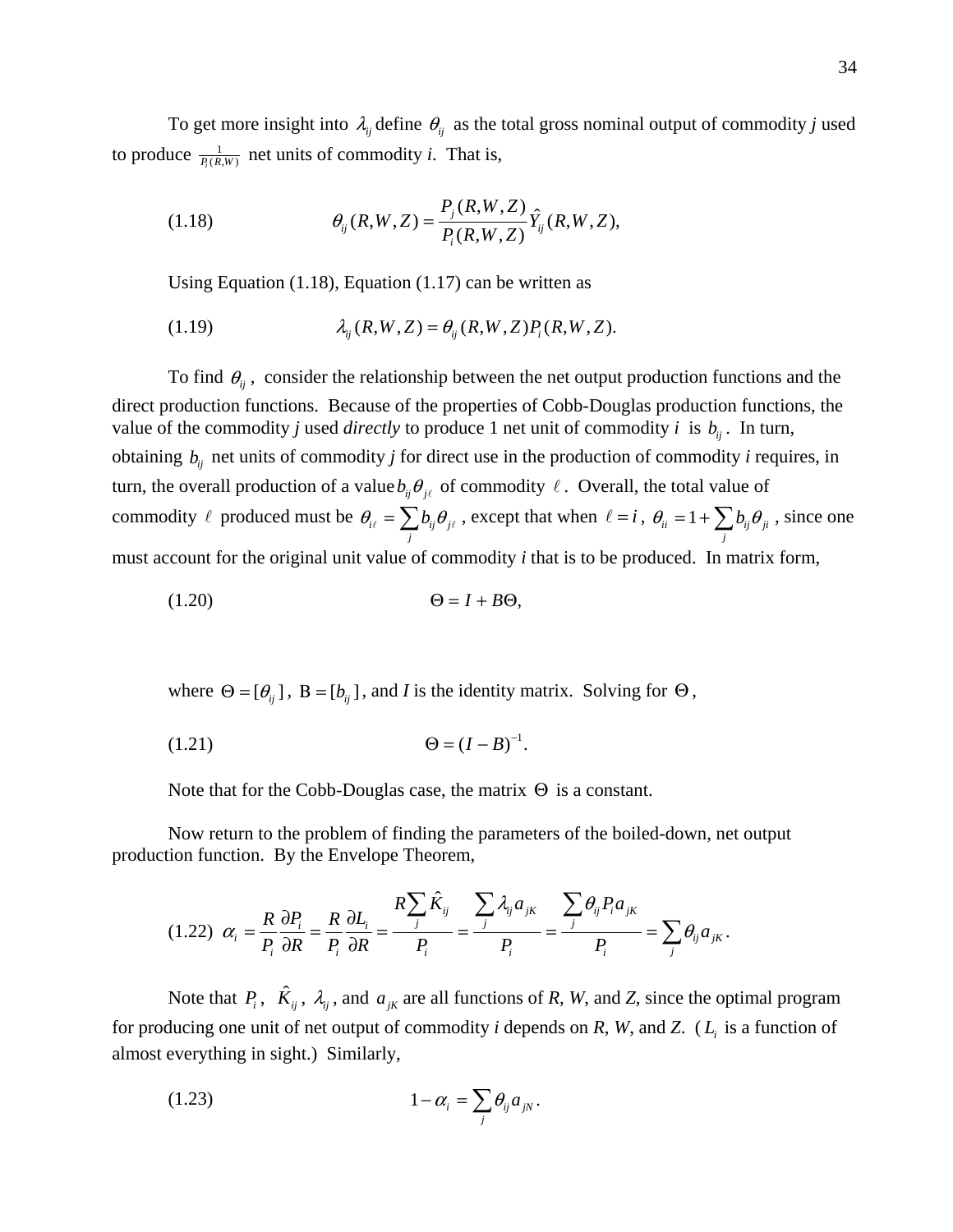To get more insight into $\lambda_{ij}$ define $\theta_{ij}$ as the total gross nominal output of commodity *j* used to produce $\frac{1}{P_i(R,W)}$ net units of commodity *i*. That is,

$$\theta_{ij}(R,W,Z) = \frac{P_j(R,W,Z)}{P_i(R,W,Z)}\hat{Y}_{ij}(R,W,Z), \tag{1.18}$$

Using Equation (1.18), Equation (1.17) can be written as

$$\lambda_{ij}(R,W,Z) = \theta_{ij}(R,W,Z)P_i(R,W,Z). \tag{1.19}$$

To find $\theta_{ij}$, consider the relationship between the net output production functions and the direct production functions. Because of the properties of Cobb-Douglas production functions, the value of the commodity *j* used *directly* to produce 1 net unit of commodity *i* is $b_{ij}$. In turn, obtaining $b_{ij}$ net units of commodity *j* for direct use in the production of commodity *i* requires, in turn, the overall production of a value $b_{ij}\theta_{j\ell}$ of commodity $\ell$. Overall, the total value of commodity $\ell$ produced must be $\theta_{i\ell} = \sum_j b_{ij}\theta_{j\ell}$, except that when $\ell = i$, $\theta_{ii} = 1 + \sum_j b_{ij}\theta_{ji}$, since one must account for the original unit value of commodity *i* that is to be produced. In matrix form,

$$\Theta = I + B\Theta, \tag{1.20}$$

where $\Theta = [\theta_{ij}]$, $\mathrm{B} = [b_{ij}]$, and *I* is the identity matrix. Solving for $\Theta$,

$$\Theta = (I - B)^{-1}. \tag{1.21}$$

Note that for the Cobb-Douglas case, the matrix $\Theta$ is a constant.

Now return to the problem of finding the parameters of the boiled-down, net output production function. By the Envelope Theorem,

$$\alpha_i = \frac{R}{P_i}\frac{\partial P_i}{\partial R} = \frac{R}{P_i}\frac{\partial L_i}{\partial R} = \frac{R\sum_j \hat{K}_{ij}}{P_i} = \frac{\sum_j \lambda_{ij}a_{jK}}{P_i} = \frac{\sum_j \theta_{ij}P_i a_{jK}}{P_i} = \sum_j \theta_{ij}a_{jK}. \tag{1.22}$$

Note that $P_i$, $\hat{K}_{ij}$, $\lambda_{ij}$, and $a_{jK}$ are all functions of *R*, *W*, and *Z*, since the optimal program for producing one unit of net output of commodity *i* depends on *R*, *W*, and *Z*. ($L_i$ is a function of almost everything in sight.) Similarly,

$$1 - \alpha_i = \sum_j \theta_{ij}a_{jN}. \tag{1.23}$$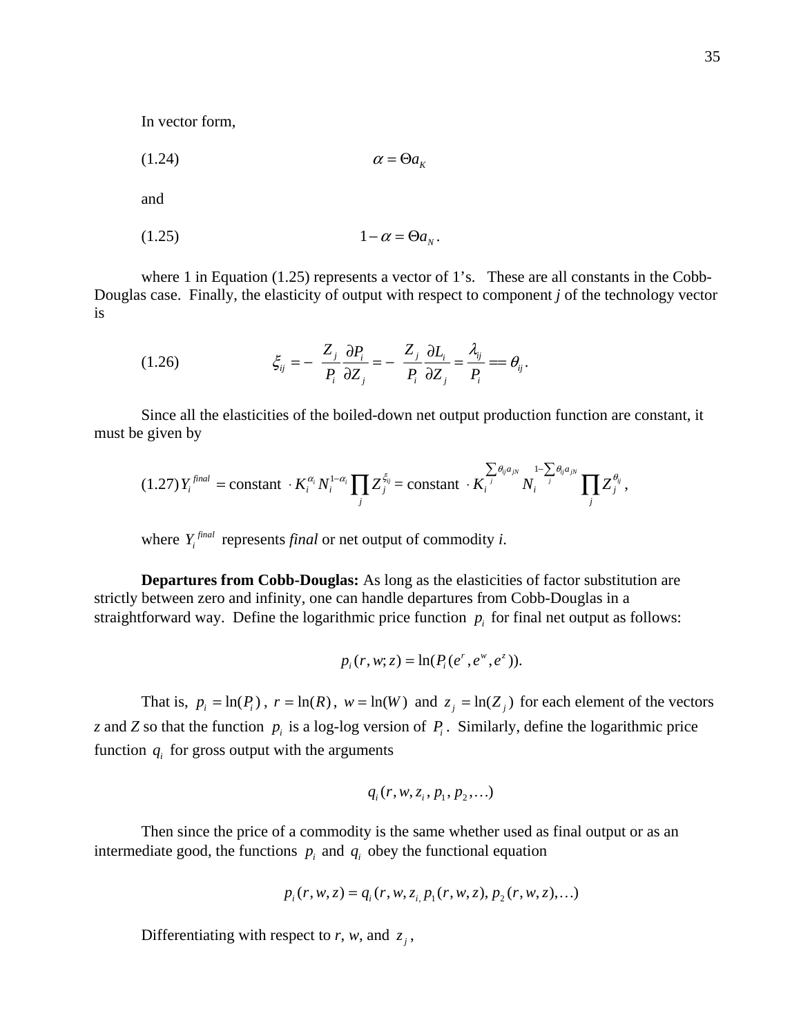In vector form,

$$(1.24) \qquad \alpha = \Theta a_K$$

and

$$(1.25) \qquad 1 - \alpha = \Theta a_N .$$

where 1 in Equation (1.25) represents a vector of 1's. These are all constants in the Cobb-Douglas case. Finally, the elasticity of output with respect to component *j* of the technology vector is

$$(1.26) \qquad \xi_{ij} = -\frac{Z_j}{P_i}\frac{\partial P_i}{\partial Z_j} = -\frac{Z_j}{P_i}\frac{\partial L_i}{\partial Z_j} = \frac{\lambda_{ij}}{P_i} == \theta_{ij} .$$

Since all the elasticities of the boiled-down net output production function are constant, it must be given by

$$(1.27) Y_i^{final} = \text{constant} \cdot K_i^{\alpha_i} N_i^{1-\alpha_i} \prod_j Z_j^{\xi_{ij}} = \text{constant} \cdot K_i^{\sum_j \theta_{ij} a_{jN}} N_i^{1-\sum_j \theta_{ij} a_{jN}} \prod_j Z_j^{\theta_{ij}} ,$$

where $Y_i^{final}$ represents *final* or net output of commodity *i*.

**Departures from Cobb-Douglas:** As long as the elasticities of factor substitution are strictly between zero and infinity, one can handle departures from Cobb-Douglas in a straightforward way. Define the logarithmic price function $p_i$ for final net output as follows:

$$p_i(r, w; z) = \ln(P_i(e^r, e^w, e^z)).$$

That is, $p_i = \ln(P_i)$, $r = \ln(R)$, $w = \ln(W)$ and $z_j = \ln(Z_j)$ for each element of the vectors *z* and *Z* so that the function $p_i$ is a log-log version of $P_i$. Similarly, define the logarithmic price function $q_i$ for gross output with the arguments

$$q_i(r, w, z_i, p_1, p_2, \ldots)$$

Then since the price of a commodity is the same whether used as final output or as an intermediate good, the functions $p_i$ and $q_i$ obey the functional equation

$$p_i(r, w, z) = q_i(r, w, z_i, p_1(r, w, z), p_2(r, w, z), \ldots)$$

Differentiating with respect to *r*, *w*, and $z_j$,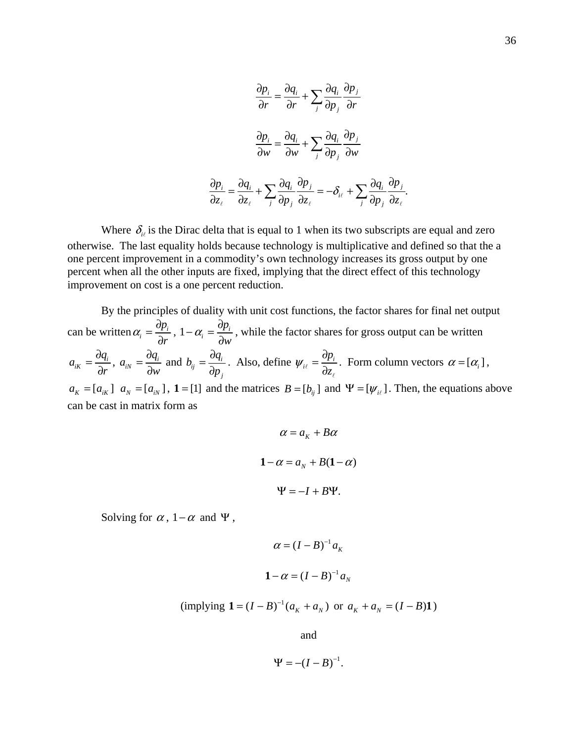$$\frac{\partial p_i}{\partial r} = \frac{\partial q_i}{\partial r} + \sum_j \frac{\partial q_i}{\partial p_j}\frac{\partial p_j}{\partial r}$$

$$\frac{\partial p_i}{\partial w} = \frac{\partial q_i}{\partial w} + \sum_j \frac{\partial q_i}{\partial p_j}\frac{\partial p_j}{\partial w}$$

$$\frac{\partial p_i}{\partial z_\ell} = \frac{\partial q_i}{\partial z_\ell} + \sum_j \frac{\partial q_i}{\partial p_j}\frac{\partial p_j}{\partial z_\ell} = -\delta_{i\ell} + \sum_j \frac{\partial q_i}{\partial p_j}\frac{\partial p_j}{\partial z_\ell}.$$

Where $\delta_{i\ell}$ is the Dirac delta that is equal to 1 when its two subscripts are equal and zero otherwise. The last equality holds because technology is multiplicative and defined so that the a one percent improvement in a commodity's own technology increases its gross output by one percent when all the other inputs are fixed, implying that the direct effect of this technology improvement on cost is a one percent reduction.

By the principles of duality with unit cost functions, the factor shares for final net output can be written $\alpha_i = \frac{\partial p_i}{\partial r}$, $1-\alpha_i = \frac{\partial p_i}{\partial w}$, while the factor shares for gross output can be written $a_{iK} = \frac{\partial q_i}{\partial r}$, $a_{iN} = \frac{\partial q_i}{\partial w}$ and $b_{ij} = \frac{\partial q_i}{\partial p_j}$. Also, define $\psi_{i\ell} = \frac{\partial p_i}{\partial z_\ell}$. Form column vectors $\alpha = [\alpha_i]$, $a_K = [a_{iK}]$ $a_N = [a_{iN}]$, $\mathbf{1} = [1]$ and the matrices $B = [b_{ij}]$ and $\Psi = [\psi_{i\ell}]$. Then, the equations above can be cast in matrix form as

$$\alpha = a_K + B\alpha$$

$$\mathbf{1} - \alpha = a_N + B(\mathbf{1} - \alpha)$$

$$\Psi = -I + B\Psi.$$

Solving for $\alpha$, $1-\alpha$ and $\Psi$,

$$\alpha = (I-B)^{-1}a_K$$

$$\mathbf{1} - \alpha = (I-B)^{-1}a_N$$

(implying $\mathbf{1} = (I-B)^{-1}(a_K + a_N)$ or $a_K + a_N = (I-B)\mathbf{1}$)

and

$$\Psi = -(I-B)^{-1}.$$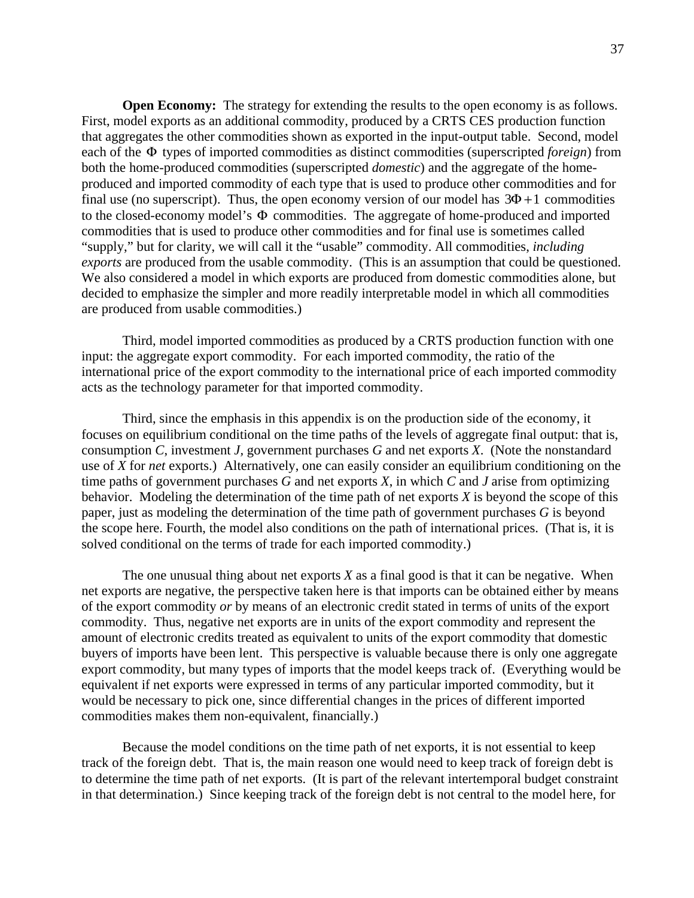**Open Economy:** The strategy for extending the results to the open economy is as follows. First, model exports as an additional commodity, produced by a CRTS CES production function that aggregates the other commodities shown as exported in the input-output table. Second, model each of the $\Phi$ types of imported commodities as distinct commodities (superscripted *foreign*) from both the home-produced commodities (superscripted *domestic*) and the aggregate of the home-produced and imported commodity of each type that is used to produce other commodities and for final use (no superscript). Thus, the open economy version of our model has $3\Phi + 1$ commodities to the closed-economy model's $\Phi$ commodities. The aggregate of home-produced and imported commodities that is used to produce other commodities and for final use is sometimes called "supply," but for clarity, we will call it the "usable" commodity. All commodities, *including exports* are produced from the usable commodity. (This is an assumption that could be questioned. We also considered a model in which exports are produced from domestic commodities alone, but decided to emphasize the simpler and more readily interpretable model in which all commodities are produced from usable commodities.)

Third, model imported commodities as produced by a CRTS production function with one input: the aggregate export commodity. For each imported commodity, the ratio of the international price of the export commodity to the international price of each imported commodity acts as the technology parameter for that imported commodity.

Third, since the emphasis in this appendix is on the production side of the economy, it focuses on equilibrium conditional on the time paths of the levels of aggregate final output: that is, consumption $C$, investment $J$, government purchases $G$ and net exports $X$. (Note the nonstandard use of $X$ for *net* exports.) Alternatively, one can easily consider an equilibrium conditioning on the time paths of government purchases $G$ and net exports $X$, in which $C$ and $J$ arise from optimizing behavior. Modeling the determination of the time path of net exports $X$ is beyond the scope of this paper, just as modeling the determination of the time path of government purchases $G$ is beyond the scope here. Fourth, the model also conditions on the path of international prices. (That is, it is solved conditional on the terms of trade for each imported commodity.)

The one unusual thing about net exports $X$ as a final good is that it can be negative. When net exports are negative, the perspective taken here is that imports can be obtained either by means of the export commodity *or* by means of an electronic credit stated in terms of units of the export commodity. Thus, negative net exports are in units of the export commodity and represent the amount of electronic credits treated as equivalent to units of the export commodity that domestic buyers of imports have been lent. This perspective is valuable because there is only one aggregate export commodity, but many types of imports that the model keeps track of. (Everything would be equivalent if net exports were expressed in terms of any particular imported commodity, but it would be necessary to pick one, since differential changes in the prices of different imported commodities makes them non-equivalent, financially.)

Because the model conditions on the time path of net exports, it is not essential to keep track of the foreign debt. That is, the main reason one would need to keep track of foreign debt is to determine the time path of net exports. (It is part of the relevant intertemporal budget constraint in that determination.) Since keeping track of the foreign debt is not central to the model here, for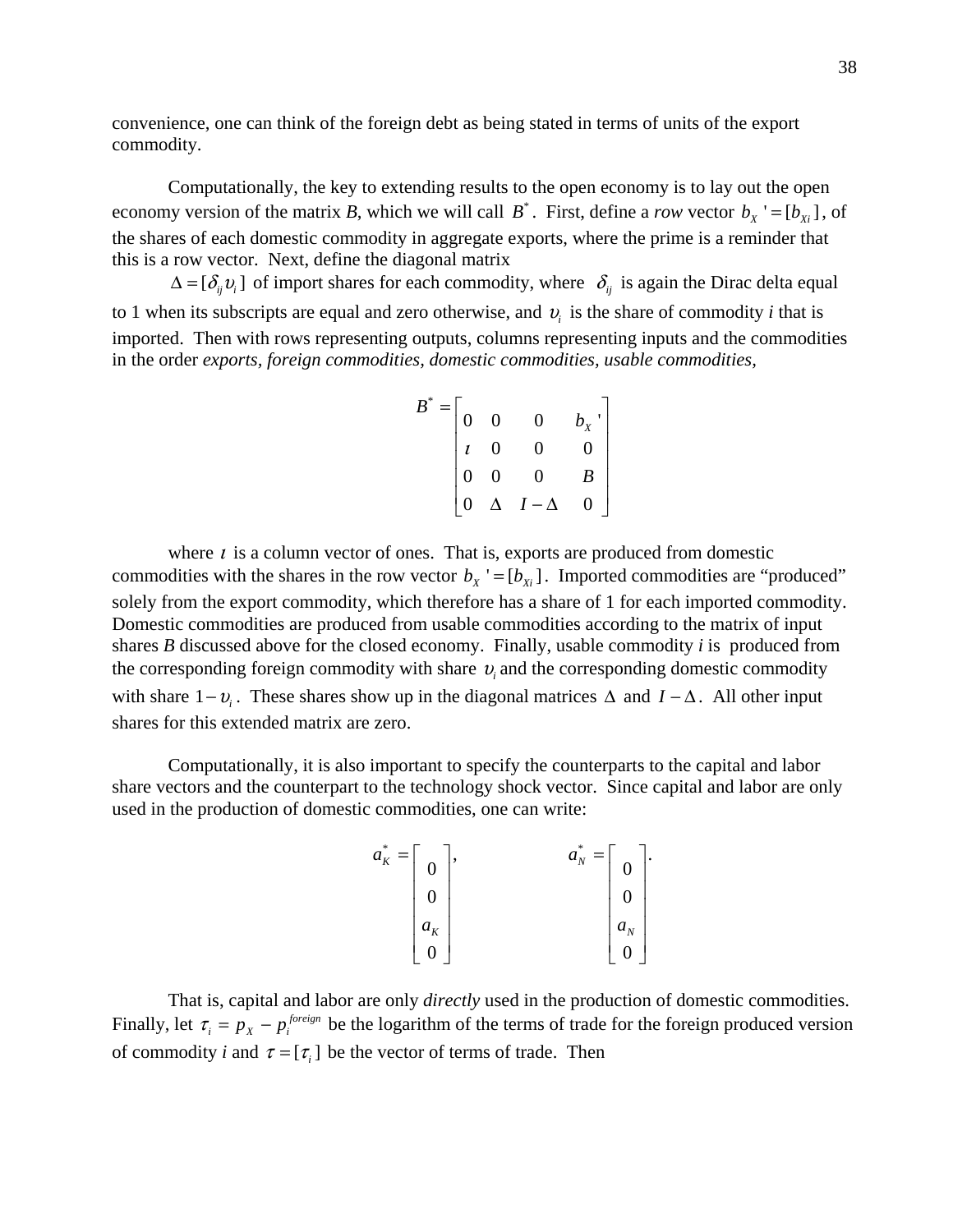convenience, one can think of the foreign debt as being stated in terms of units of the export commodity.

Computationally, the key to extending results to the open economy is to lay out the open economy version of the matrix *B*, which we will call $B^*$. First, define a *row* vector $b_X{}' = [b_{Xi}]$, of the shares of each domestic commodity in aggregate exports, where the prime is a reminder that this is a row vector. Next, define the diagonal matrix

$\Delta = [\delta_{ij} \upsilon_i]$ of import shares for each commodity, where $\delta_{ij}$ is again the Dirac delta equal to 1 when its subscripts are equal and zero otherwise, and $\upsilon_i$ is the share of commodity *i* that is imported. Then with rows representing outputs, columns representing inputs and the commodities in the order *exports, foreign commodities, domestic commodities, usable commodities,*

$$B^* = \begin{bmatrix} 0 & 0 & 0 & b_X{}' \\ \iota & 0 & 0 & 0 \\ 0 & 0 & 0 & B \\ 0 & \Delta & I - \Delta & 0 \end{bmatrix}$$

where $\iota$ is a column vector of ones. That is, exports are produced from domestic commodities with the shares in the row vector $b_X{}' = [b_{Xi}]$. Imported commodities are "produced" solely from the export commodity, which therefore has a share of 1 for each imported commodity. Domestic commodities are produced from usable commodities according to the matrix of input shares *B* discussed above for the closed economy. Finally, usable commodity *i* is produced from the corresponding foreign commodity with share $\upsilon_i$ and the corresponding domestic commodity with share $1 - \upsilon_i$. These shares show up in the diagonal matrices $\Delta$ and $I - \Delta$. All other input shares for this extended matrix are zero.

Computationally, it is also important to specify the counterparts to the capital and labor share vectors and the counterpart to the technology shock vector. Since capital and labor are only used in the production of domestic commodities, one can write:

$$a_K^* = \begin{bmatrix} 0 \\ 0 \\ a_K \\ 0 \end{bmatrix}, \qquad a_N^* = \begin{bmatrix} 0 \\ 0 \\ a_N \\ 0 \end{bmatrix}.$$

That is, capital and labor are only *directly* used in the production of domestic commodities. Finally, let $\tau_i = p_X - p_i^{foreign}$ be the logarithm of the terms of trade for the foreign produced version of commodity *i* and $\tau = [\tau_i]$ be the vector of terms of trade. Then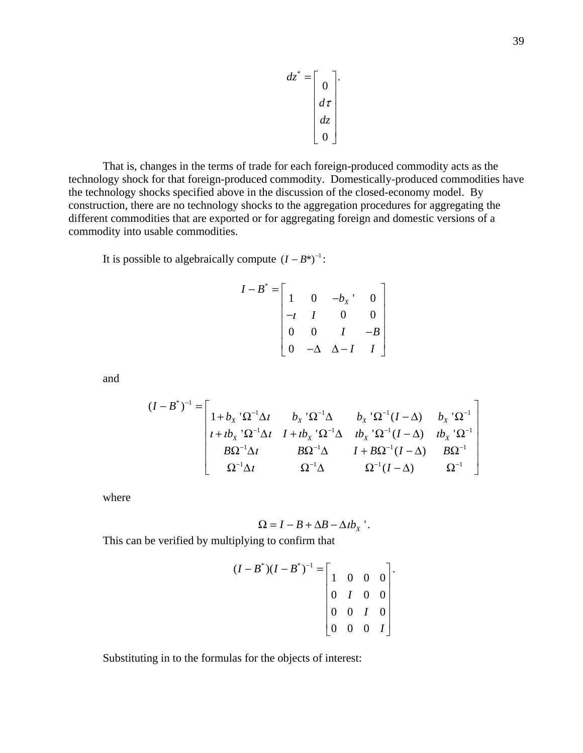$$dz^* = \begin{bmatrix} 0 \\ d\tau \\ dz \\ 0 \end{bmatrix}.$$

That is, changes in the terms of trade for each foreign-produced commodity acts as the technology shock for that foreign-produced commodity. Domestically-produced commodities have the technology shocks specified above in the discussion of the closed-economy model. By construction, there are no technology shocks to the aggregation procedures for aggregating the different commodities that are exported or for aggregating foreign and domestic versions of a commodity into usable commodities.

It is possible to algebraically compute $(I - B^*)^{-1}$:

$$I - B^* = \begin{bmatrix} 1 & 0 & -b_X\,' & 0 \\ -\iota & I & 0 & 0 \\ 0 & 0 & I & -B \\ 0 & -\Delta & \Delta - I & I \end{bmatrix}$$

and

$$(I - B^*)^{-1} = \begin{bmatrix} 1 + b_X\,'\Omega^{-1}\Delta\iota & b_X\,'\Omega^{-1}\Delta & b_X\,'\Omega^{-1}(I - \Delta) & b_X\,'\Omega^{-1} \\ \iota + \iota b_X\,'\Omega^{-1}\Delta\iota & I + \iota b_X\,'\Omega^{-1}\Delta & \iota b_X\,'\Omega^{-1}(I - \Delta) & \iota b_X\,'\Omega^{-1} \\ B\Omega^{-1}\Delta\iota & B\Omega^{-1}\Delta & I + B\Omega^{-1}(I - \Delta) & B\Omega^{-1} \\ \Omega^{-1}\Delta\iota & \Omega^{-1}\Delta & \Omega^{-1}(I - \Delta) & \Omega^{-1} \end{bmatrix}$$

where

$$\Omega = I - B + \Delta B - \Delta\iota b_X\,'.$$

This can be verified by multiplying to confirm that

$$(I - B^*)(I - B^*)^{-1} = \begin{bmatrix} 1 & 0 & 0 & 0 \\ 0 & I & 0 & 0 \\ 0 & 0 & I & 0 \\ 0 & 0 & 0 & I \end{bmatrix}.$$

Substituting in to the formulas for the objects of interest: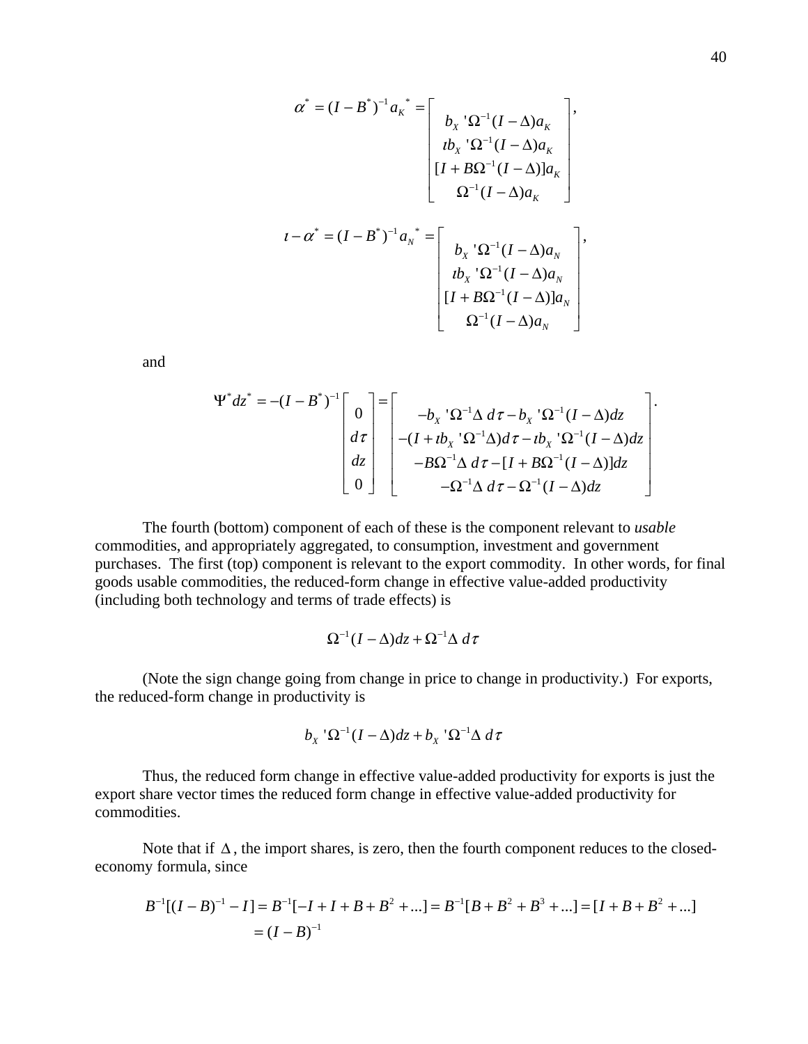$$\alpha^* = (I - B^*)^{-1} a_K{}^* = \begin{bmatrix} b_X{}'\Omega^{-1}(I-\Delta)a_K \\ \iota b_X{}'\Omega^{-1}(I-\Delta)a_K \\ [I + B\Omega^{-1}(I-\Delta)]a_K \\ \Omega^{-1}(I-\Delta)a_K \end{bmatrix},$$

$$\iota - \alpha^* = (I - B^*)^{-1} a_N{}^* = \begin{bmatrix} b_X{}'\Omega^{-1}(I-\Delta)a_N \\ \iota b_X{}'\Omega^{-1}(I-\Delta)a_N \\ [I + B\Omega^{-1}(I-\Delta)]a_N \\ \Omega^{-1}(I-\Delta)a_N \end{bmatrix},$$

and

$$\Psi^* dz^* = -(I - B^*)^{-1} \begin{bmatrix} 0 \\ d\tau \\ dz \\ 0 \end{bmatrix} = \begin{bmatrix} -b_X{}'\Omega^{-1}\Delta\, d\tau - b_X{}'\Omega^{-1}(I-\Delta)dz \\ -(I + \iota b_X{}'\Omega^{-1}\Delta)d\tau - \iota b_X{}'\Omega^{-1}(I-\Delta)dz \\ -B\Omega^{-1}\Delta\, d\tau - [I + B\Omega^{-1}(I-\Delta)]dz \\ -\Omega^{-1}\Delta\, d\tau - \Omega^{-1}(I-\Delta)dz \end{bmatrix}.$$

The fourth (bottom) component of each of these is the component relevant to *usable* commodities, and appropriately aggregated, to consumption, investment and government purchases. The first (top) component is relevant to the export commodity. In other words, for final goods usable commodities, the reduced-form change in effective value-added productivity (including both technology and terms of trade effects) is

$$\Omega^{-1}(I-\Delta)dz + \Omega^{-1}\Delta\, d\tau$$

(Note the sign change going from change in price to change in productivity.) For exports, the reduced-form change in productivity is

$$b_X{}'\Omega^{-1}(I-\Delta)dz + b_X{}'\Omega^{-1}\Delta\, d\tau$$

Thus, the reduced form change in effective value-added productivity for exports is just the export share vector times the reduced form change in effective value-added productivity for commodities.

Note that if $\Delta$, the import shares, is zero, then the fourth component reduces to the closed-economy formula, since

$$B^{-1}[(I-B)^{-1} - I] = B^{-1}[-I + I + B + B^2 + ...] = B^{-1}[B + B^2 + B^3 + ...] = [I + B + B^2 + ...]$$
$$= (I-B)^{-1}$$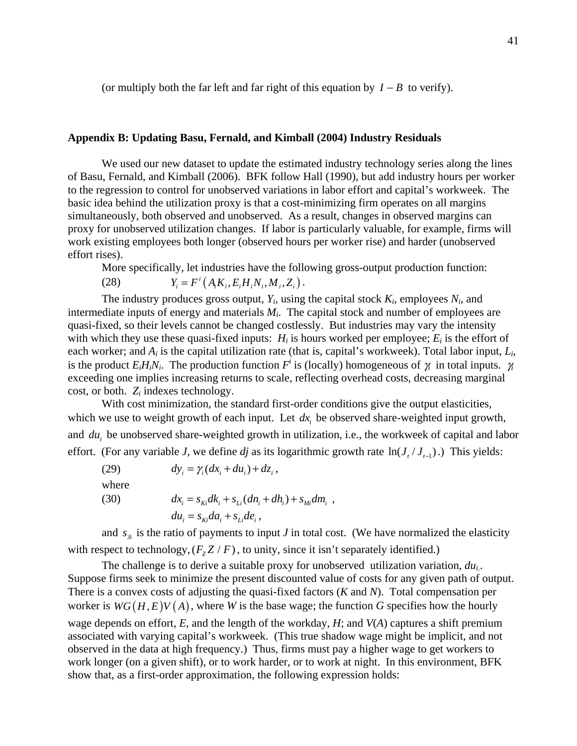(or multiply both the far left and far right of this equation by $I - B$ to verify).

## Appendix B: Updating Basu, Fernald, and Kimball (2004) Industry Residuals

We used our new dataset to update the estimated industry technology series along the lines of Basu, Fernald, and Kimball (2006). BFK follow Hall (1990), but add industry hours per worker to the regression to control for unobserved variations in labor effort and capital's workweek. The basic idea behind the utilization proxy is that a cost-minimizing firm operates on all margins simultaneously, both observed and unobserved. As a result, changes in observed margins can proxy for unobserved utilization changes. If labor is particularly valuable, for example, firms will work existing employees both longer (observed hours per worker rise) and harder (unobserved effort rises).

More specifically, let industries have the following gross-output production function:

$$Y_i = F^i\left(A_i K_i, E_i H_i N_i, M_i, Z_i\right). \tag{28}$$

The industry produces gross output, $Y_i$, using the capital stock $K_i$, employees $N_i$, and intermediate inputs of energy and materials $M_i$. The capital stock and number of employees are quasi-fixed, so their levels cannot be changed costlessly. But industries may vary the intensity with which they use these quasi-fixed inputs: $H_i$ is hours worked per employee; $E_i$ is the effort of each worker; and $A_i$ is the capital utilization rate (that is, capital's workweek). Total labor input, $L_i$, is the product $E_i H_i N_i$. The production function $F^i$ is (locally) homogeneous of $\gamma_i$ in total inputs. $\gamma_i$ exceeding one implies increasing returns to scale, reflecting overhead costs, decreasing marginal cost, or both. $Z_i$ indexes technology.

With cost minimization, the standard first-order conditions give the output elasticities, which we use to weight growth of each input. Let $dx_i$ be observed share-weighted input growth, and $du_i$ be unobserved share-weighted growth in utilization, i.e., the workweek of capital and labor effort. (For any variable *J*, we define *dj* as its logarithmic growth rate $\ln(J_t / J_{t-1})$.) This yields:

$$dy_i = \gamma_i(dx_i + du_i) + dz_i\,, \tag{29}$$

where

$$dx_i = s_{Ki}dk_i + s_{Li}(dn_i + dh_i) + s_{Mi}dm_i\,, \tag{30}$$

$$du_i = s_{Ki}da_i + s_{Li}de_i\,,$$

and $s_{Ji}$ is the ratio of payments to input *J* in total cost. (We have normalized the elasticity with respect to technology, $(F_Z Z / F)$, to unity, since it isn't separately identified.)

The challenge is to derive a suitable proxy for unobserved utilization variation, $du_i$. Suppose firms seek to minimize the present discounted value of costs for any given path of output. There is a convex costs of adjusting the quasi-fixed factors (*K* and *N*). Total compensation per worker is $WG(H,E)V(A)$, where *W* is the base wage; the function *G* specifies how the hourly wage depends on effort, *E*, and the length of the workday, *H*; and *V*(*A*) captures a shift premium associated with varying capital's workweek. (This true shadow wage might be implicit, and not observed in the data at high frequency.) Thus, firms must pay a higher wage to get workers to work longer (on a given shift), or to work harder, or to work at night. In this environment, BFK show that, as a first-order approximation, the following expression holds: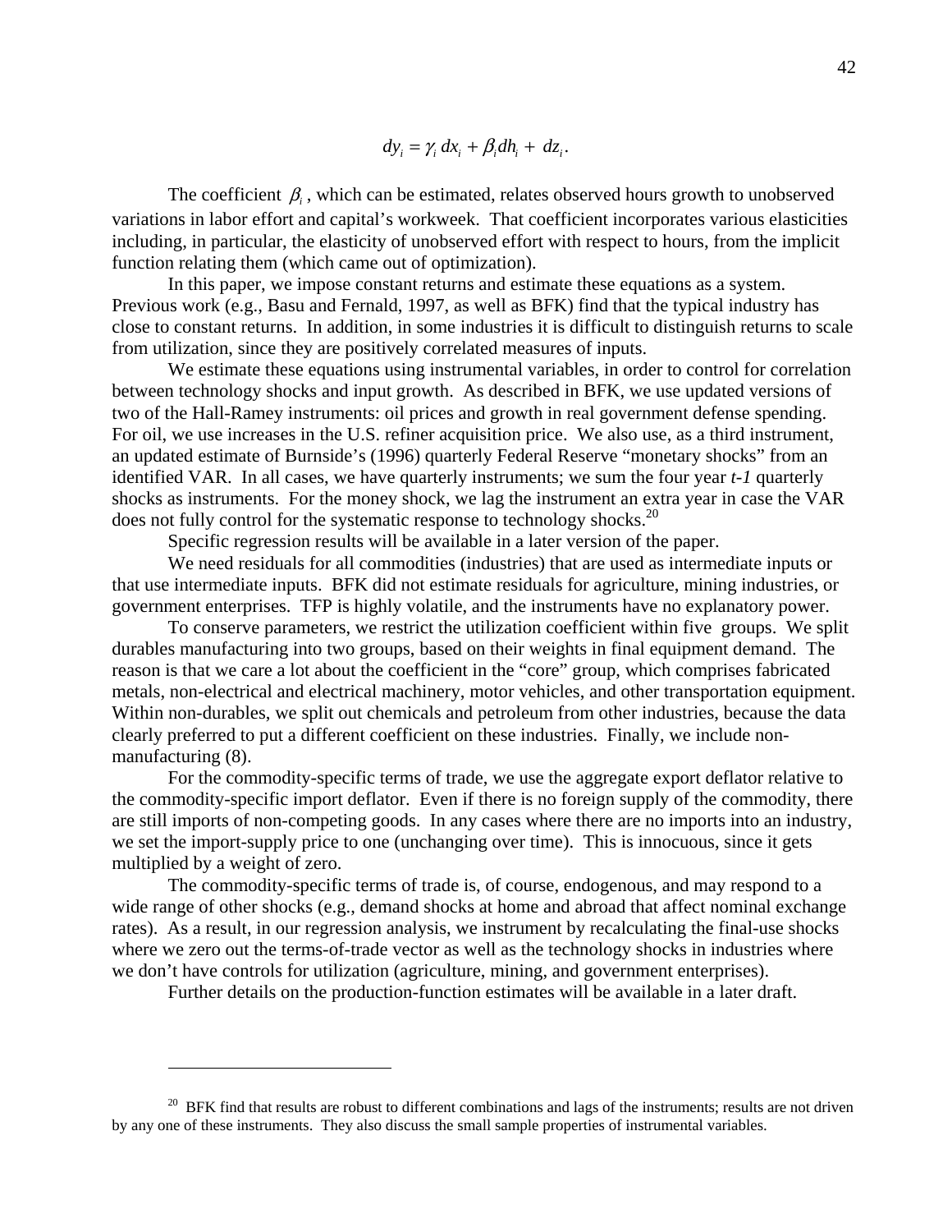$$dy_i = \gamma_i \, dx_i + \beta_i dh_i + \, dz_i.$$

The coefficient $\beta_i$, which can be estimated, relates observed hours growth to unobserved variations in labor effort and capital's workweek. That coefficient incorporates various elasticities including, in particular, the elasticity of unobserved effort with respect to hours, from the implicit function relating them (which came out of optimization).

In this paper, we impose constant returns and estimate these equations as a system. Previous work (e.g., Basu and Fernald, 1997, as well as BFK) find that the typical industry has close to constant returns. In addition, in some industries it is difficult to distinguish returns to scale from utilization, since they are positively correlated measures of inputs.

We estimate these equations using instrumental variables, in order to control for correlation between technology shocks and input growth. As described in BFK, we use updated versions of two of the Hall-Ramey instruments: oil prices and growth in real government defense spending. For oil, we use increases in the U.S. refiner acquisition price. We also use, as a third instrument, an updated estimate of Burnside's (1996) quarterly Federal Reserve "monetary shocks" from an identified VAR. In all cases, we have quarterly instruments; we sum the four year *t-1* quarterly shocks as instruments. For the money shock, we lag the instrument an extra year in case the VAR does not fully control for the systematic response to technology shocks.[20]

Specific regression results will be available in a later version of the paper.

We need residuals for all commodities (industries) that are used as intermediate inputs or that use intermediate inputs. BFK did not estimate residuals for agriculture, mining industries, or government enterprises. TFP is highly volatile, and the instruments have no explanatory power.

To conserve parameters, we restrict the utilization coefficient within five groups. We split durables manufacturing into two groups, based on their weights in final equipment demand. The reason is that we care a lot about the coefficient in the "core" group, which comprises fabricated metals, non-electrical and electrical machinery, motor vehicles, and other transportation equipment. Within non-durables, we split out chemicals and petroleum from other industries, because the data clearly preferred to put a different coefficient on these industries. Finally, we include non-manufacturing (8).

For the commodity-specific terms of trade, we use the aggregate export deflator relative to the commodity-specific import deflator. Even if there is no foreign supply of the commodity, there are still imports of non-competing goods. In any cases where there are no imports into an industry, we set the import-supply price to one (unchanging over time). This is innocuous, since it gets multiplied by a weight of zero.

The commodity-specific terms of trade is, of course, endogenous, and may respond to a wide range of other shocks (e.g., demand shocks at home and abroad that affect nominal exchange rates). As a result, in our regression analysis, we instrument by recalculating the final-use shocks where we zero out the terms-of-trade vector as well as the technology shocks in industries where we don't have controls for utilization (agriculture, mining, and government enterprises).

Further details on the production-function estimates will be available in a later draft.

---

[20] BFK find that results are robust to different combinations and lags of the instruments; results are not driven by any one of these instruments. They also discuss the small sample properties of instrumental variables.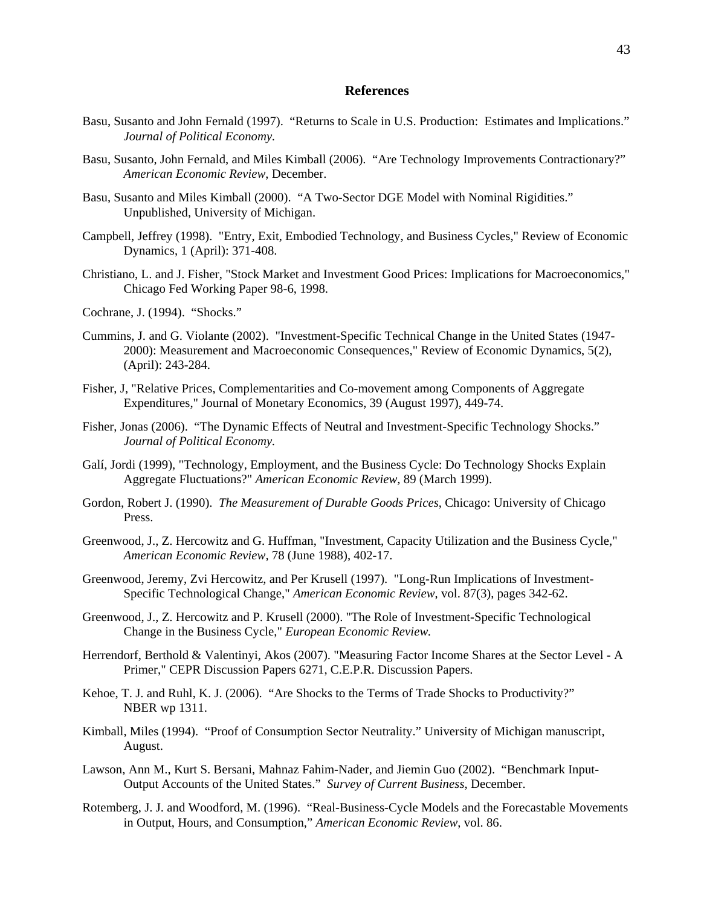## References

Basu, Susanto and John Fernald (1997). "Returns to Scale in U.S. Production: Estimates and Implications." *Journal of Political Economy.*

Basu, Susanto, John Fernald, and Miles Kimball (2006). "Are Technology Improvements Contractionary?" *American Economic Review,* December.

Basu, Susanto and Miles Kimball (2000). "A Two-Sector DGE Model with Nominal Rigidities." Unpublished, University of Michigan.

Campbell, Jeffrey (1998). "Entry, Exit, Embodied Technology, and Business Cycles," Review of Economic Dynamics, 1 (April): 371-408.

Christiano, L. and J. Fisher, "Stock Market and Investment Good Prices: Implications for Macroeconomics," Chicago Fed Working Paper 98-6, 1998.

Cochrane, J. (1994). "Shocks."

Cummins, J. and G. Violante (2002). "Investment-Specific Technical Change in the United States (1947-2000): Measurement and Macroeconomic Consequences," Review of Economic Dynamics, 5(2), (April): 243-284.

Fisher, J, "Relative Prices, Complementarities and Co-movement among Components of Aggregate Expenditures," Journal of Monetary Economics, 39 (August 1997), 449-74.

Fisher, Jonas (2006). "The Dynamic Effects of Neutral and Investment-Specific Technology Shocks." *Journal of Political Economy.*

Galí, Jordi (1999), "Technology, Employment, and the Business Cycle: Do Technology Shocks Explain Aggregate Fluctuations?" *American Economic Review,* 89 (March 1999).

Gordon, Robert J. (1990). *The Measurement of Durable Goods Prices*, Chicago: University of Chicago Press.

Greenwood, J., Z. Hercowitz and G. Huffman, "Investment, Capacity Utilization and the Business Cycle," *American Economic Review,* 78 (June 1988), 402-17.

Greenwood, Jeremy, Zvi Hercowitz, and Per Krusell (1997). "Long-Run Implications of Investment-Specific Technological Change," *American Economic Review*, vol. 87(3), pages 342-62.

Greenwood, J., Z. Hercowitz and P. Krusell (2000). "The Role of Investment-Specific Technological Change in the Business Cycle," *European Economic Review.*

Herrendorf, Berthold & Valentinyi, Akos (2007). "Measuring Factor Income Shares at the Sector Level - A Primer," CEPR Discussion Papers 6271, C.E.P.R. Discussion Papers.

Kehoe, T. J. and Ruhl, K. J. (2006). "Are Shocks to the Terms of Trade Shocks to Productivity?" NBER wp 1311.

Kimball, Miles (1994). "Proof of Consumption Sector Neutrality." University of Michigan manuscript, August.

Lawson, Ann M., Kurt S. Bersani, Mahnaz Fahim-Nader, and Jiemin Guo (2002). "Benchmark Input-Output Accounts of the United States." *Survey of Current Business*, December.

Rotemberg, J. J. and Woodford, M. (1996). "Real-Business-Cycle Models and the Forecastable Movements in Output, Hours, and Consumption," *American Economic Review,* vol. 86.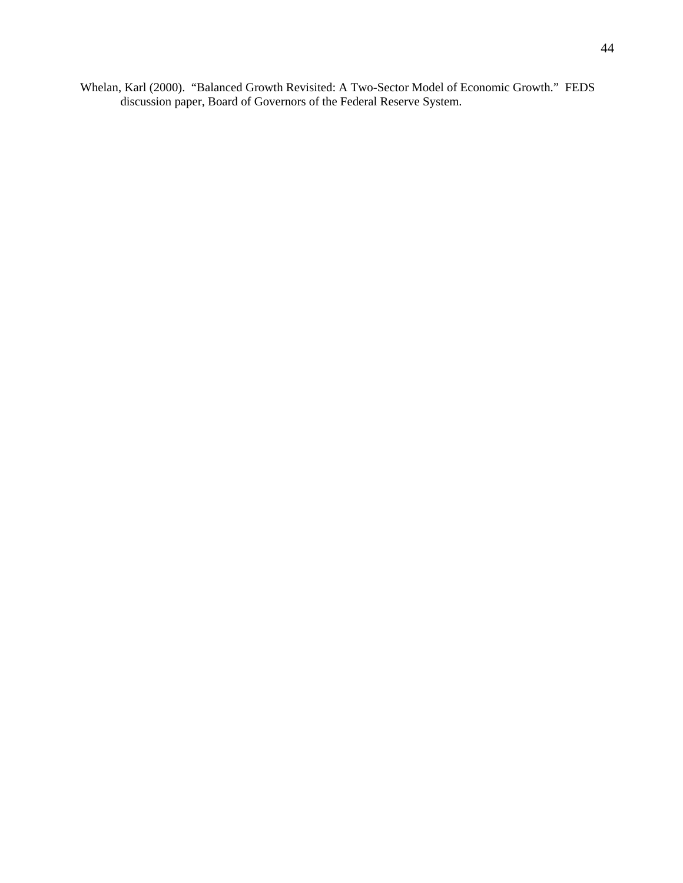Whelan, Karl (2000). "Balanced Growth Revisited: A Two-Sector Model of Economic Growth." FEDS discussion paper, Board of Governors of the Federal Reserve System.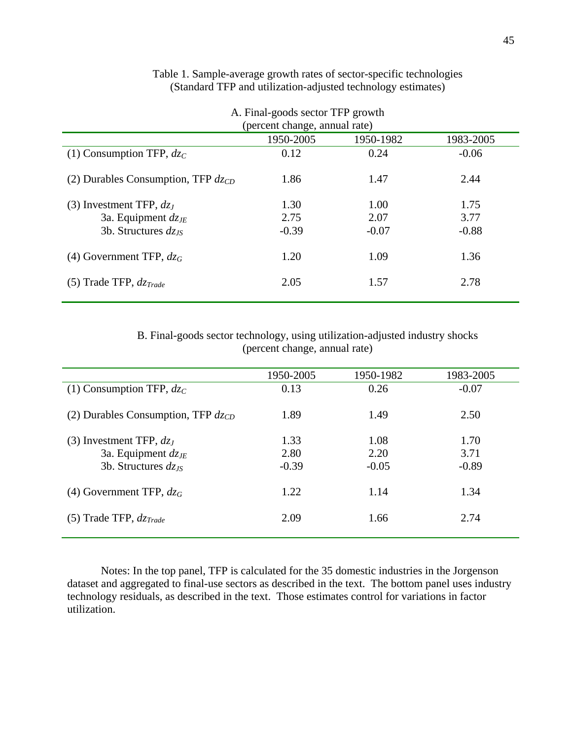Table 1. Sample-average growth rates of sector-specific technologies
(Standard TFP and utilization-adjusted technology estimates)

A. Final-goods sector TFP growth
(percent change, annual rate)

| | 1950-2005 | 1950-1982 | 1983-2005 |
|---|---|---|---|
| (1) Consumption TFP, $dz_C$ | 0.12 | 0.24 | -0.06 |
| (2) Durables Consumption, TFP $dz_{CD}$ | 1.86 | 1.47 | 2.44 |
| (3) Investment TFP, $dz_J$ | 1.30 | 1.00 | 1.75 |
| 3a. Equipment $dz_{JE}$ | 2.75 | 2.07 | 3.77 |
| 3b. Structures $dz_{JS}$ | -0.39 | -0.07 | -0.88 |
| (4) Government TFP, $dz_G$ | 1.20 | 1.09 | 1.36 |
| (5) Trade TFP, $dz_{Trade}$ | 2.05 | 1.57 | 2.78 |

B. Final-goods sector technology, using utilization-adjusted industry shocks
(percent change, annual rate)

| | 1950-2005 | 1950-1982 | 1983-2005 |
|---|---|---|---|
| (1) Consumption TFP, $dz_C$ | 0.13 | 0.26 | -0.07 |
| (2) Durables Consumption, TFP $dz_{CD}$ | 1.89 | 1.49 | 2.50 |
| (3) Investment TFP, $dz_J$ | 1.33 | 1.08 | 1.70 |
| 3a. Equipment $dz_{JE}$ | 2.80 | 2.20 | 3.71 |
| 3b. Structures $dz_{JS}$ | -0.39 | -0.05 | -0.89 |
| (4) Government TFP, $dz_G$ | 1.22 | 1.14 | 1.34 |
| (5) Trade TFP, $dz_{Trade}$ | 2.09 | 1.66 | 2.74 |

Notes: In the top panel, TFP is calculated for the 35 domestic industries in the Jorgenson dataset and aggregated to final-use sectors as described in the text. The bottom panel uses industry technology residuals, as described in the text. Those estimates control for variations in factor utilization.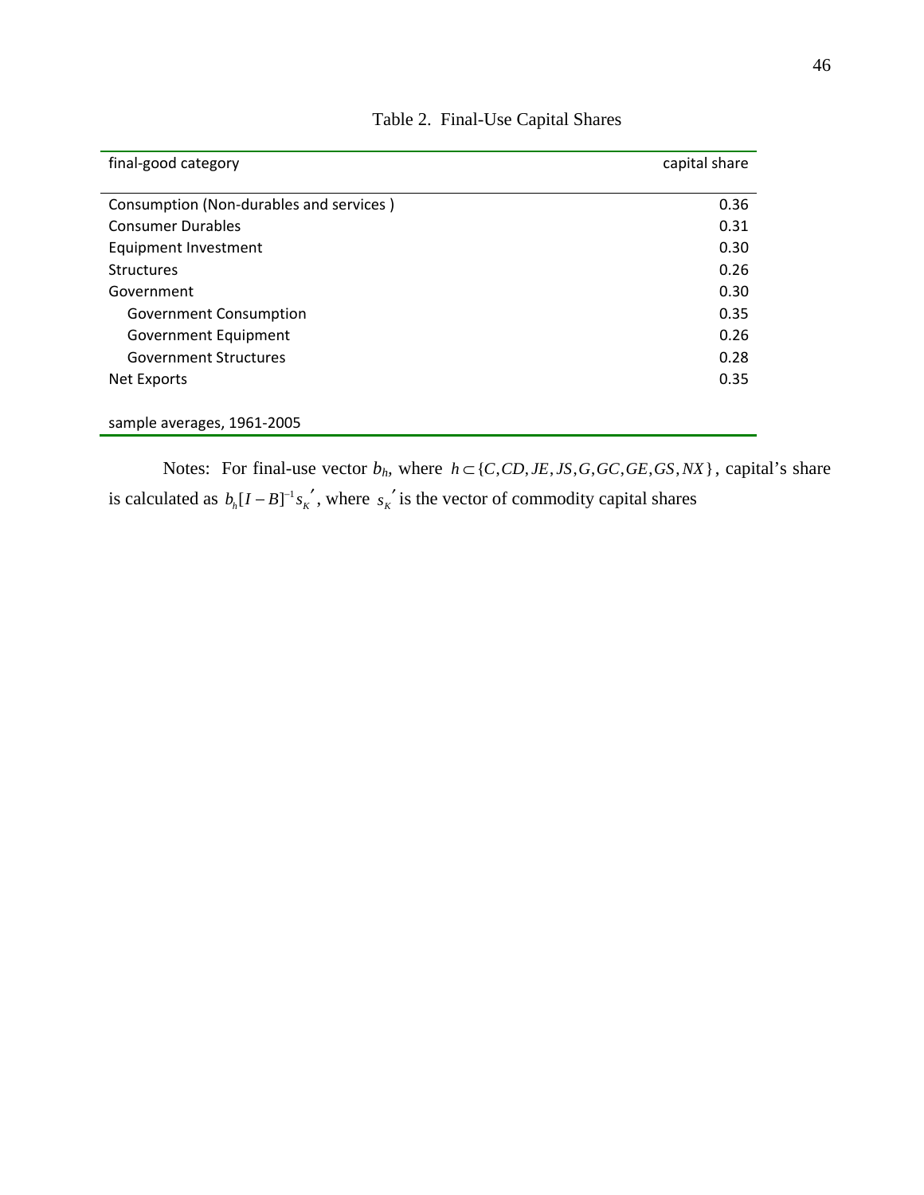Table 2. Final-Use Capital Shares

| final-good category | capital share |
|---|---|
| Consumption (Non-durables and services ) | 0.36 |
| Consumer Durables | 0.31 |
| Equipment Investment | 0.30 |
| Structures | 0.26 |
| Government | 0.30 |
| Government Consumption | 0.35 |
| Government Equipment | 0.26 |
| Government Structures | 0.28 |
| Net Exports | 0.35 |
| sample averages, 1961-2005 | |

Notes: For final-use vector $b_h$, where $h \subset \{C, CD, JE, JS, G, GC, GE, GS, NX\}$, capital's share is calculated as $b_h[I-B]^{-1}s_K{}'$, where $s_K{}'$ is the vector of commodity capital shares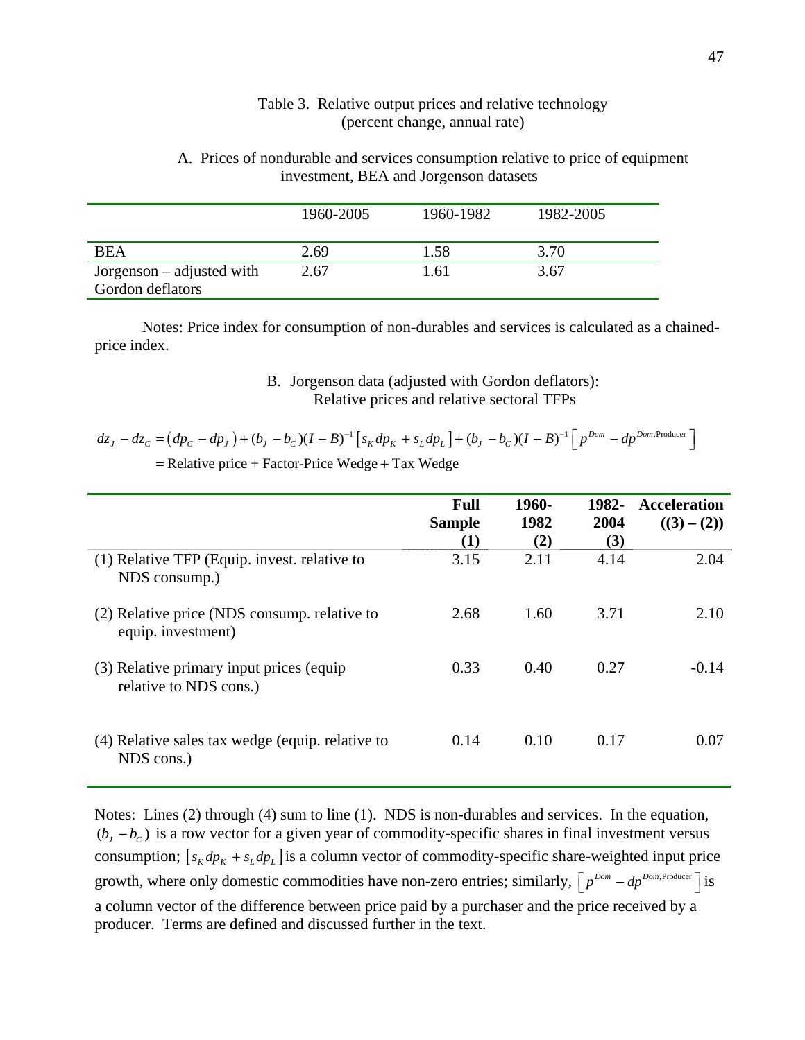Table 3. Relative output prices and relative technology
(percent change, annual rate)

A. Prices of nondurable and services consumption relative to price of equipment investment, BEA and Jorgenson datasets

| | 1960-2005 | 1960-1982 | 1982-2005 |
|---|---|---|---|
| BEA | 2.69 | 1.58 | 3.70 |
| Jorgenson – adjusted with Gordon deflators | 2.67 | 1.61 | 3.67 |

Notes: Price index for consumption of non-durables and services is calculated as a chained-price index.

B. Jorgenson data (adjusted with Gordon deflators):
Relative prices and relative sectoral TFPs

$$dz_J - dz_C = \left(dp_C - dp_J\right) + (b_J - b_C)(I-B)^{-1}\left[s_K dp_K + s_L dp_L\right] + (b_J - b_C)(I-B)^{-1}\left[p^{Dom} - dp^{Dom,\text{Producer}}\right]$$

$$= \text{Relative price} + \text{Factor-Price Wedge} + \text{Tax Wedge}$$

| | **Full Sample (1)** | **1960-1982 (2)** | **1982-2004 (3)** | **Acceleration ((3) – (2))** |
|---|---|---|---|---|
| (1) Relative TFP (Equip. invest. relative to NDS consump.) | 3.15 | 2.11 | 4.14 | 2.04 |
| (2) Relative price (NDS consump. relative to equip. investment) | 2.68 | 1.60 | 3.71 | 2.10 |
| (3) Relative primary input prices (equip relative to NDS cons.) | 0.33 | 0.40 | 0.27 | -0.14 |
| (4) Relative sales tax wedge (equip. relative to NDS cons.) | 0.14 | 0.10 | 0.17 | 0.07 |

Notes: Lines (2) through (4) sum to line (1). NDS is non-durables and services. In the equation, $(b_J - b_C)$ is a row vector for a given year of commodity-specific shares in final investment versus consumption; $\left[s_K dp_K + s_L dp_L\right]$ is a column vector of commodity-specific share-weighted input price growth, where only domestic commodities have non-zero entries; similarly, $\left[p^{Dom} - dp^{Dom,\text{Producer}}\right]$ is a column vector of the difference between price paid by a purchaser and the price received by a producer. Terms are defined and discussed further in the text.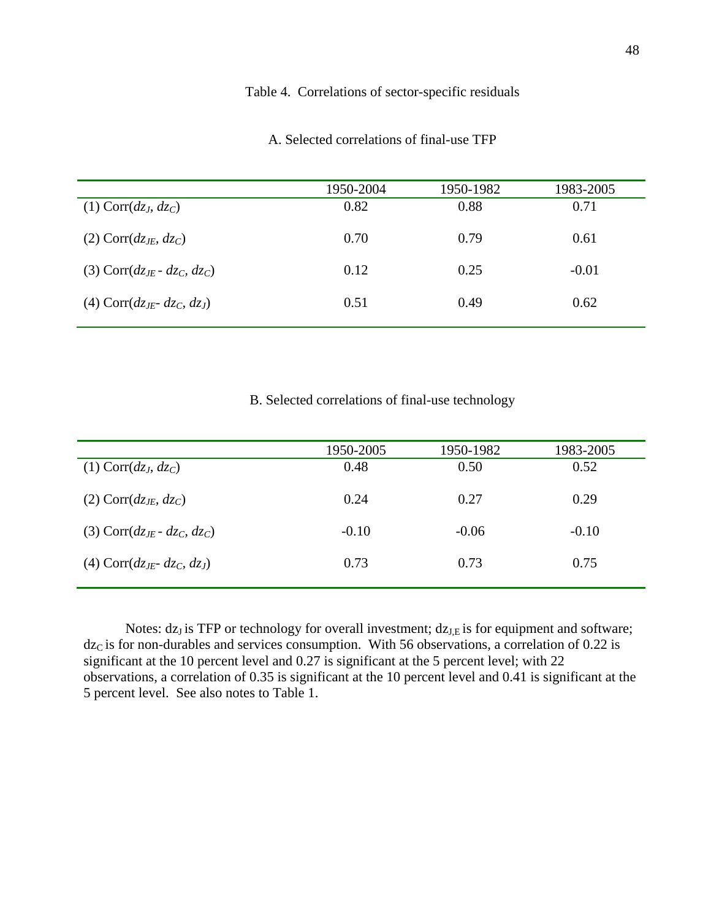Table 4. Correlations of sector-specific residuals

A. Selected correlations of final-use TFP

| | 1950-2004 | 1950-1982 | 1983-2005 |
|---|---|---|---|
| (1) Corr($dz_J$, $dz_C$) | 0.82 | 0.88 | 0.71 |
| (2) Corr($dz_{JE}$, $dz_C$) | 0.70 | 0.79 | 0.61 |
| (3) Corr($dz_{JE}$ - $dz_C$, $dz_C$) | 0.12 | 0.25 | -0.01 |
| (4) Corr($dz_{JE}$- $dz_C$, $dz_J$) | 0.51 | 0.49 | 0.62 |

B. Selected correlations of final-use technology

| | 1950-2005 | 1950-1982 | 1983-2005 |
|---|---|---|---|
| (1) Corr($dz_J$, $dz_C$) | 0.48 | 0.50 | 0.52 |
| (2) Corr($dz_{JE}$, $dz_C$) | 0.24 | 0.27 | 0.29 |
| (3) Corr($dz_{JE}$ - $dz_C$, $dz_C$) | -0.10 | -0.06 | -0.10 |
| (4) Corr($dz_{JE}$- $dz_C$, $dz_J$) | 0.73 | 0.73 | 0.75 |

Notes: $dz_J$ is TFP or technology for overall investment; $dz_{J,E}$ is for equipment and software; $dz_C$ is for non-durables and services consumption. With 56 observations, a correlation of 0.22 is significant at the 10 percent level and 0.27 is significant at the 5 percent level; with 22 observations, a correlation of 0.35 is significant at the 10 percent level and 0.41 is significant at the 5 percent level. See also notes to Table 1.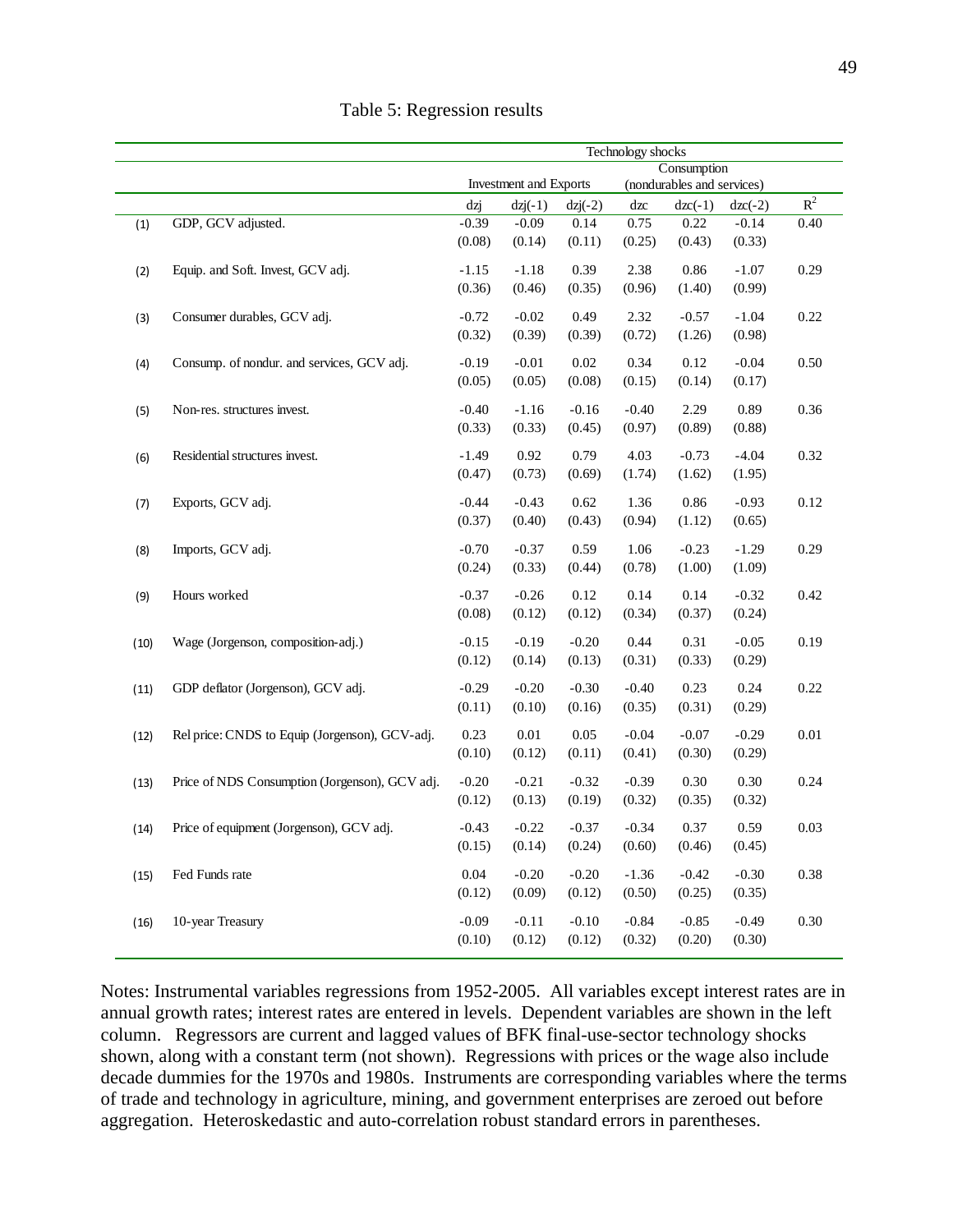Table 5: Regression results

| | | Technology shocks | | | | | | |
|---|---|---|---|---|---|---|---|---|
| | | Investment and Exports | | | Consumption (nondurables and services) | | | |
| | | dzj | dzj(-1) | dzj(-2) | dzc | dzc(-1) | dzc(-2) | $R^2$ |
| (1) | GDP, GCV adjusted. | -0.39 | -0.09 | 0.14 | 0.75 | 0.22 | -0.14 | 0.40 |
| | | (0.08) | (0.14) | (0.11) | (0.25) | (0.43) | (0.33) | |
| (2) | Equip. and Soft. Invest, GCV adj. | -1.15 | -1.18 | 0.39 | 2.38 | 0.86 | -1.07 | 0.29 |
| | | (0.36) | (0.46) | (0.35) | (0.96) | (1.40) | (0.99) | |
| (3) | Consumer durables, GCV adj. | -0.72 | -0.02 | 0.49 | 2.32 | -0.57 | -1.04 | 0.22 |
| | | (0.32) | (0.39) | (0.39) | (0.72) | (1.26) | (0.98) | |
| (4) | Consump. of nondur. and services, GCV adj. | -0.19 | -0.01 | 0.02 | 0.34 | 0.12 | -0.04 | 0.50 |
| | | (0.05) | (0.05) | (0.08) | (0.15) | (0.14) | (0.17) | |
| (5) | Non-res. structures invest. | -0.40 | -1.16 | -0.16 | -0.40 | 2.29 | 0.89 | 0.36 |
| | | (0.33) | (0.33) | (0.45) | (0.97) | (0.89) | (0.88) | |
| (6) | Residential structures invest. | -1.49 | 0.92 | 0.79 | 4.03 | -0.73 | -4.04 | 0.32 |
| | | (0.47) | (0.73) | (0.69) | (1.74) | (1.62) | (1.95) | |
| (7) | Exports, GCV adj. | -0.44 | -0.43 | 0.62 | 1.36 | 0.86 | -0.93 | 0.12 |
| | | (0.37) | (0.40) | (0.43) | (0.94) | (1.12) | (0.65) | |
| (8) | Imports, GCV adj. | -0.70 | -0.37 | 0.59 | 1.06 | -0.23 | -1.29 | 0.29 |
| | | (0.24) | (0.33) | (0.44) | (0.78) | (1.00) | (1.09) | |
| (9) | Hours worked | -0.37 | -0.26 | 0.12 | 0.14 | 0.14 | -0.32 | 0.42 |
| | | (0.08) | (0.12) | (0.12) | (0.34) | (0.37) | (0.24) | |
| (10) | Wage (Jorgenson, composition-adj.) | -0.15 | -0.19 | -0.20 | 0.44 | 0.31 | -0.05 | 0.19 |
| | | (0.12) | (0.14) | (0.13) | (0.31) | (0.33) | (0.29) | |
| (11) | GDP deflator (Jorgenson), GCV adj. | -0.29 | -0.20 | -0.30 | -0.40 | 0.23 | 0.24 | 0.22 |
| | | (0.11) | (0.10) | (0.16) | (0.35) | (0.31) | (0.29) | |
| (12) | Rel price: CNDS to Equip (Jorgenson), GCV-adj. | 0.23 | 0.01 | 0.05 | -0.04 | -0.07 | -0.29 | 0.01 |
| | | (0.10) | (0.12) | (0.11) | (0.41) | (0.30) | (0.29) | |
| (13) | Price of NDS Consumption (Jorgenson), GCV adj. | -0.20 | -0.21 | -0.32 | -0.39 | 0.30 | 0.30 | 0.24 |
| | | (0.12) | (0.13) | (0.19) | (0.32) | (0.35) | (0.32) | |
| (14) | Price of equipment (Jorgenson), GCV adj. | -0.43 | -0.22 | -0.37 | -0.34 | 0.37 | 0.59 | 0.03 |
| | | (0.15) | (0.14) | (0.24) | (0.60) | (0.46) | (0.45) | |
| (15) | Fed Funds rate | 0.04 | -0.20 | -0.20 | -1.36 | -0.42 | -0.30 | 0.38 |
| | | (0.12) | (0.09) | (0.12) | (0.50) | (0.25) | (0.35) | |
| (16) | 10-year Treasury | -0.09 | -0.11 | -0.10 | -0.84 | -0.85 | -0.49 | 0.30 |
| | | (0.10) | (0.12) | (0.12) | (0.32) | (0.20) | (0.30) | |

Notes: Instrumental variables regressions from 1952-2005. All variables except interest rates are in annual growth rates; interest rates are entered in levels. Dependent variables are shown in the left column. Regressors are current and lagged values of BFK final-use-sector technology shocks shown, along with a constant term (not shown). Regressions with prices or the wage also include decade dummies for the 1970s and 1980s. Instruments are corresponding variables where the terms of trade and technology in agriculture, mining, and government enterprises are zeroed out before aggregation. Heteroskedastic and auto-correlation robust standard errors in parentheses.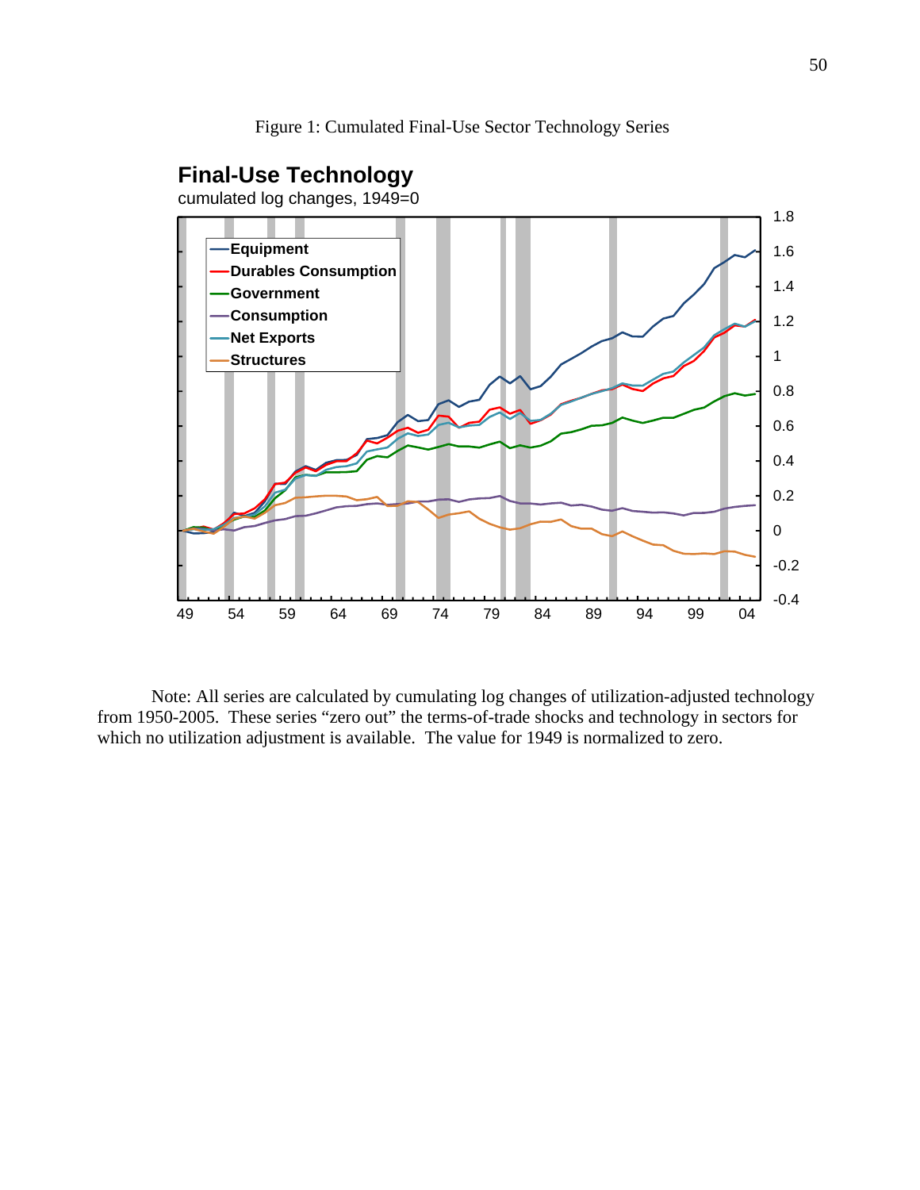Figure 1: Cumulated Final-Use Sector Technology Series

Note: All series are calculated by cumulating log changes of utilization-adjusted technology from 1950-2005. These series "zero out" the terms-of-trade shocks and technology in sectors for which no utilization adjustment is available. The value for 1949 is normalized to zero.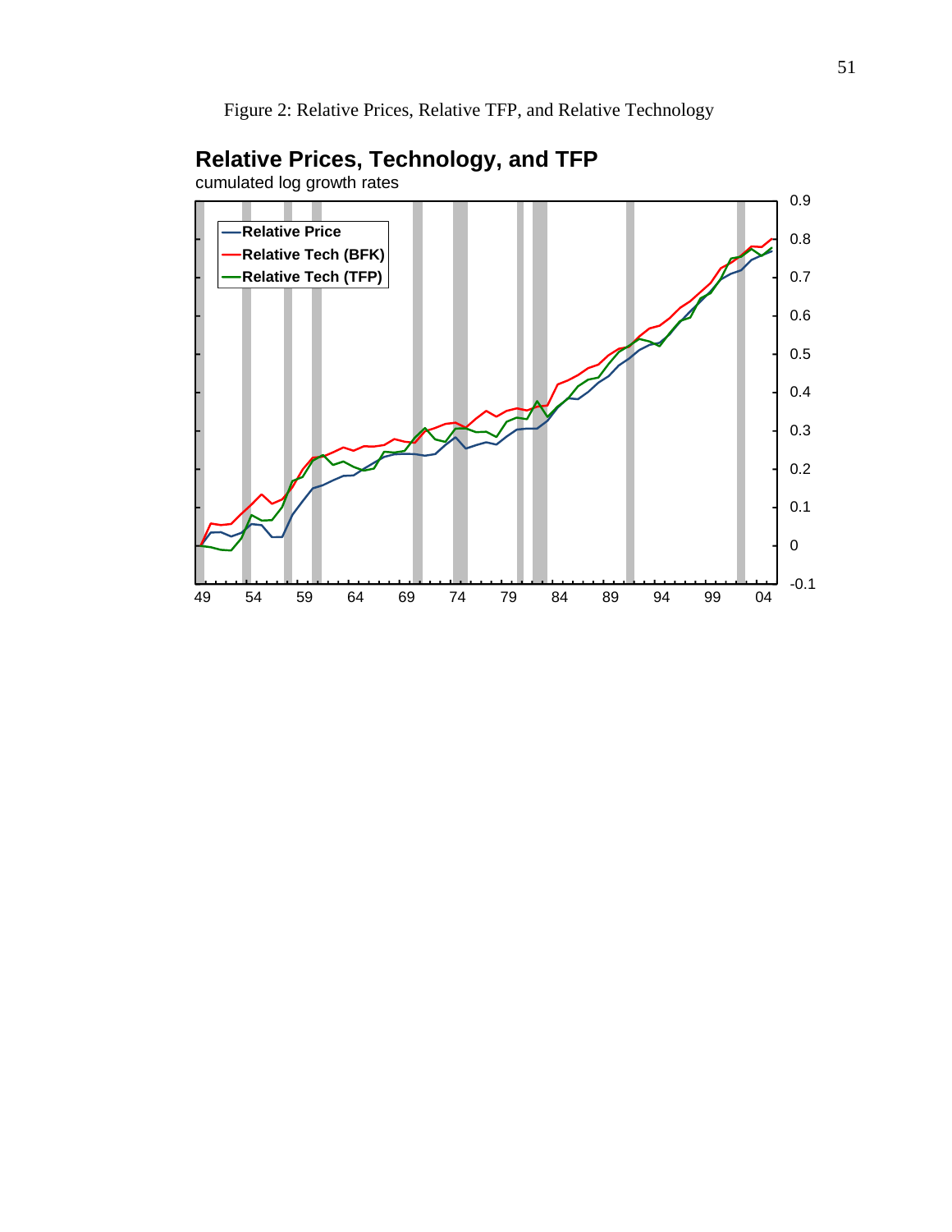Figure 2: Relative Prices, Relative TFP, and Relative Technology

**Relative Prices, Technology, and TFP**

cumulated log growth rates

- Relative Price
- Relative Tech (BFK)
- Relative Tech (TFP)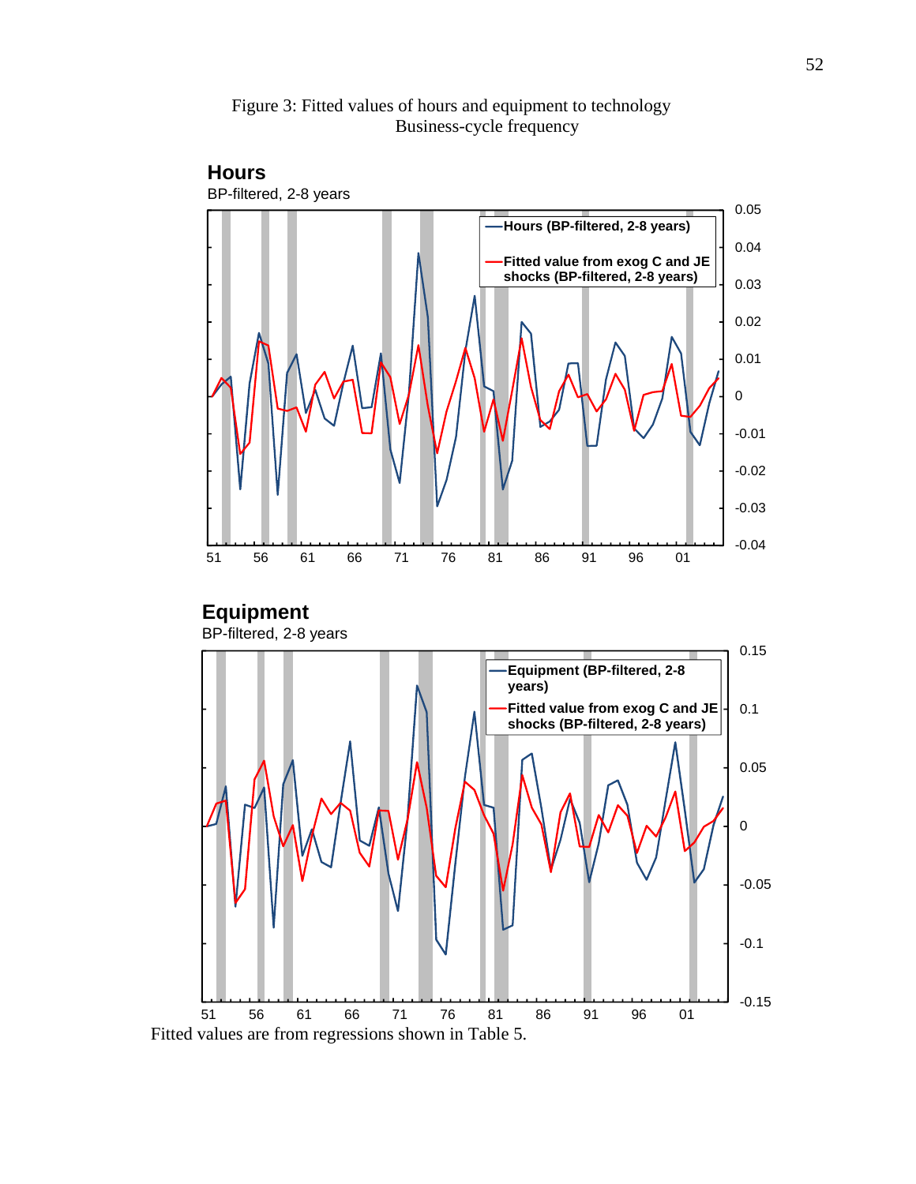Figure 3: Fitted values of hours and equipment to technology
Business-cycle frequency

**Hours**

BP-filtered, 2-8 years

Hours (BP-filtered, 2-8 years)

Fitted value from exog C and JE shocks (BP-filtered, 2-8 years)

0.05
0.04
0.03
0.02
0.01
0
-0.01
-0.02
-0.03
-0.04

51 56 61 66 71 76 81 86 91 96 01

**Equipment**

BP-filtered, 2-8 years

Equipment (BP-filtered, 2-8 years)

Fitted value from exog C and JE shocks (BP-filtered, 2-8 years)

0.15
0.1
0.05
0
-0.05
-0.1
-0.15

51 56 61 66 71 76 81 86 91 96 01

Fitted values are from regressions shown in Table 5.